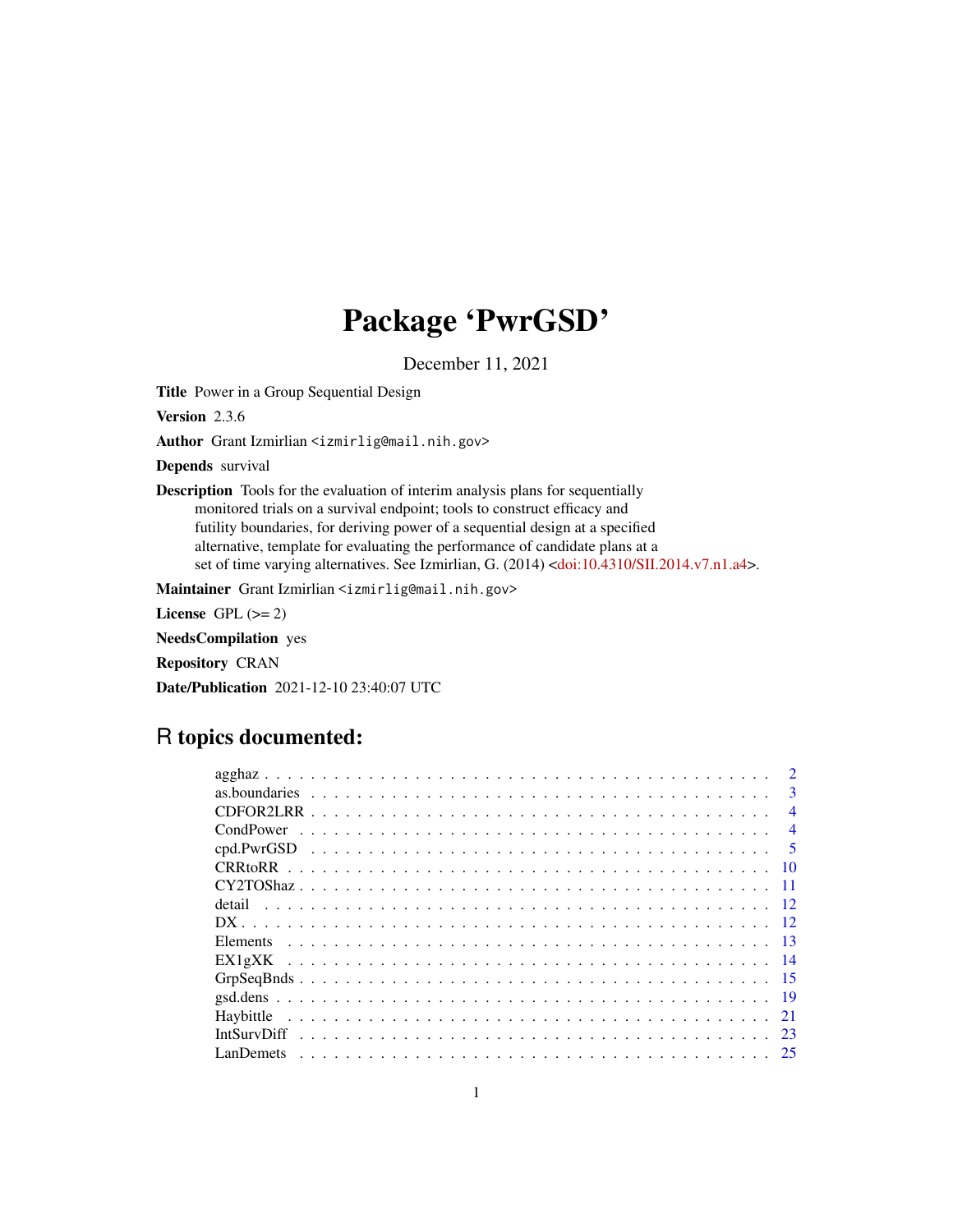# Package 'PwrGSD'

December 11, 2021

**Title** Power in a Group Sequential Design

**Version** 2.3.6

**Author** Grant Izmirlian <izmirlig@mail.nih.gov>

**Depends** survival

**Description** Tools for the evaluation of interim analysis plans for sequentially monitored trials on a survival endpoint; tools to construct efficacy and futility boundaries, for deriving power of a sequential design at a specified alternative, template for evaluating the performance of candidate plans at a set of time varying alternatives. See Izmirlian, G. (2014) <doi:10.4310/SII.2014.v7.n1.a4>.

**Maintainer** Grant Izmirlian <izmirlig@mail.nih.gov>

**License** GPL (>= 2)

**NeedsCompilation** yes

**Repository** CRAN

**Date/Publication** 2021-12-10 23:40:07 UTC

## R topics documented:

| | |
|---|---|
| agghaz | 2 |
| as.boundaries | 3 |
| CDFOR2LRR | 4 |
| CondPower | 4 |
| cpd.PwrGSD | 5 |
| CRRtoRR | 10 |
| CY2TOShaz | 11 |
| detail | 12 |
| DX | 12 |
| Elements | 13 |
| EX1gXK | 14 |
| GrpSeqBnds | 15 |
| gsd.dens | 19 |
| Haybittle | 21 |
| IntSurvDiff | 23 |
| LanDemets | 25 |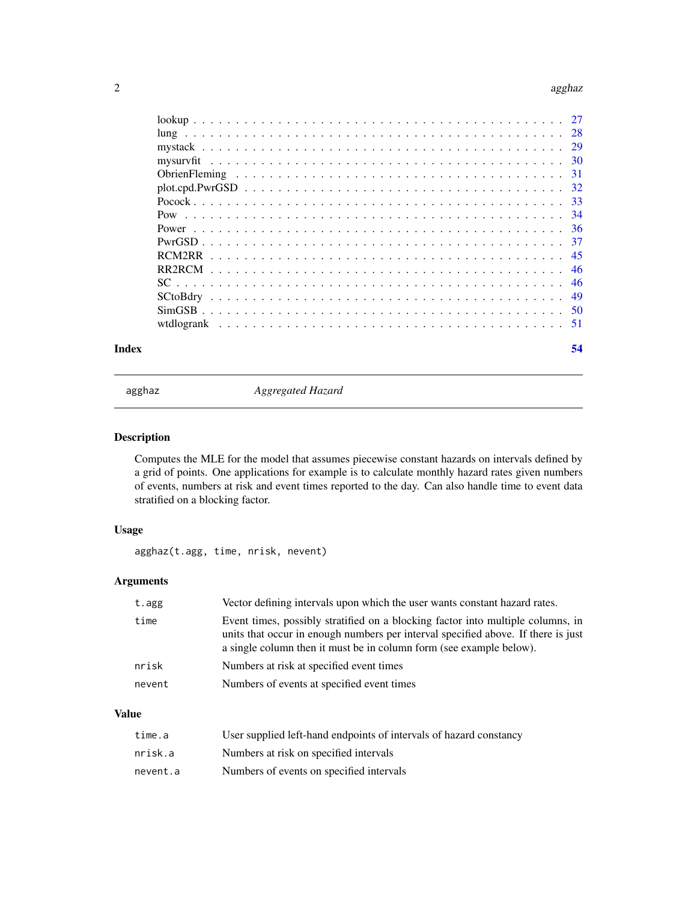| | |
|---|---|
| lookup | 27 |
| lung | 28 |
| mystack | 29 |
| mysurvfit | 30 |
| ObrienFleming | 31 |
| plot.cpd.PwrGSD | 32 |
| Pocock | 33 |
| Pow | 34 |
| Power | 36 |
| PwrGSD | 37 |
| RCM2RR | 45 |
| RR2RCM | 46 |
| SC | 46 |
| SCtoBdry | 49 |
| SimGSB | 50 |
| wtdlogrank | 51 |

**Index** **54**

---

agghaz *Aggregated Hazard*

---

## Description

Computes the MLE for the model that assumes piecewise constant hazards on intervals defined by a grid of points. One applications for example is to calculate monthly hazard rates given numbers of events, numbers at risk and event times reported to the day. Can also handle time to event data stratified on a blocking factor.

## Usage

```
agghaz(t.agg, time, nrisk, nevent)
```

## Arguments

| | |
|---|---|
| `t.agg` | Vector defining intervals upon which the user wants constant hazard rates. |
| `time` | Event times, possibly stratified on a blocking factor into multiple columns, in units that occur in enough numbers per interval specified above. If there is just a single column then it must be in column form (see example below). |
| `nrisk` | Numbers at risk at specified event times |
| `nevent` | Numbers of events at specified event times |

## Value

| | |
|---|---|
| `time.a` | User supplied left-hand endpoints of intervals of hazard constancy |
| `nrisk.a` | Numbers at risk on specified intervals |
| `nevent.a` | Numbers of events on specified intervals |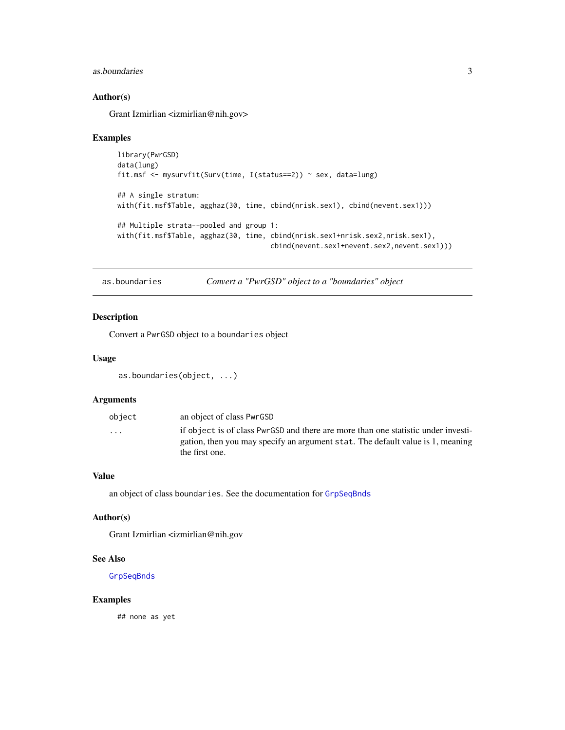### Author(s)

Grant Izmirlian <izmirlian@nih.gov>

### Examples

```
library(PwrGSD)
data(lung)
fit.msf <- mysurvfit(Surv(time, I(status==2)) ~ sex, data=lung)

## A single stratum:
with(fit.msf$Table, agghaz(30, time, cbind(nrisk.sex1), cbind(nevent.sex1)))

## Multiple strata--pooled and group 1:
with(fit.msf$Table, agghaz(30, time, cbind(nrisk.sex1+nrisk.sex2,nrisk.sex1),
                                     cbind(nevent.sex1+nevent.sex2,nevent.sex1)))
```

---

## as.boundaries — *Convert a "PwrGSD" object to a "boundaries" object*

### Description

Convert a `PwrGSD` object to a `boundaries` object

### Usage

```
as.boundaries(object, ...)
```

### Arguments

| | |
|---|---|
| `object` | an object of class `PwrGSD` |
| `...` | if `object` is of class `PwrGSD` and there are more than one statistic under investigation, then you may specify an argument `stat`. The default value is 1, meaning the first one. |

### Value

an object of class `boundaries`. See the documentation for `GrpSeqBnds`

### Author(s)

Grant Izmirlian <izmirlian@nih.gov

### See Also

`GrpSeqBnds`

### Examples

```
## none as yet
```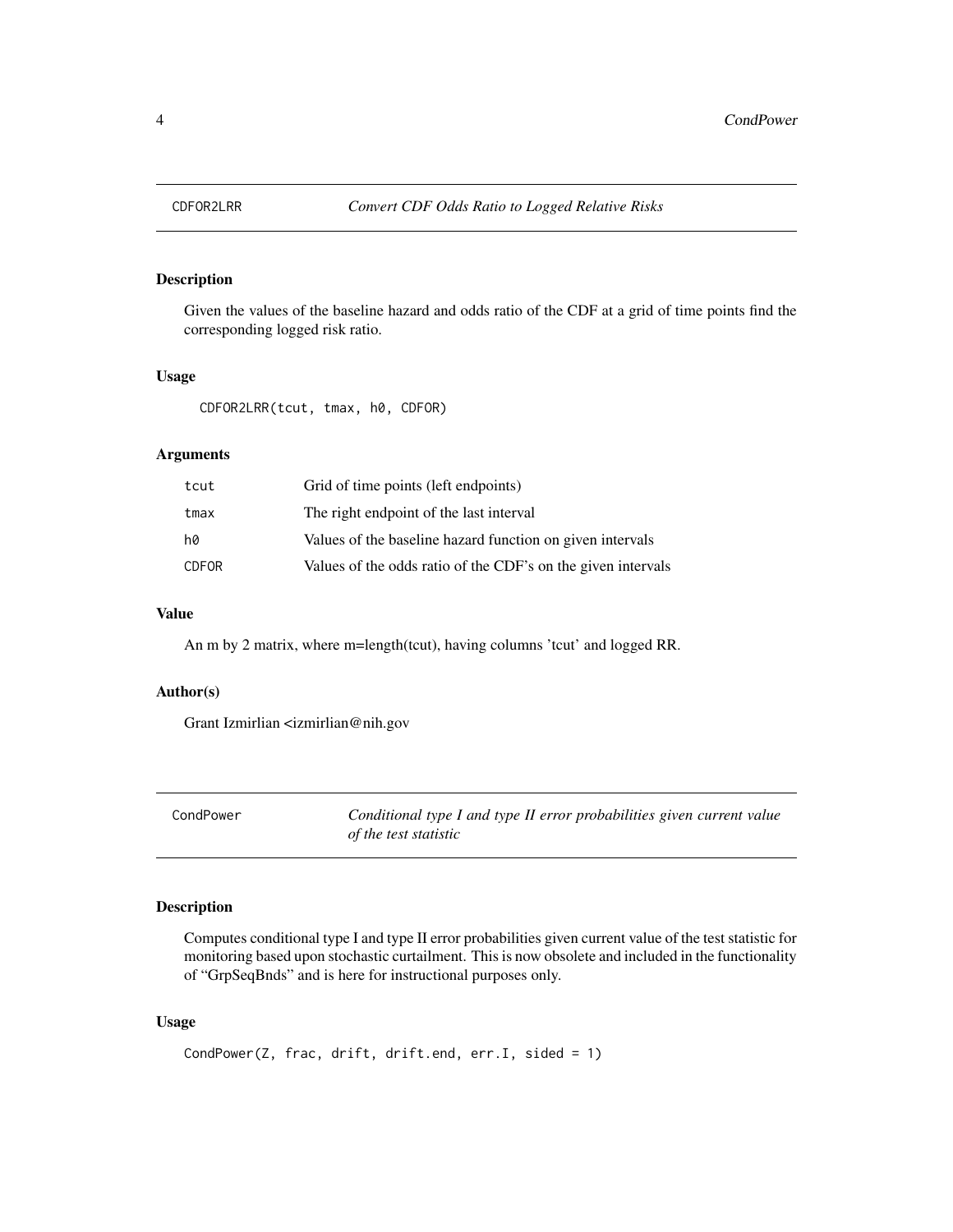## CDFOR2LRR *Convert CDF Odds Ratio to Logged Relative Risks*

### Description

Given the values of the baseline hazard and odds ratio of the CDF at a grid of time points find the corresponding logged risk ratio.

### Usage

```
CDFOR2LRR(tcut, tmax, h0, CDFOR)
```

### Arguments

| | |
|---|---|
| tcut | Grid of time points (left endpoints) |
| tmax | The right endpoint of the last interval |
| h0 | Values of the baseline hazard function on given intervals |
| CDFOR | Values of the odds ratio of the CDF's on the given intervals |

### Value

An m by 2 matrix, where m=length(tcut), having columns 'tcut' and logged RR.

### Author(s)

Grant Izmirlian <izmirlian@nih.gov

## CondPower *Conditional type I and type II error probabilities given current value of the test statistic*

### Description

Computes conditional type I and type II error probabilities given current value of the test statistic for monitoring based upon stochastic curtailment. This is now obsolete and included in the functionality of "GrpSeqBnds" and is here for instructional purposes only.

### Usage

```
CondPower(Z, frac, drift, drift.end, err.I, sided = 1)
```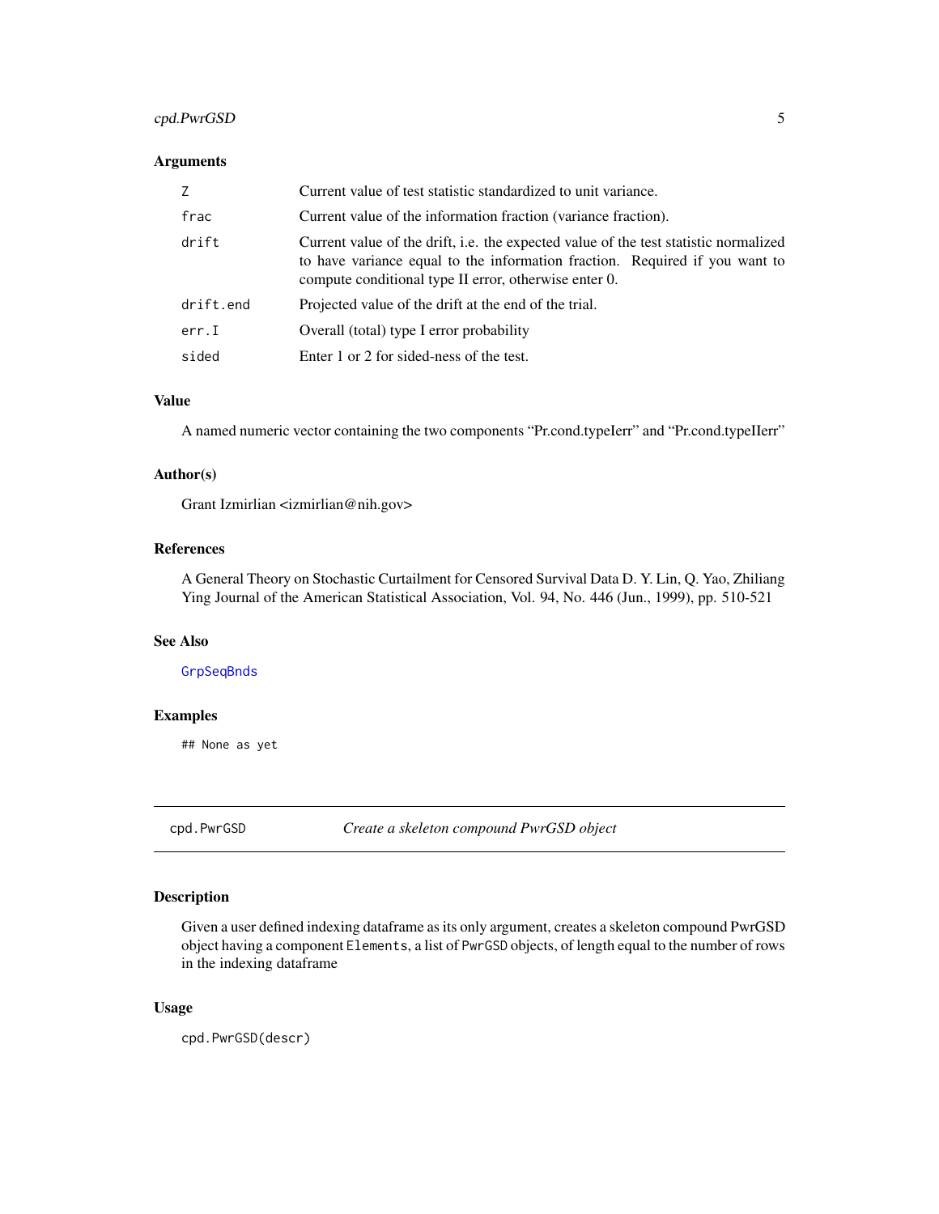### Arguments

| | |
|---|---|
| `Z` | Current value of test statistic standardized to unit variance. |
| `frac` | Current value of the information fraction (variance fraction). |
| `drift` | Current value of the drift, i.e. the expected value of the test statistic normalized to have variance equal to the information fraction. Required if you want to compute conditional type II error, otherwise enter 0. |
| `drift.end` | Projected value of the drift at the end of the trial. |
| `err.I` | Overall (total) type I error probability |
| `sided` | Enter 1 or 2 for sided-ness of the test. |

### Value

A named numeric vector containing the two components "Pr.cond.typeIerr" and "Pr.cond.typeIIerr"

### Author(s)

Grant Izmirlian <izmirlian@nih.gov>

### References

A General Theory on Stochastic Curtailment for Censored Survival Data D. Y. Lin, Q. Yao, Zhiliang Ying Journal of the American Statistical Association, Vol. 94, No. 446 (Jun., 1999), pp. 510-521

### See Also

`GrpSeqBnds`

### Examples

```
## None as yet
```

---

## `cpd.PwrGSD` — *Create a skeleton compound PwrGSD object*

### Description

Given a user defined indexing dataframe as its only argument, creates a skeleton compound PwrGSD object having a component `Elements`, a list of `PwrGSD` objects, of length equal to the number of rows in the indexing dataframe

### Usage

```
cpd.PwrGSD(descr)
```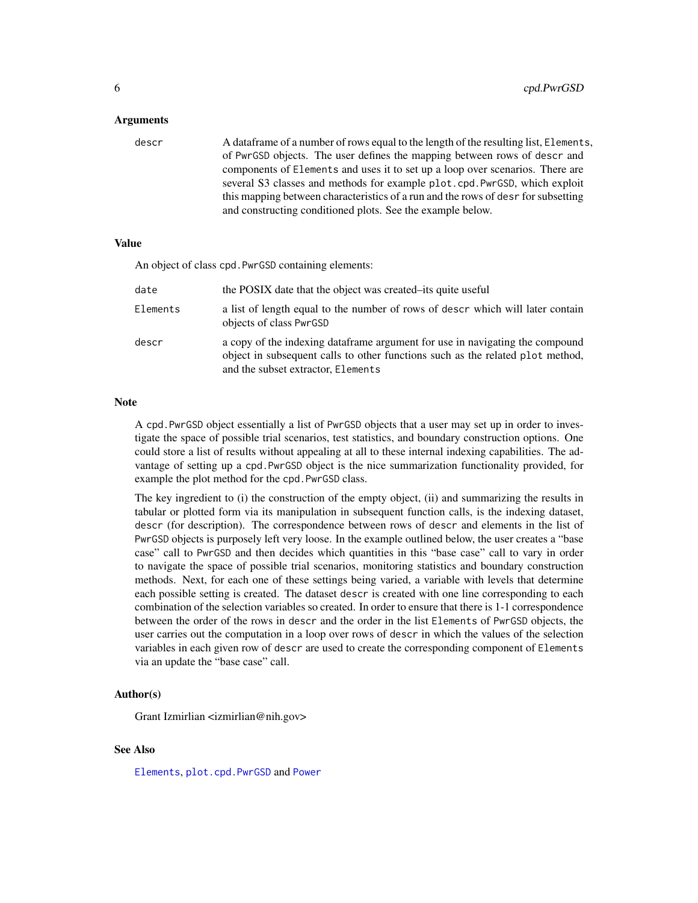## Arguments

`descr` A dataframe of a number of rows equal to the length of the resulting list, `Elements`, of `PwrGSD` objects. The user defines the mapping between rows of `descr` and components of `Elements` and uses it to set up a loop over scenarios. There are several S3 classes and methods for example `plot.cpd.PwrGSD`, which exploit this mapping between characteristics of a run and the rows of `desr` for subsetting and constructing conditioned plots. See the example below.

## Value

An object of class `cpd.PwrGSD` containing elements:

`date` the POSIX date that the object was created–its quite useful

`Elements` a list of length equal to the number of rows of `descr` which will later contain objects of class `PwrGSD`

`descr` a copy of the indexing dataframe argument for use in navigating the compound object in subsequent calls to other functions such as the related `plot` method, and the subset extractor, `Elements`

## Note

A `cpd.PwrGSD` object essentially a list of `PwrGSD` objects that a user may set up in order to investigate the space of possible trial scenarios, test statistics, and boundary construction options. One could store a list of results without appealing at all to these internal indexing capabilities. The advantage of setting up a `cpd.PwrGSD` object is the nice summarization functionality provided, for example the plot method for the `cpd.PwrGSD` class.

The key ingredient to (i) the construction of the empty object, (ii) and summarizing the results in tabular or plotted form via its manipulation in subsequent function calls, is the indexing dataset, `descr` (for description). The correspondence between rows of `descr` and elements in the list of `PwrGSD` objects is purposely left very loose. In the example outlined below, the user creates a "base case" call to `PwrGSD` and then decides which quantities in this "base case" call to vary in order to navigate the space of possible trial scenarios, monitoring statistics and boundary construction methods. Next, for each one of these settings being varied, a variable with levels that determine each possible setting is created. The dataset `descr` is created with one line corresponding to each combination of the selection variables so created. In order to ensure that there is 1-1 correspondence between the order of the rows in `descr` and the order in the list `Elements` of `PwrGSD` objects, the user carries out the computation in a loop over rows of `descr` in which the values of the selection variables in each given row of `descr` are used to create the corresponding component of `Elements` via an update the "base case" call.

## Author(s)

Grant Izmirlian <izmirlian@nih.gov>

## See Also

`Elements`, `plot.cpd.PwrGSD` and `Power`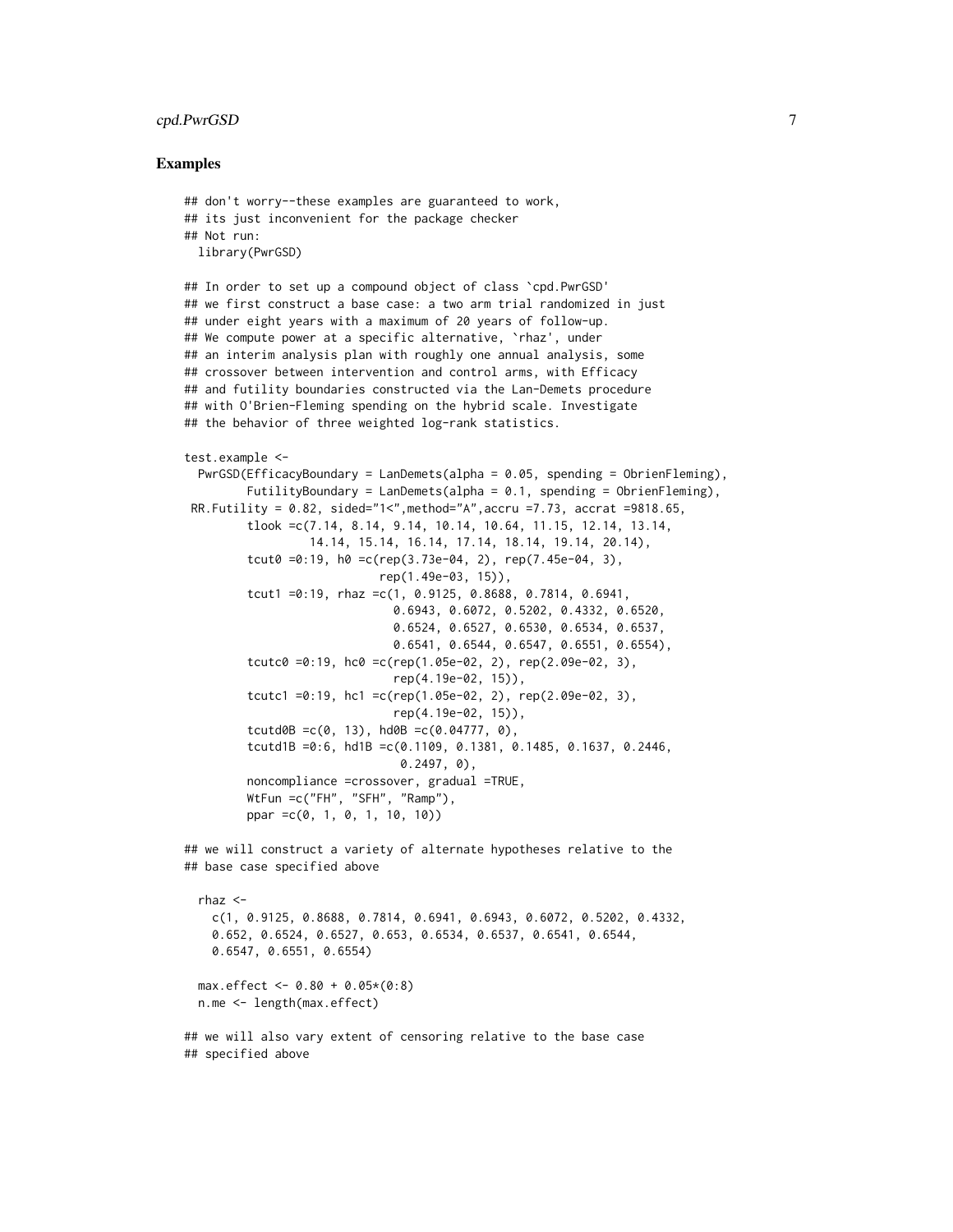## Examples

```
## don't worry--these examples are guaranteed to work,
## its just inconvenient for the package checker
## Not run:
  library(PwrGSD)

## In order to set up a compound object of class `cpd.PwrGSD'
## we first construct a base case: a two arm trial randomized in just
## under eight years with a maximum of 20 years of follow-up.
## We compute power at a specific alternative, `rhaz', under
## an interim analysis plan with roughly one annual analysis, some
## crossover between intervention and control arms, with Efficacy
## and futility boundaries constructed via the Lan-Demets procedure
## with O'Brien-Fleming spending on the hybrid scale. Investigate
## the behavior of three weighted log-rank statistics.

test.example <-
  PwrGSD(EfficacyBoundary = LanDemets(alpha = 0.05, spending = ObrienFleming),
         FutilityBoundary = LanDemets(alpha = 0.1, spending = ObrienFleming),
 RR.Futility = 0.82, sided="1<",method="A",accru =7.73, accrat =9818.65,
         tlook =c(7.14, 8.14, 9.14, 10.14, 10.64, 11.15, 12.14, 13.14,
                  14.14, 15.14, 16.14, 17.14, 18.14, 19.14, 20.14),
         tcut0 =0:19, h0 =c(rep(3.73e-04, 2), rep(7.45e-04, 3),
                           rep(1.49e-03, 15)),
         tcut1 =0:19, rhaz =c(1, 0.9125, 0.8688, 0.7814, 0.6941,
                              0.6943, 0.6072, 0.5202, 0.4332, 0.6520,
                              0.6524, 0.6527, 0.6530, 0.6534, 0.6537,
                              0.6541, 0.6544, 0.6547, 0.6551, 0.6554),
         tcutc0 =0:19, hc0 =c(rep(1.05e-02, 2), rep(2.09e-02, 3),
                              rep(4.19e-02, 15)),
         tcutc1 =0:19, hc1 =c(rep(1.05e-02, 2), rep(2.09e-02, 3),
                              rep(4.19e-02, 15)),
         tcutd0B =c(0, 13), hd0B =c(0.04777, 0),
         tcutd1B =0:6, hd1B =c(0.1109, 0.1381, 0.1485, 0.1637, 0.2446,
                               0.2497, 0),
         noncompliance =crossover, gradual =TRUE,
         WtFun =c("FH", "SFH", "Ramp"),
         ppar =c(0, 1, 0, 1, 10, 10))

## we will construct a variety of alternate hypotheses relative to the
## base case specified above

  rhaz <-
    c(1, 0.9125, 0.8688, 0.7814, 0.6941, 0.6943, 0.6072, 0.5202, 0.4332,
    0.652, 0.6524, 0.6527, 0.653, 0.6534, 0.6537, 0.6541, 0.6544,
    0.6547, 0.6551, 0.6554)

  max.effect <- 0.80 + 0.05*(0:8)
  n.me <- length(max.effect)

## we will also vary extent of censoring relative to the base case
## specified above
```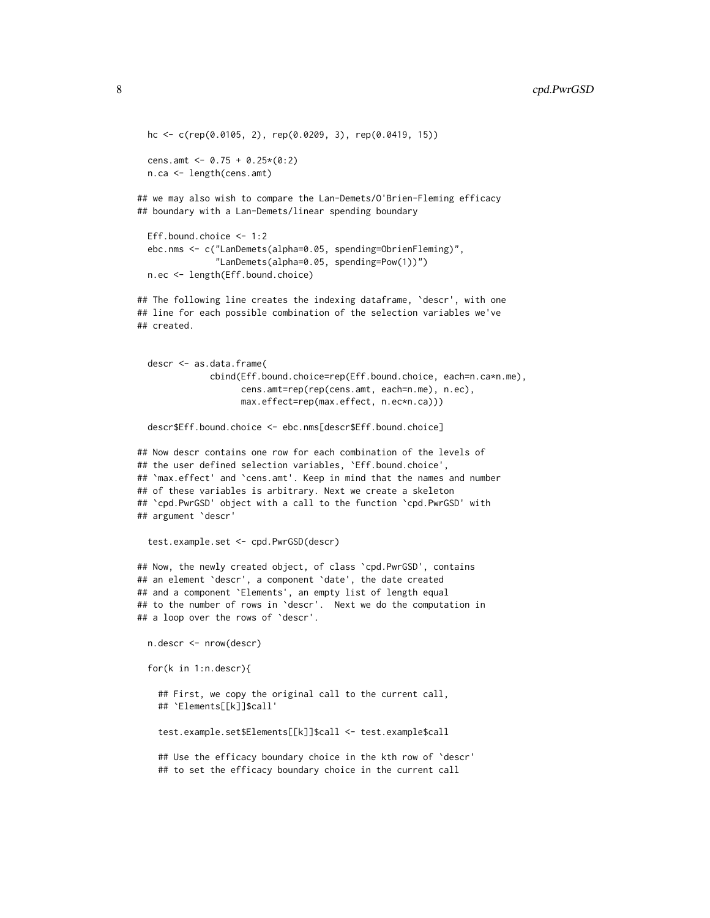```
  hc <- c(rep(0.0105, 2), rep(0.0209, 3), rep(0.0419, 15))

  cens.amt <- 0.75 + 0.25*(0:2)
  n.ca <- length(cens.amt)

## we may also wish to compare the Lan-Demets/O'Brien-Fleming efficacy
## boundary with a Lan-Demets/linear spending boundary

  Eff.bound.choice <- 1:2
  ebc.nms <- c("LanDemets(alpha=0.05, spending=ObrienFleming)",
               "LanDemets(alpha=0.05, spending=Pow(1))")
  n.ec <- length(Eff.bound.choice)

## The following line creates the indexing dataframe, `descr', with one
## line for each possible combination of the selection variables we've
## created.


  descr <- as.data.frame(
             cbind(Eff.bound.choice=rep(Eff.bound.choice, each=n.ca*n.me),
                   cens.amt=rep(rep(cens.amt, each=n.me), n.ec),
                   max.effect=rep(max.effect, n.ec*n.ca)))

  descr$Eff.bound.choice <- ebc.nms[descr$Eff.bound.choice]

## Now descr contains one row for each combination of the levels of
## the user defined selection variables, `Eff.bound.choice',
## `max.effect' and `cens.amt'. Keep in mind that the names and number
## of these variables is arbitrary. Next we create a skeleton
## `cpd.PwrGSD' object with a call to the function `cpd.PwrGSD' with
## argument `descr'

  test.example.set <- cpd.PwrGSD(descr)

## Now, the newly created object, of class `cpd.PwrGSD', contains
## an element `descr', a component `date', the date created
## and a component `Elements', an empty list of length equal
## to the number of rows in `descr'.  Next we do the computation in
## a loop over the rows of `descr'.

  n.descr <- nrow(descr)

  for(k in 1:n.descr){

    ## First, we copy the original call to the current call,
    ## `Elements[[k]]$call'

    test.example.set$Elements[[k]]$call <- test.example$call

    ## Use the efficacy boundary choice in the kth row of `descr'
    ## to set the efficacy boundary choice in the current call
```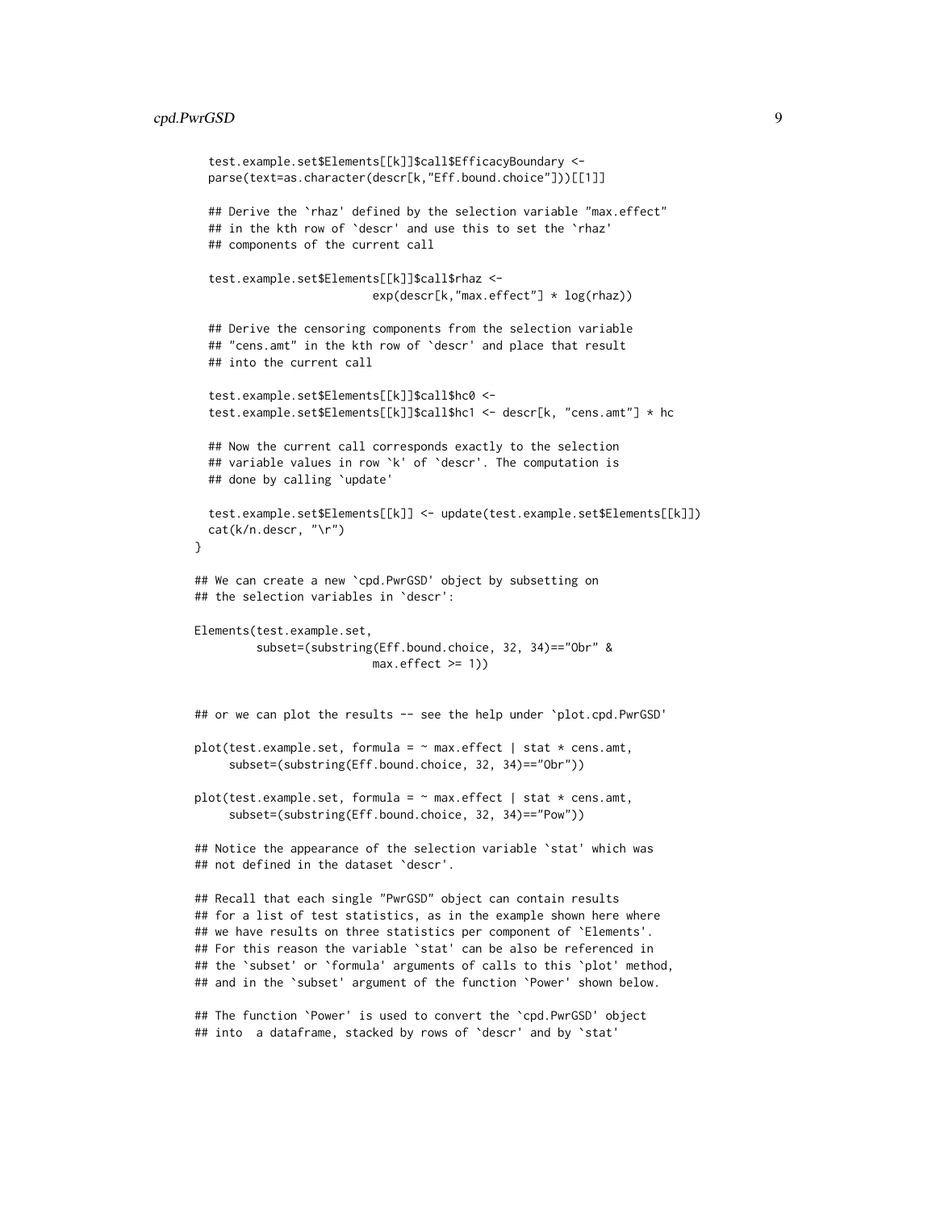```
  test.example.set$Elements[[k]]$call$EfficacyBoundary <-
  parse(text=as.character(descr[k,"Eff.bound.choice"]))[[1]]

  ## Derive the `rhaz' defined by the selection variable "max.effect"
  ## in the kth row of `descr' and use this to set the `rhaz'
  ## components of the current call

  test.example.set$Elements[[k]]$call$rhaz <-
                        exp(descr[k,"max.effect"] * log(rhaz))

  ## Derive the censoring components from the selection variable
  ## "cens.amt" in the kth row of `descr' and place that result
  ## into the current call

  test.example.set$Elements[[k]]$call$hc0 <-
  test.example.set$Elements[[k]]$call$hc1 <- descr[k, "cens.amt"] * hc

  ## Now the current call corresponds exactly to the selection
  ## variable values in row `k' of `descr'. The computation is
  ## done by calling `update'

  test.example.set$Elements[[k]] <- update(test.example.set$Elements[[k]])
  cat(k/n.descr, "\r")
}

## We can create a new `cpd.PwrGSD' object by subsetting on
## the selection variables in `descr':

Elements(test.example.set,
         subset=(substring(Eff.bound.choice, 32, 34)=="Obr" &
                        max.effect >= 1))


## or we can plot the results -- see the help under `plot.cpd.PwrGSD'

plot(test.example.set, formula = ~ max.effect | stat * cens.amt,
     subset=(substring(Eff.bound.choice, 32, 34)=="Obr"))

plot(test.example.set, formula = ~ max.effect | stat * cens.amt,
     subset=(substring(Eff.bound.choice, 32, 34)=="Pow"))

## Notice the appearance of the selection variable `stat' which was
## not defined in the dataset `descr'.

## Recall that each single "PwrGSD" object can contain results
## for a list of test statistics, as in the example shown here where
## we have results on three statistics per component of `Elements'.
## For this reason the variable `stat' can be also be referenced in
## the `subset' or `formula' arguments of calls to this `plot' method,
## and in the `subset' argument of the function `Power' shown below.

## The function `Power' is used to convert the `cpd.PwrGSD' object
## into  a dataframe, stacked by rows of `descr' and by `stat'
```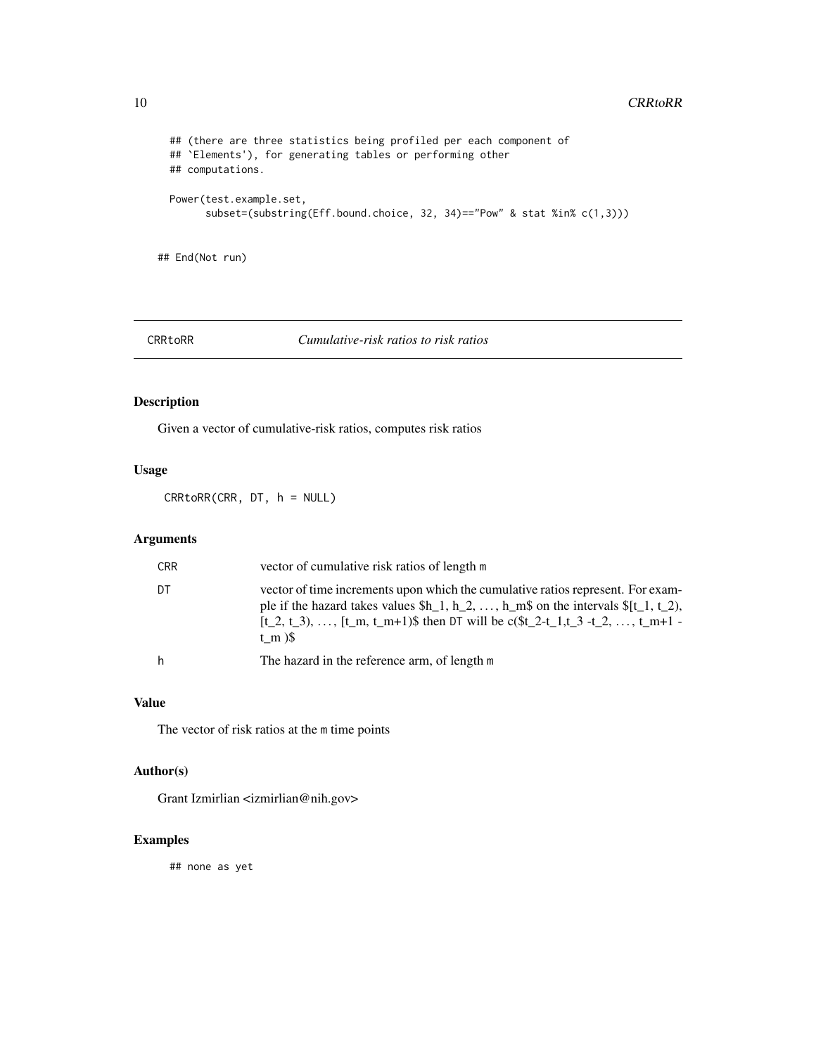```
  ## (there are three statistics being profiled per each component of
  ## `Elements'), for generating tables or performing other
  ## computations.

  Power(test.example.set,
        subset=(substring(Eff.bound.choice, 32, 34)=="Pow" & stat %in% c(1,3)))

## End(Not run)
```

---

CRRtoRR *Cumulative-risk ratios to risk ratios*

---

## Description

Given a vector of cumulative-risk ratios, computes risk ratios

## Usage

```
CRRtoRR(CRR, DT, h = NULL)
```

## Arguments

| | |
|---|---|
| CRR | vector of cumulative risk ratios of length m |
| DT | vector of time increments upon which the cumulative ratios represent. For example if the hazard takes values \$h_1, h_2, …, h_m\$ on the intervals \$[t_1, t_2), [t_2, t_3), …, [t_m, t_m+1)\$ then DT will be c(\$t_2-t_1,t_3 -t_2, …, t_m+1 - t_m )\$ |
| h | The hazard in the reference arm, of length m |

## Value

The vector of risk ratios at the m time points

## Author(s)

Grant Izmirlian <izmirlian@nih.gov>

## Examples

```
## none as yet
```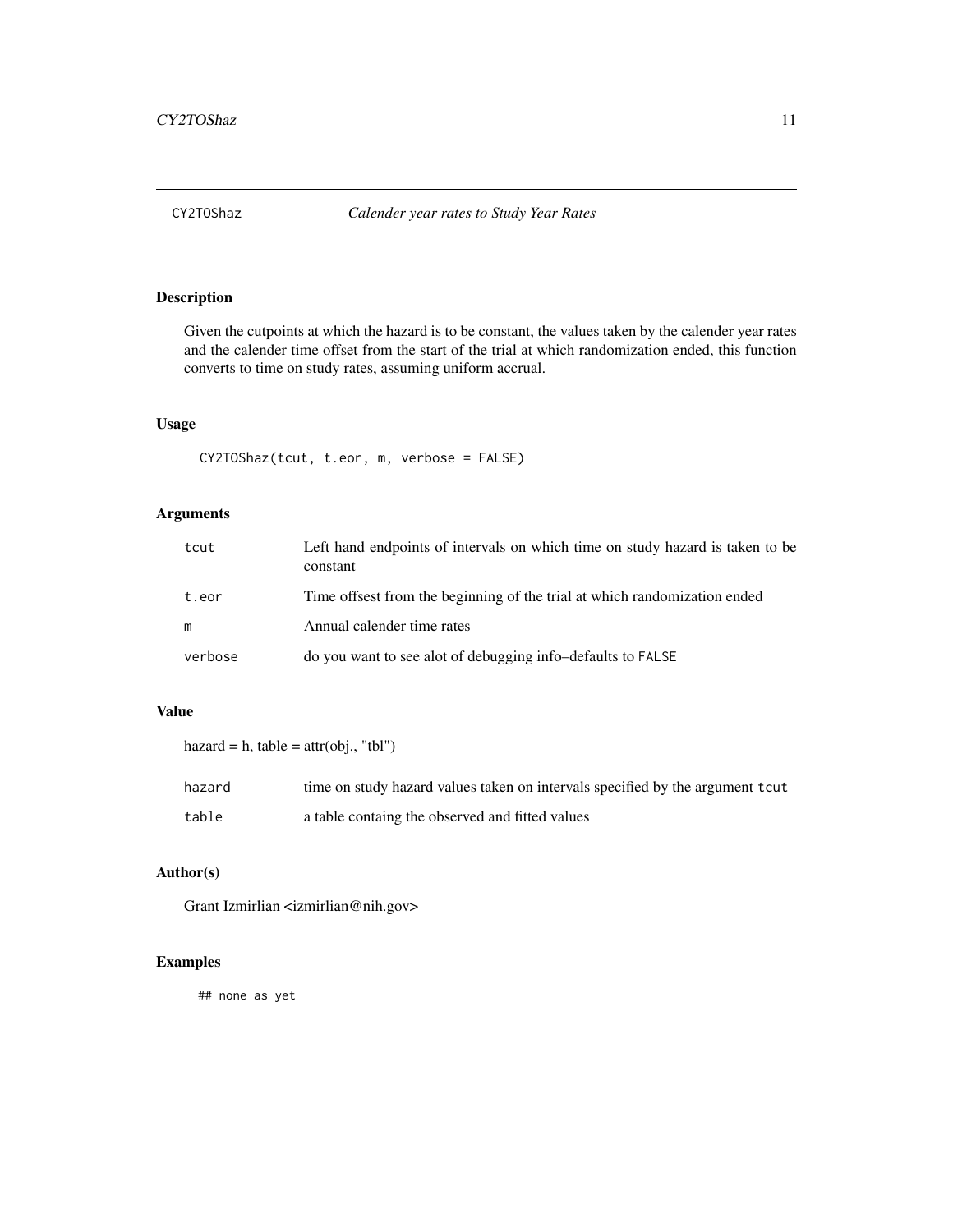## CY2TOShaz — *Calender year rates to Study Year Rates*

### Description

Given the cutpoints at which the hazard is to be constant, the values taken by the calender year rates and the calender time offset from the start of the trial at which randomization ended, this function converts to time on study rates, assuming uniform accrual.

### Usage

```
CY2TOShaz(tcut, t.eor, m, verbose = FALSE)
```

### Arguments

| | |
|---|---|
| tcut | Left hand endpoints of intervals on which time on study hazard is taken to be constant |
| t.eor | Time offsest from the beginning of the trial at which randomization ended |
| m | Annual calender time rates |
| verbose | do you want to see alot of debugging info–defaults to FALSE |

### Value

hazard = h, table = attr(obj., "tbl")

| | |
|---|---|
| hazard | time on study hazard values taken on intervals specified by the argument tcut |
| table | a table containg the observed and fitted values |

### Author(s)

Grant Izmirlian <izmirlian@nih.gov>

### Examples

```
## none as yet
```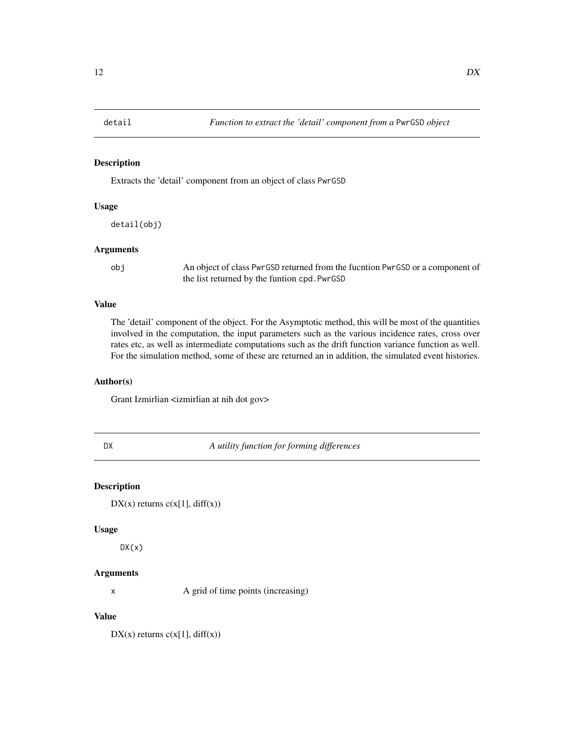## detail — *Function to extract the 'detail' component from a* PwrGSD *object*

### Description

Extracts the 'detail' component from an object of class PwrGSD

### Usage

```
detail(obj)
```

### Arguments

| | |
|---|---|
| obj | An object of class PwrGSD returned from the fucntion PwrGSD or a component of the list returned by the funtion cpd.PwrGSD |

### Value

The 'detail' component of the object. For the Asymptotic method, this will be most of the quantities involved in the computation, the input parameters such as the various incidence rates, cross over rates etc, as well as intermediate computations such as the drift function variance function as well. For the simulation method, some of these are returned an in addition, the simulated event histories.

### Author(s)

Grant Izmirlian <izmirlian at nih dot gov>

## DX — *A utility function for forming differences*

### Description

DX(x) returns c(x[1], diff(x))

### Usage

```
DX(x)
```

### Arguments

| | |
|---|---|
| x | A grid of time points (increasing) |

### Value

DX(x) returns c(x[1], diff(x))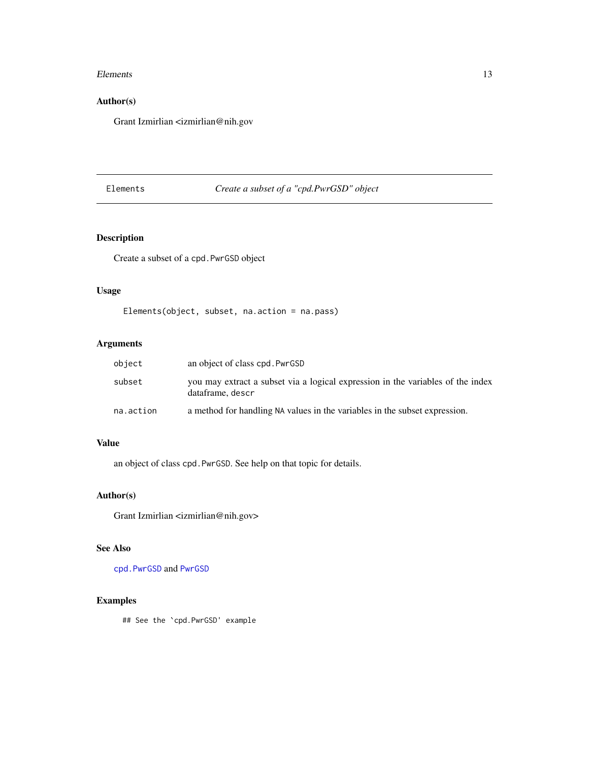## Author(s)

Grant Izmirlian <izmirlian@nih.gov

---

# Elements — *Create a subset of a "cpd.PwrGSD" object*

---

## Description

Create a subset of a `cpd.PwrGSD` object

## Usage

```
Elements(object, subset, na.action = na.pass)
```

## Arguments

| | |
|---|---|
| `object` | an object of class `cpd.PwrGSD` |
| `subset` | you may extract a subset via a logical expression in the variables of the index dataframe, `descr` |
| `na.action` | a method for handling `NA` values in the variables in the subset expression. |

## Value

an object of class `cpd.PwrGSD`. See help on that topic for details.

## Author(s)

Grant Izmirlian <izmirlian@nih.gov>

## See Also

`cpd.PwrGSD` and `PwrGSD`

## Examples

```
## See the `cpd.PwrGSD' example
```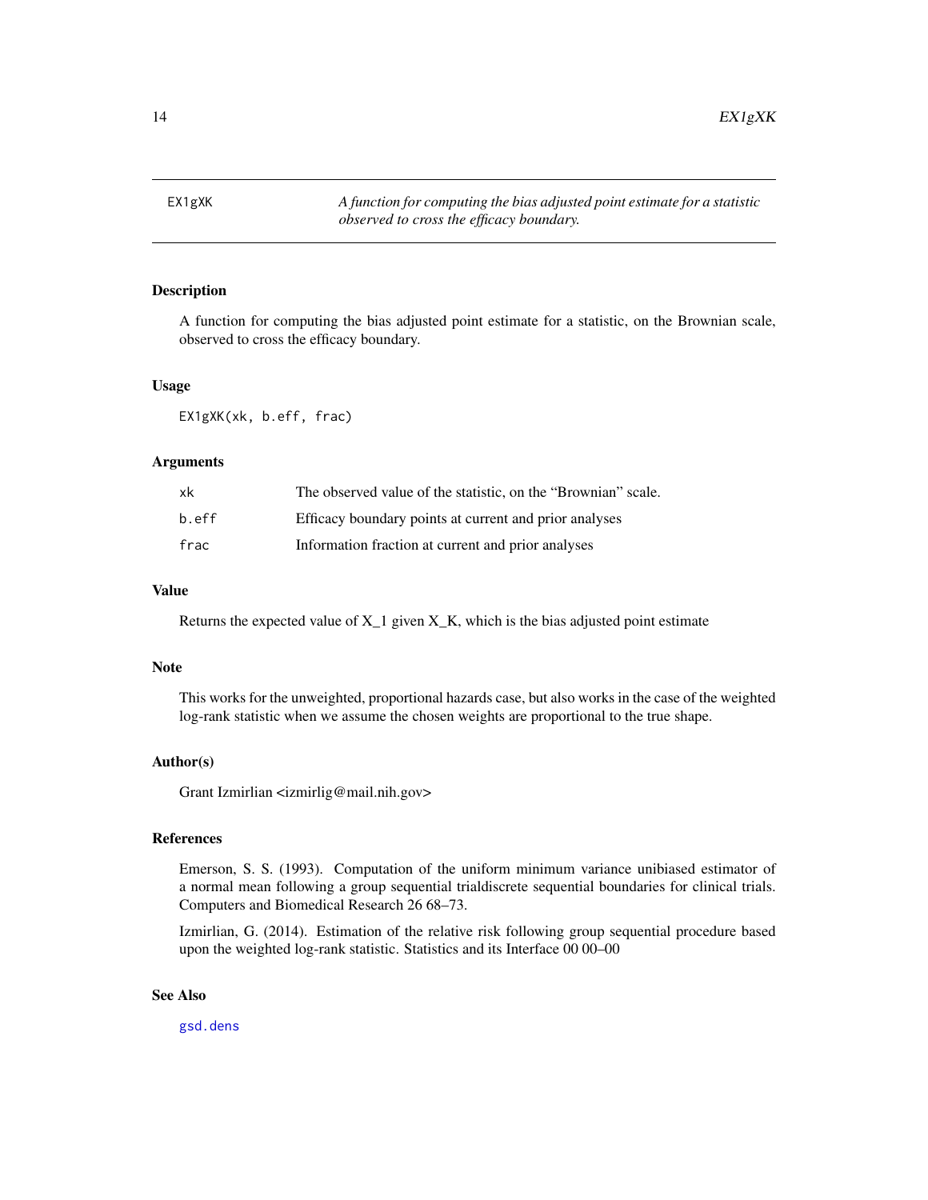# EX1gXK

*A function for computing the bias adjusted point estimate for a statistic observed to cross the efficacy boundary.*

## Description

A function for computing the bias adjusted point estimate for a statistic, on the Brownian scale, observed to cross the efficacy boundary.

## Usage

```
EX1gXK(xk, b.eff, frac)
```

## Arguments

| | |
|---|---|
| xk | The observed value of the statistic, on the "Brownian" scale. |
| b.eff | Efficacy boundary points at current and prior analyses |
| frac | Information fraction at current and prior analyses |

## Value

Returns the expected value of X_1 given X_K, which is the bias adjusted point estimate

## Note

This works for the unweighted, proportional hazards case, but also works in the case of the weighted log-rank statistic when we assume the chosen weights are proportional to the true shape.

## Author(s)

Grant Izmirlian <izmirlig@mail.nih.gov>

## References

Emerson, S. S. (1993). Computation of the uniform minimum variance unibiased estimator of a normal mean following a group sequential trialdiscrete sequential boundaries for clinical trials. Computers and Biomedical Research 26 68–73.

Izmirlian, G. (2014). Estimation of the relative risk following group sequential procedure based upon the weighted log-rank statistic. Statistics and its Interface 00 00–00

## See Also

gsd.dens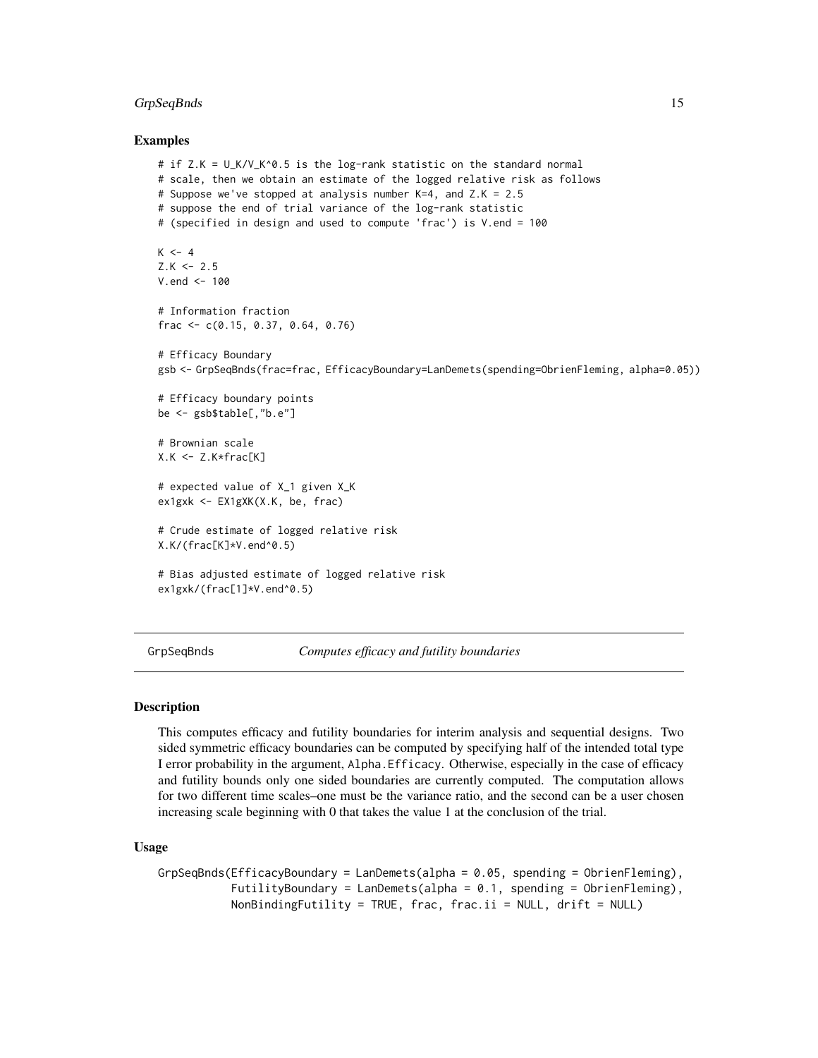## Examples

```
# if Z.K = U_K/V_K^0.5 is the log-rank statistic on the standard normal
# scale, then we obtain an estimate of the logged relative risk as follows
# Suppose we've stopped at analysis number K=4, and Z.K = 2.5
# suppose the end of trial variance of the log-rank statistic
# (specified in design and used to compute 'frac') is V.end = 100

K <- 4
Z.K <- 2.5
V.end <- 100

# Information fraction
frac <- c(0.15, 0.37, 0.64, 0.76)

# Efficacy Boundary
gsb <- GrpSeqBnds(frac=frac, EfficacyBoundary=LanDemets(spending=ObrienFleming, alpha=0.05))

# Efficacy boundary points
be <- gsb$table[,"b.e"]

# Brownian scale
X.K <- Z.K*frac[K]

# expected value of X_1 given X_K
ex1gxk <- EX1gXK(X.K, be, frac)

# Crude estimate of logged relative risk
X.K/(frac[K]*V.end^0.5)

# Bias adjusted estimate of logged relative risk
ex1gxk/(frac[1]*V.end^0.5)
```

---

# GrpSeqBnds — *Computes efficacy and futility boundaries*

## Description

This computes efficacy and futility boundaries for interim analysis and sequential designs. Two sided symmetric efficacy boundaries can be computed by specifying half of the intended total type I error probability in the argument, `Alpha.Efficacy`. Otherwise, especially in the case of efficacy and futility bounds only one sided boundaries are currently computed. The computation allows for two different time scales–one must be the variance ratio, and the second can be a user chosen increasing scale beginning with 0 that takes the value 1 at the conclusion of the trial.

## Usage

```
GrpSeqBnds(EfficacyBoundary = LanDemets(alpha = 0.05, spending = ObrienFleming),
           FutilityBoundary = LanDemets(alpha = 0.1, spending = ObrienFleming),
           NonBindingFutility = TRUE, frac, frac.ii = NULL, drift = NULL)
```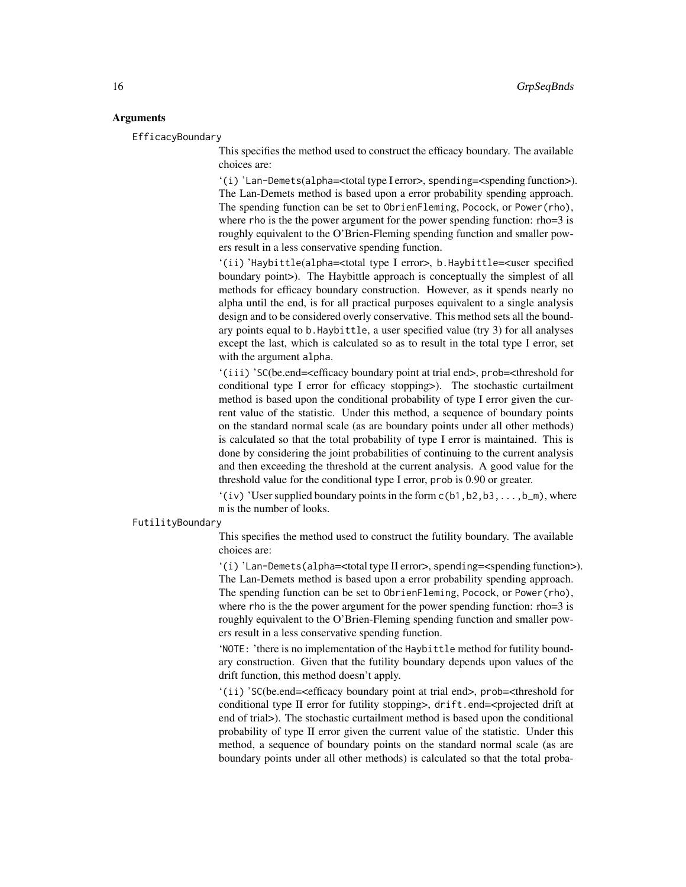### Arguments

`EfficacyBoundary`

This specifies the method used to construct the efficacy boundary. The available choices are:

`(i) 'Lan-Demets(alpha=<total type I error>, spending=<spending function>). The Lan-Demets method is based upon a error probability spending approach. The spending function can be set to `ObrienFleming`, `Pocock`, or `Power(rho)`, where `rho` is the the power argument for the power spending function: rho=3 is roughly equivalent to the O'Brien-Fleming spending function and smaller powers result in a less conservative spending function.

`(ii) 'Haybittle(alpha=<total type I error>, b.Haybittle=<user specified boundary point>). The Haybittle approach is conceptually the simplest of all methods for efficacy boundary construction. However, as it spends nearly no alpha until the end, is for all practical purposes equivalent to a single analysis design and to be considered overly conservative. This method sets all the boundary points equal to `b.Haybittle`, a user specified value (try 3) for all analyses except the last, which is calculated so as to result in the total type I error, set with the argument `alpha`.

`(iii) 'SC(be.end=<efficacy boundary point at trial end>, prob=<threshold for conditional type I error for efficacy stopping>). The stochastic curtailment method is based upon the conditional probability of type I error given the current value of the statistic. Under this method, a sequence of boundary points on the standard normal scale (as are boundary points under all other methods) is calculated so that the total probability of type I error is maintained. This is done by considering the joint probabilities of continuing to the current analysis and then exceeding the threshold at the current analysis. A good value for the threshold value for the conditional type I error, `prob` is 0.90 or greater.

`(iv) 'User supplied boundary points in the form `c(b1,b2,b3,...,b_m)`, where `m` is the number of looks.

`FutilityBoundary`

This specifies the method used to construct the futility boundary. The available choices are:

`(i) 'Lan-Demets(alpha=<total type II error>, spending=<spending function>). The Lan-Demets method is based upon a error probability spending approach. The spending function can be set to `ObrienFleming`, `Pocock`, or `Power(rho)`, where `rho` is the the power argument for the power spending function: rho=3 is roughly equivalent to the O'Brien-Fleming spending function and smaller powers result in a less conservative spending function.

`NOTE: 'there is no implementation of the `Haybittle` method for futility boundary construction. Given that the futility boundary depends upon values of the drift function, this method doesn't apply.

`(ii) 'SC(be.end=<efficacy boundary point at trial end>, prob=<threshold for conditional type II error for futility stopping>, drift.end=<projected drift at end of trial>). The stochastic curtailment method is based upon the conditional probability of type II error given the current value of the statistic. Under this method, a sequence of boundary points on the standard normal scale (as are boundary points under all other methods) is calculated so that the total proba-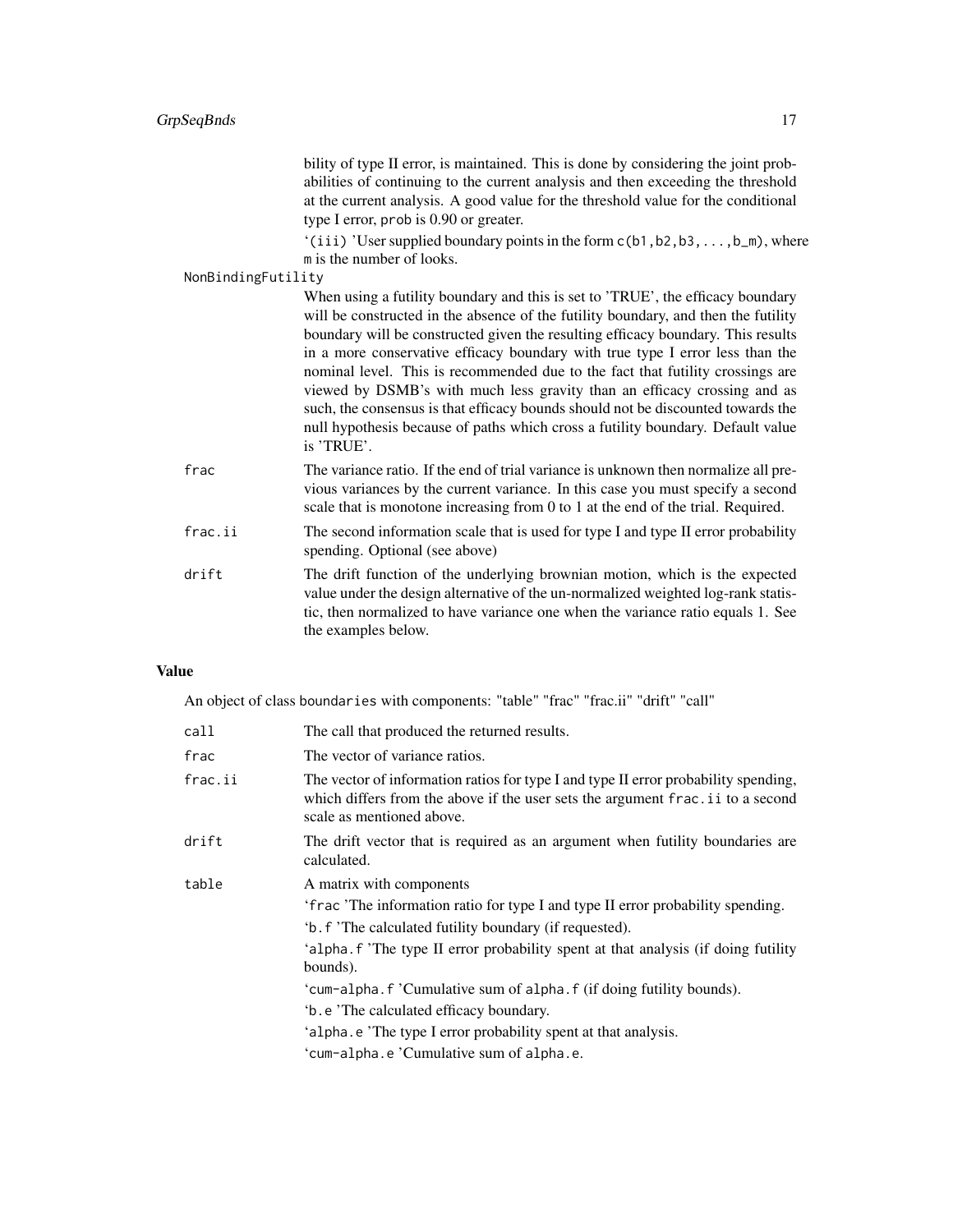bility of type II error, is maintained. This is done by considering the joint probabilities of continuing to the current analysis and then exceeding the threshold at the current analysis. A good value for the threshold value for the conditional type I error, `prob` is 0.90 or greater.

'`(iii)` 'User supplied boundary points in the form `c(b1,b2,b3,...,b_m)`, where `m` is the number of looks.

`NonBindingFutility`
: When using a futility boundary and this is set to 'TRUE', the efficacy boundary will be constructed in the absence of the futility boundary, and then the futility boundary will be constructed given the resulting efficacy boundary. This results in a more conservative efficacy boundary with true type I error less than the nominal level. This is recommended due to the fact that futility crossings are viewed by DSMB's with much less gravity than an efficacy crossing and as such, the consensus is that efficacy bounds should not be discounted towards the null hypothesis because of paths which cross a futility boundary. Default value is 'TRUE'.

`frac`
: The variance ratio. If the end of trial variance is unknown then normalize all previous variances by the current variance. In this case you must specify a second scale that is monotone increasing from 0 to 1 at the end of the trial. Required.

`frac.ii`
: The second information scale that is used for type I and type II error probability spending. Optional (see above)

`drift`
: The drift function of the underlying brownian motion, which is the expected value under the design alternative of the un-normalized weighted log-rank statistic, then normalized to have variance one when the variance ratio equals 1. See the examples below.

## Value

An object of class `boundaries` with components: "table" "frac" "frac.ii" "drift" "call"

`call`
: The call that produced the returned results.

`frac`
: The vector of variance ratios.

`frac.ii`
: The vector of information ratios for type I and type II error probability spending, which differs from the above if the user sets the argument `frac.ii` to a second scale as mentioned above.

`drift`
: The drift vector that is required as an argument when futility boundaries are calculated.

`table`
: A matrix with components

  '`frac` 'The information ratio for type I and type II error probability spending.

  '`b.f` 'The calculated futility boundary (if requested).

  '`alpha.f` 'The type II error probability spent at that analysis (if doing futility bounds).

  '`cum-alpha.f` 'Cumulative sum of `alpha.f` (if doing futility bounds).

  '`b.e` 'The calculated efficacy boundary.

  '`alpha.e` 'The type I error probability spent at that analysis.

  '`cum-alpha.e` 'Cumulative sum of `alpha.e`.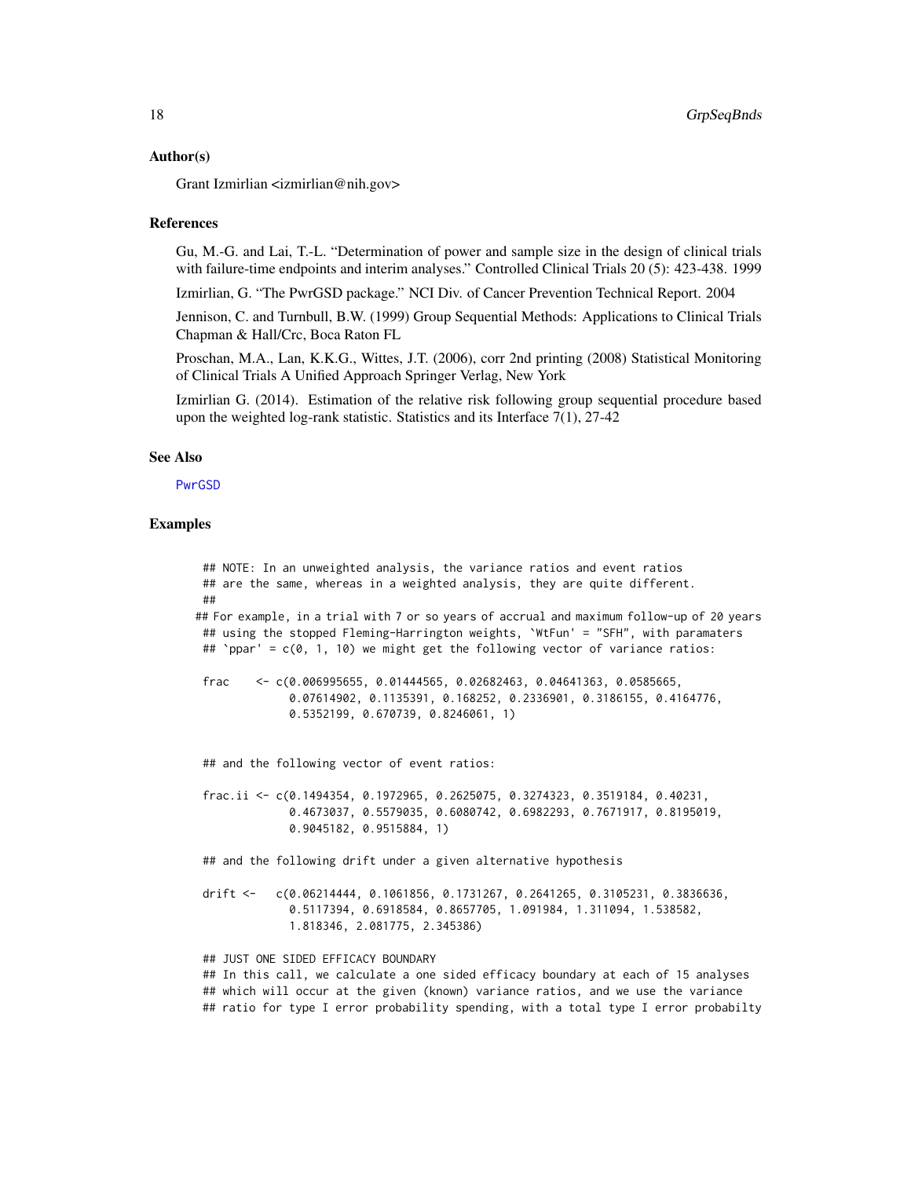### Author(s)

Grant Izmirlian <izmirlian@nih.gov>

### References

Gu, M.-G. and Lai, T.-L. "Determination of power and sample size in the design of clinical trials with failure-time endpoints and interim analyses." Controlled Clinical Trials 20 (5): 423-438. 1999

Izmirlian, G. "The PwrGSD package." NCI Div. of Cancer Prevention Technical Report. 2004

Jennison, C. and Turnbull, B.W. (1999) Group Sequential Methods: Applications to Clinical Trials Chapman & Hall/Crc, Boca Raton FL

Proschan, M.A., Lan, K.K.G., Wittes, J.T. (2006), corr 2nd printing (2008) Statistical Monitoring of Clinical Trials A Unified Approach Springer Verlag, New York

Izmirlian G. (2014). Estimation of the relative risk following group sequential procedure based upon the weighted log-rank statistic. Statistics and its Interface 7(1), 27-42

### See Also

PwrGSD

### Examples

```
## NOTE: In an unweighted analysis, the variance ratios and event ratios
## are the same, whereas in a weighted analysis, they are quite different.
##
## For example, in a trial with 7 or so years of accrual and maximum follow-up of 20 years
## using the stopped Fleming-Harrington weights, `WtFun' = "SFH", with paramaters
## `ppar' = c(0, 1, 10) we might get the following vector of variance ratios:

frac    <- c(0.006995655, 0.01444565, 0.02682463, 0.04641363, 0.0585665,
            0.07614902, 0.1135391, 0.168252, 0.2336901, 0.3186155, 0.4164776,
            0.5352199, 0.670739, 0.8246061, 1)


## and the following vector of event ratios:

frac.ii <- c(0.1494354, 0.1972965, 0.2625075, 0.3274323, 0.3519184, 0.40231,
            0.4673037, 0.5579035, 0.6080742, 0.6982293, 0.7671917, 0.8195019,
            0.9045182, 0.9515884, 1)

## and the following drift under a given alternative hypothesis

drift <-   c(0.06214444, 0.1061856, 0.1731267, 0.2641265, 0.3105231, 0.3836636,
            0.5117394, 0.6918584, 0.8657705, 1.091984, 1.311094, 1.538582,
            1.818346, 2.081775, 2.345386)

## JUST ONE SIDED EFFICACY BOUNDARY
## In this call, we calculate a one sided efficacy boundary at each of 15 analyses
## which will occur at the given (known) variance ratios, and we use the variance
## ratio for type I error probability spending, with a total type I error probabilty
```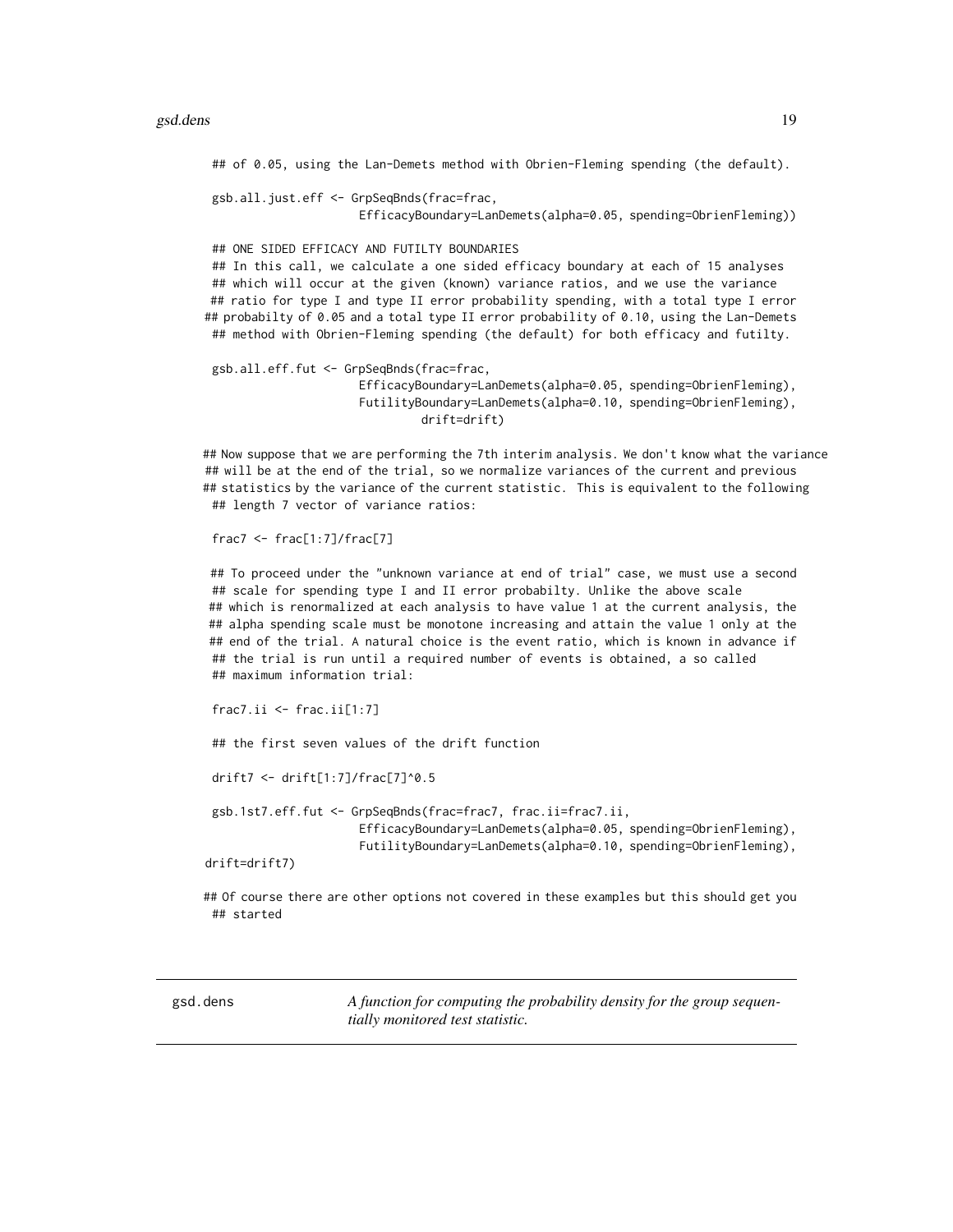```
## of 0.05, using the Lan-Demets method with Obrien-Fleming spending (the default).

gsb.all.just.eff <- GrpSeqBnds(frac=frac,
                    EfficacyBoundary=LanDemets(alpha=0.05, spending=ObrienFleming))

## ONE SIDED EFFICACY AND FUTILTY BOUNDARIES
## In this call, we calculate a one sided efficacy boundary at each of 15 analyses
## which will occur at the given (known) variance ratios, and we use the variance
## ratio for type I and type II error probability spending, with a total type I error
## probabilty of 0.05 and a total type II error probability of 0.10, using the Lan-Demets
## method with Obrien-Fleming spending (the default) for both efficacy and futilty.

gsb.all.eff.fut <- GrpSeqBnds(frac=frac,
                    EfficacyBoundary=LanDemets(alpha=0.05, spending=ObrienFleming),
                    FutilityBoundary=LanDemets(alpha=0.10, spending=ObrienFleming),
                              drift=drift)

## Now suppose that we are performing the 7th interim analysis. We don't know what the variance
## will be at the end of the trial, so we normalize variances of the current and previous
## statistics by the variance of the current statistic.  This is equivalent to the following
## length 7 vector of variance ratios:

frac7 <- frac[1:7]/frac[7]

## To proceed under the "unknown variance at end of trial" case, we must use a second
## scale for spending type I and II error probabilty. Unlike the above scale
## which is renormalized at each analysis to have value 1 at the current analysis, the
## alpha spending scale must be monotone increasing and attain the value 1 only at the
## end of the trial. A natural choice is the event ratio, which is known in advance if
## the trial is run until a required number of events is obtained, a so called
## maximum information trial:

frac7.ii <- frac.ii[1:7]

## the first seven values of the drift function

drift7 <- drift[1:7]/frac[7]^0.5

gsb.1st7.eff.fut <- GrpSeqBnds(frac=frac7, frac.ii=frac7.ii,
                    EfficacyBoundary=LanDemets(alpha=0.05, spending=ObrienFleming),
                    FutilityBoundary=LanDemets(alpha=0.10, spending=ObrienFleming),
drift=drift7)

## Of course there are other options not covered in these examples but this should get you
## started
```

---

**gsd.dens** *A function for computing the probability density for the group sequentially monitored test statistic.*

---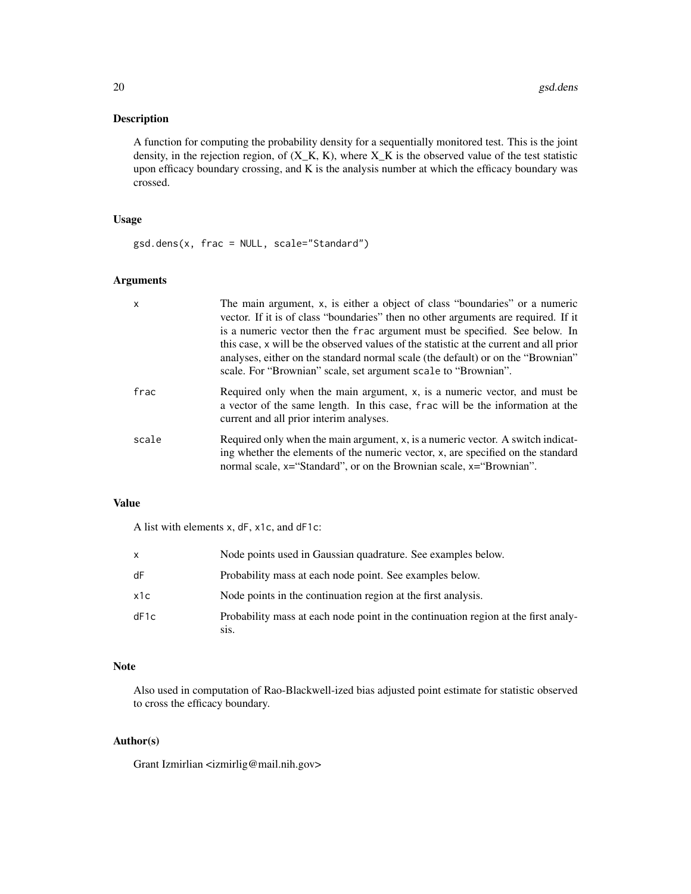## Description

A function for computing the probability density for a sequentially monitored test. This is the joint density, in the rejection region, of (X_K, K), where X_K is the observed value of the test statistic upon efficacy boundary crossing, and K is the analysis number at which the efficacy boundary was crossed.

## Usage

```
gsd.dens(x, frac = NULL, scale="Standard")
```

## Arguments

| | |
|---|---|
| x | The main argument, x, is either a object of class "boundaries" or a numeric vector. If it is of class "boundaries" then no other arguments are required. If it is a numeric vector then the frac argument must be specified. See below. In this case, x will be the observed values of the statistic at the current and all prior analyses, either on the standard normal scale (the default) or on the "Brownian" scale. For "Brownian" scale, set argument scale to "Brownian". |
| frac | Required only when the main argument, x, is a numeric vector, and must be a vector of the same length. In this case, frac will be the information at the current and all prior interim analyses. |
| scale | Required only when the main argument, x, is a numeric vector. A switch indicating whether the elements of the numeric vector, x, are specified on the standard normal scale, x="Standard", or on the Brownian scale, x="Brownian". |

## Value

A list with elements x, dF, x1c, and dF1c:

| | |
|---|---|
| x | Node points used in Gaussian quadrature. See examples below. |
| dF | Probability mass at each node point. See examples below. |
| x1c | Node points in the continuation region at the first analysis. |
| dF1c | Probability mass at each node point in the continuation region at the first analysis. |

## Note

Also used in computation of Rao-Blackwell-ized bias adjusted point estimate for statistic observed to cross the efficacy boundary.

## Author(s)

Grant Izmirlian <izmirlig@mail.nih.gov>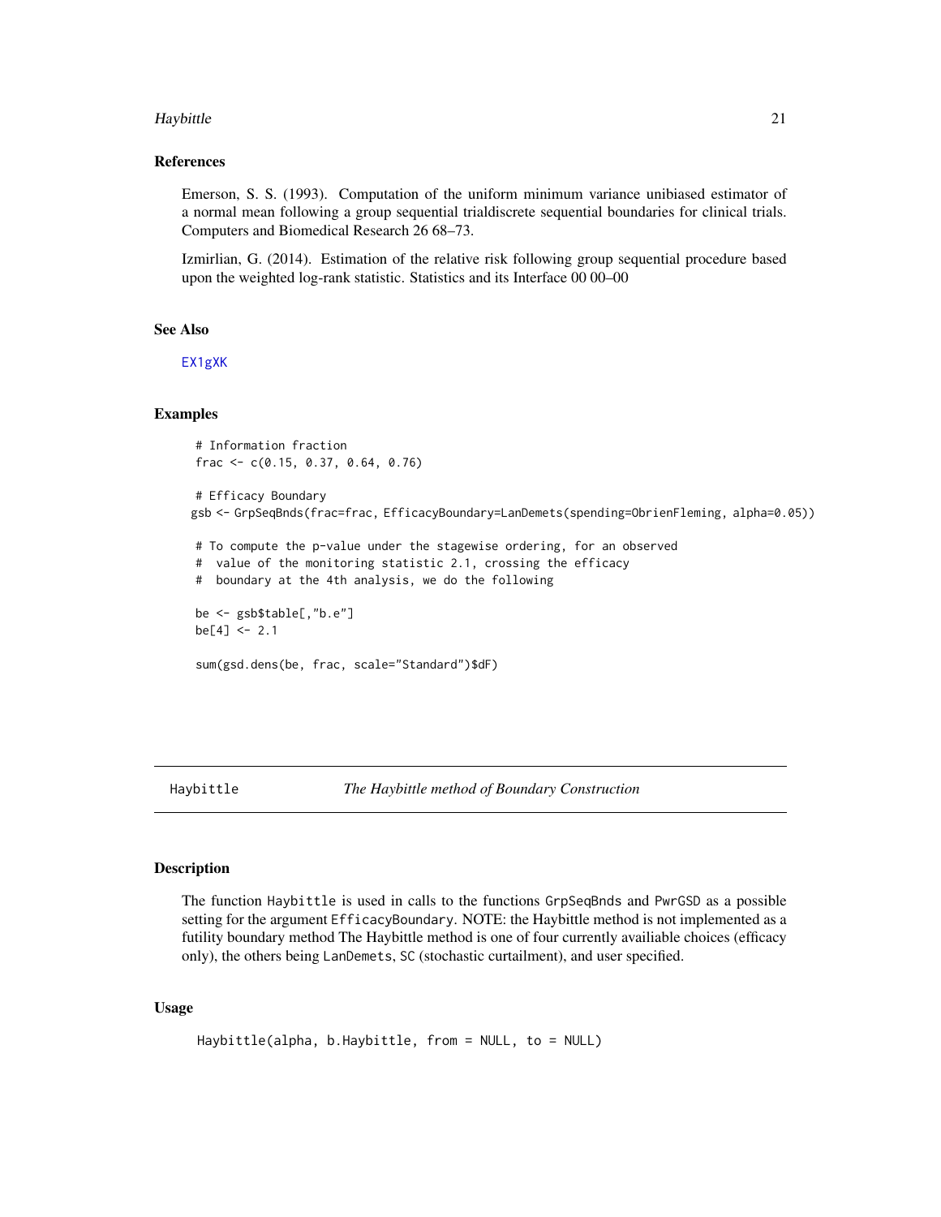### References

Emerson, S. S. (1993). Computation of the uniform minimum variance unibiased estimator of a normal mean following a group sequential trialdiscrete sequential boundaries for clinical trials. Computers and Biomedical Research 26 68–73.

Izmirlian, G. (2014). Estimation of the relative risk following group sequential procedure based upon the weighted log-rank statistic. Statistics and its Interface 00 00–00

### See Also

EX1gXK

### Examples

```
 # Information fraction
 frac <- c(0.15, 0.37, 0.64, 0.76)

 # Efficacy Boundary
gsb <- GrpSeqBnds(frac=frac, EfficacyBoundary=LanDemets(spending=ObrienFleming, alpha=0.05))

 # To compute the p-value under the stagewise ordering, for an observed
 #  value of the monitoring statistic 2.1, crossing the efficacy
 #  boundary at the 4th analysis, we do the following

 be <- gsb$table[,"b.e"]
 be[4] <- 2.1

 sum(gsd.dens(be, frac, scale="Standard")$dF)
```

## Haybittle — *The Haybittle method of Boundary Construction*

### Description

The function `Haybittle` is used in calls to the functions `GrpSeqBnds` and `PwrGSD` as a possible setting for the argument `EfficacyBoundary`. NOTE: the Haybittle method is not implemented as a futility boundary method The Haybittle method is one of four currently availiable choices (efficacy only), the others being `LanDemets`, `SC` (stochastic curtailment), and user specified.

### Usage

```
Haybittle(alpha, b.Haybittle, from = NULL, to = NULL)
```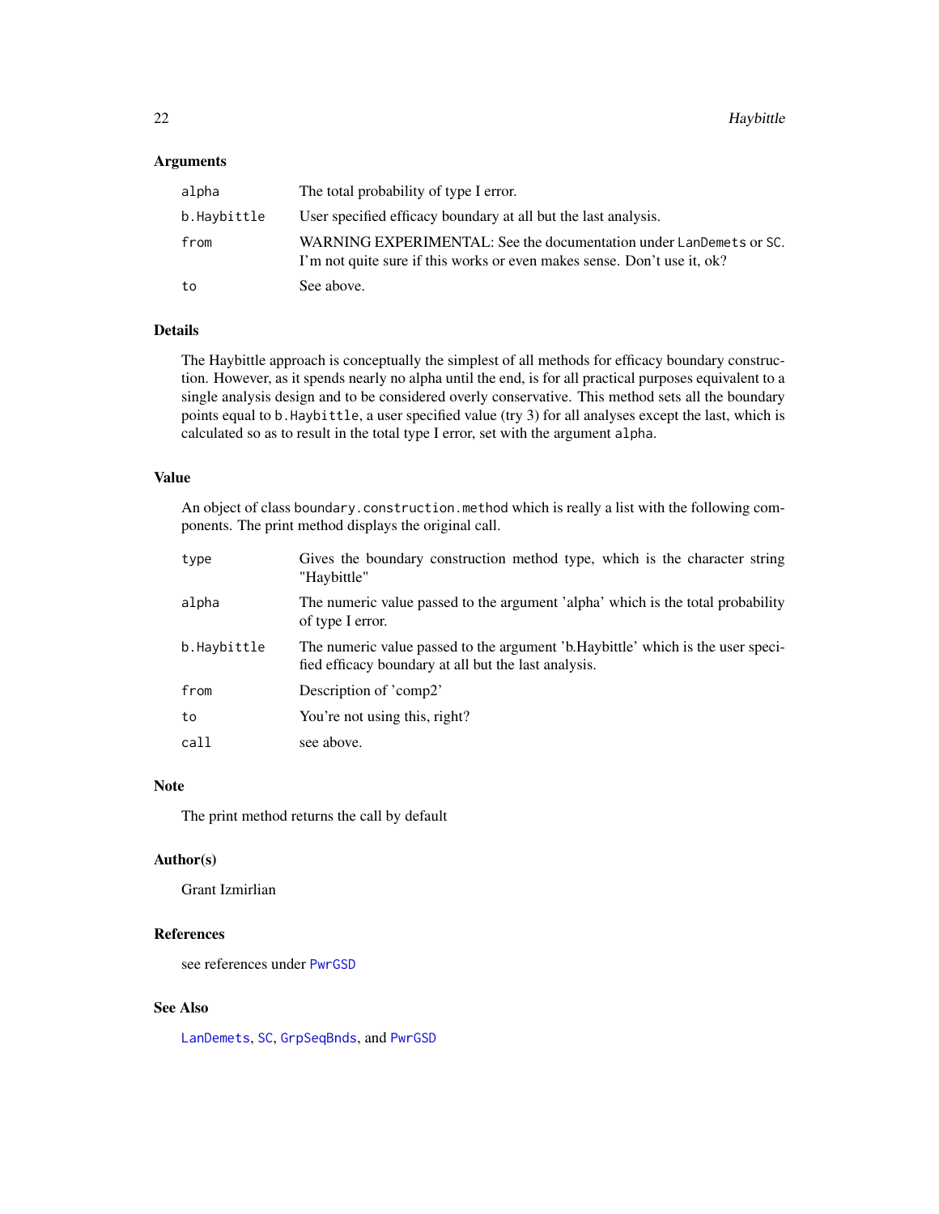### Arguments

| | |
|---|---|
| `alpha` | The total probability of type I error. |
| `b.Haybittle` | User specified efficacy boundary at all but the last analysis. |
| `from` | WARNING EXPERIMENTAL: See the documentation under `LanDemets` or `SC`. I'm not quite sure if this works or even makes sense. Don't use it, ok? |
| `to` | See above. |

### Details

The Haybittle approach is conceptually the simplest of all methods for efficacy boundary construction. However, as it spends nearly no alpha until the end, is for all practical purposes equivalent to a single analysis design and to be considered overly conservative. This method sets all the boundary points equal to `b.Haybittle`, a user specified value (try 3) for all analyses except the last, which is calculated so as to result in the total type I error, set with the argument `alpha`.

### Value

An object of class `boundary.construction.method` which is really a list with the following components. The print method displays the original call.

| | |
|---|---|
| `type` | Gives the boundary construction method type, which is the character string "Haybittle" |
| `alpha` | The numeric value passed to the argument 'alpha' which is the total probability of type I error. |
| `b.Haybittle` | The numeric value passed to the argument 'b.Haybittle' which is the user specified efficacy boundary at all but the last analysis. |
| `from` | Description of 'comp2' |
| `to` | You're not using this, right? |
| `call` | see above. |

### Note

The print method returns the call by default

### Author(s)

Grant Izmirlian

### References

see references under `PwrGSD`

### See Also

`LanDemets`, `SC`, `GrpSeqBnds`, and `PwrGSD`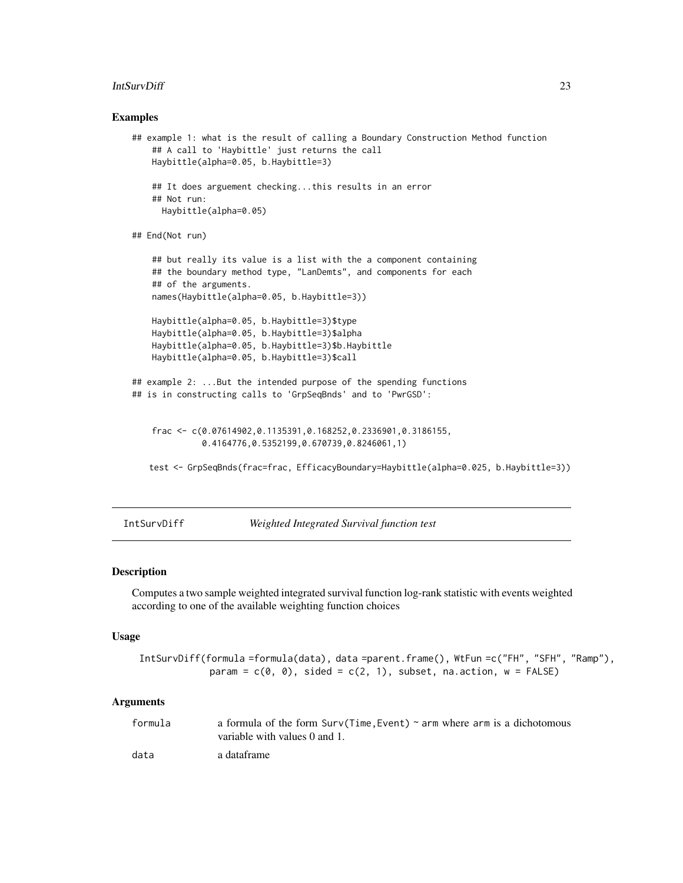## Examples

```
## example 1: what is the result of calling a Boundary Construction Method function
    ## A call to 'Haybittle' just returns the call
    Haybittle(alpha=0.05, b.Haybittle=3)

    ## It does arguement checking...this results in an error
    ## Not run:
      Haybittle(alpha=0.05)

## End(Not run)

    ## but really its value is a list with the a component containing
    ## the boundary method type, "LanDemts", and components for each
    ## of the arguments.
    names(Haybittle(alpha=0.05, b.Haybittle=3))

    Haybittle(alpha=0.05, b.Haybittle=3)$type
    Haybittle(alpha=0.05, b.Haybittle=3)$alpha
    Haybittle(alpha=0.05, b.Haybittle=3)$b.Haybittle
    Haybittle(alpha=0.05, b.Haybittle=3)$call

## example 2: ...But the intended purpose of the spending functions
## is in constructing calls to 'GrpSeqBnds' and to 'PwrGSD':


    frac <- c(0.07614902,0.1135391,0.168252,0.2336901,0.3186155,
              0.4164776,0.5352199,0.670739,0.8246061,1)

   test <- GrpSeqBnds(frac=frac, EfficacyBoundary=Haybittle(alpha=0.025, b.Haybittle=3))
```

---

# IntSurvDiff *Weighted Integrated Survival function test*

## Description

Computes a two sample weighted integrated survival function log-rank statistic with events weighted according to one of the available weighting function choices

## Usage

```
IntSurvDiff(formula =formula(data), data =parent.frame(), WtFun =c("FH", "SFH", "Ramp"),
            param = c(0, 0), sided = c(2, 1), subset, na.action, w = FALSE)
```

## Arguments

| | |
|---|---|
| formula | a formula of the form `Surv(Time,Event) ~ arm` where `arm` is a dichotomous variable with values 0 and 1. |
| data | a dataframe |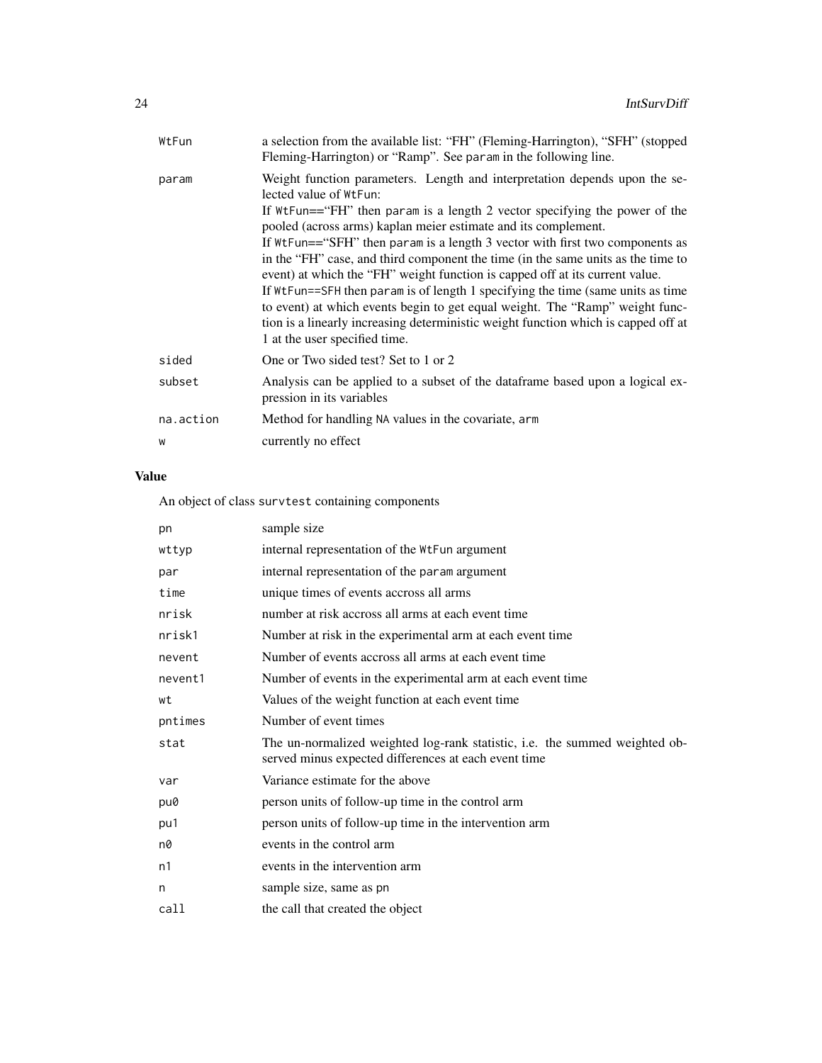| | |
|---|---|
| WtFun | a selection from the available list: "FH" (Fleming-Harrington), "SFH" (stopped Fleming-Harrington) or "Ramp". See param in the following line. |
| param | Weight function parameters. Length and interpretation depends upon the selected value of WtFun:<br>If WtFun=="FH" then param is a length 2 vector specifying the power of the pooled (across arms) kaplan meier estimate and its complement.<br>If WtFun=="SFH" then param is a length 3 vector with first two components as in the "FH" case, and third component the time (in the same units as the time to event) at which the "FH" weight function is capped off at its current value.<br>If WtFun==SFH then param is of length 1 specifying the time (same units as time to event) at which events begin to get equal weight. The "Ramp" weight function is a linearly increasing deterministic weight function which is capped off at 1 at the user specified time. |
| sided | One or Two sided test? Set to 1 or 2 |
| subset | Analysis can be applied to a subset of the dataframe based upon a logical expression in its variables |
| na.action | Method for handling NA values in the covariate, arm |
| w | currently no effect |

## Value

An object of class survtest containing components

| | |
|---|---|
| pn | sample size |
| wttyp | internal representation of the WtFun argument |
| par | internal representation of the param argument |
| time | unique times of events accross all arms |
| nrisk | number at risk accross all arms at each event time |
| nrisk1 | Number at risk in the experimental arm at each event time |
| nevent | Number of events accross all arms at each event time |
| nevent1 | Number of events in the experimental arm at each event time |
| wt | Values of the weight function at each event time |
| pntimes | Number of event times |
| stat | The un-normalized weighted log-rank statistic, i.e. the summed weighted observed minus expected differences at each event time |
| var | Variance estimate for the above |
| pu0 | person units of follow-up time in the control arm |
| pu1 | person units of follow-up time in the intervention arm |
| n0 | events in the control arm |
| n1 | events in the intervention arm |
| n | sample size, same as pn |
| call | the call that created the object |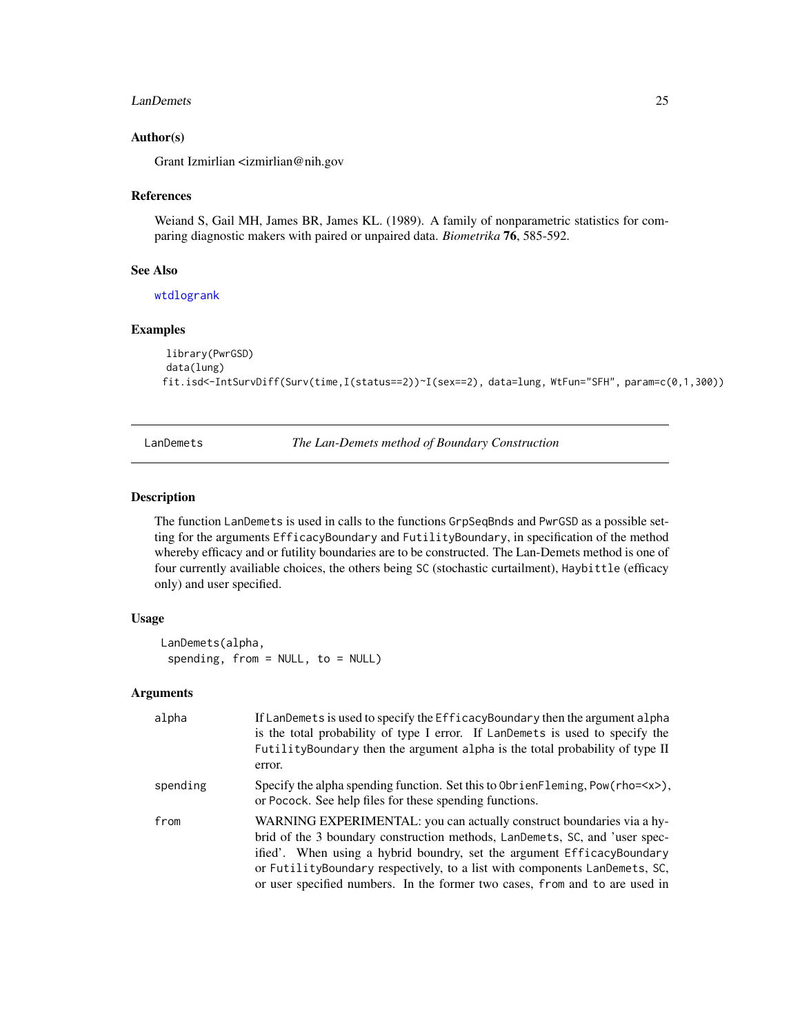## Author(s)

Grant Izmirlian <izmirlian@nih.gov

## References

Weiand S, Gail MH, James BR, James KL. (1989). A family of nonparametric statistics for comparing diagnostic makers with paired or unpaired data. *Biometrika* **76**, 585-592.

## See Also

`wtdlogrank`

## Examples

```
library(PwrGSD)
data(lung)
fit.isd<-IntSurvDiff(Surv(time,I(status==2))~I(sex==2), data=lung, WtFun="SFH", param=c(0,1,300))
```

---

# LanDemets *The Lan-Demets method of Boundary Construction*

---

## Description

The function `LanDemets` is used in calls to the functions `GrpSeqBnds` and `PwrGSD` as a possible setting for the arguments `EfficacyBoundary` and `FutilityBoundary`, in specification of the method whereby efficacy and or futility boundaries are to be constructed. The Lan-Demets method is one of four currently availiable choices, the others being `SC` (stochastic curtailment), `Haybittle` (efficacy only) and user specified.

## Usage

```
LanDemets(alpha,
  spending, from = NULL, to = NULL)
```

## Arguments

| | |
|---|---|
| `alpha` | If `LanDemets` is used to specify the `EfficacyBoundary` then the argument `alpha` is the total probability of type I error. If `LanDemets` is used to specify the `FutilityBoundary` then the argument `alpha` is the total probability of type II error. |
| `spending` | Specify the alpha spending function. Set this to `ObrienFleming`, `Pow(rho=<x>)`, or `Pocock`. See help files for these spending functions. |
| `from` | WARNING EXPERIMENTAL: you can actually construct boundaries via a hybrid of the 3 boundary construction methods, `LanDemets`, `SC`, and 'user specified'. When using a hybrid boundry, set the argument `EfficacyBoundary` or `FutilityBoundary` respectively, to a list with components `LanDemets`, `SC`, or user specified numbers. In the former two cases, `from` and `to` are used in |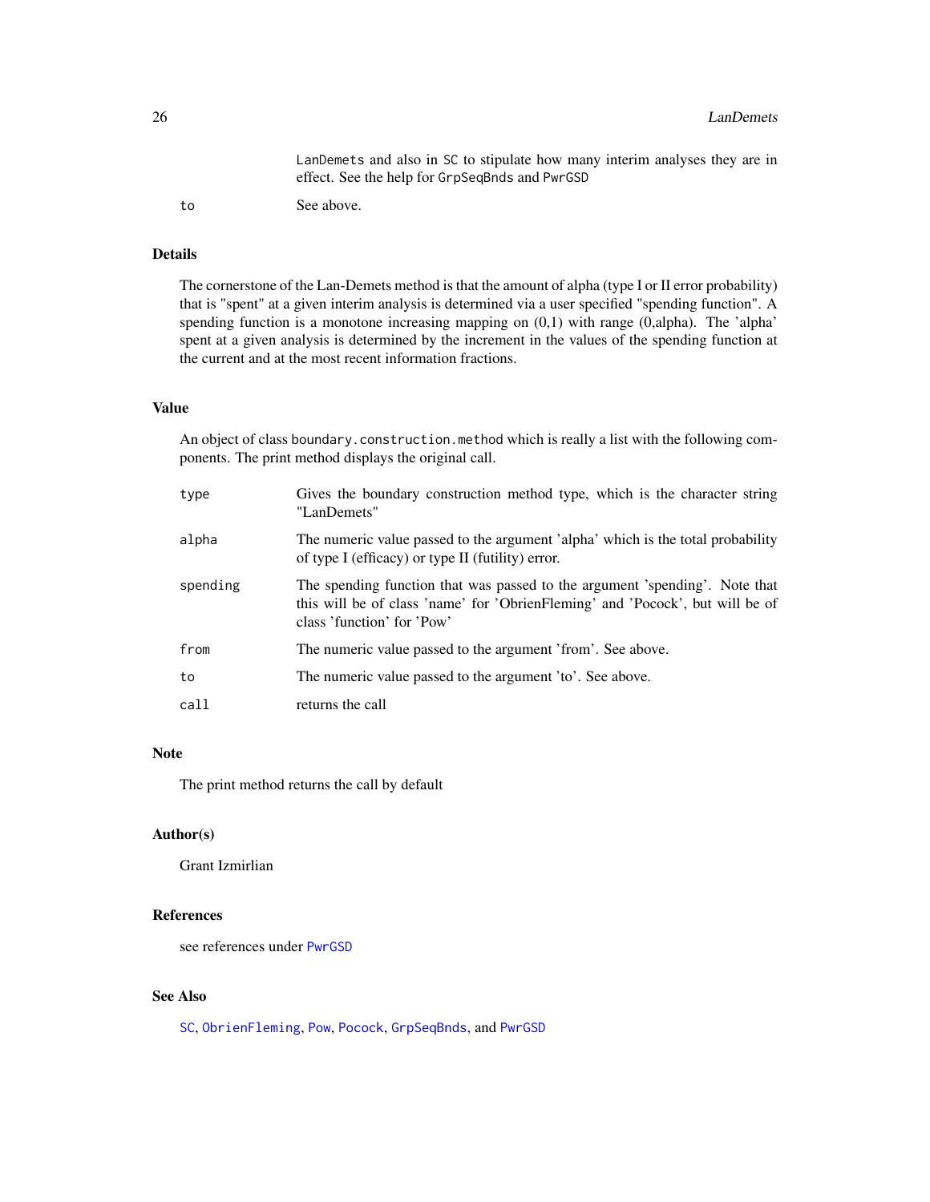LanDemets and also in SC to stipulate how many interim analyses they are in effect. See the help for GrpSeqBnds and PwrGSD

to See above.

## Details

The cornerstone of the Lan-Demets method is that the amount of alpha (type I or II error probability) that is "spent" at a given interim analysis is determined via a user specified "spending function". A spending function is a monotone increasing mapping on (0,1) with range (0,alpha). The 'alpha' spent at a given analysis is determined by the increment in the values of the spending function at the current and at the most recent information fractions.

## Value

An object of class boundary.construction.method which is really a list with the following components. The print method displays the original call.

| | |
|---|---|
| type | Gives the boundary construction method type, which is the character string "LanDemets" |
| alpha | The numeric value passed to the argument 'alpha' which is the total probability of type I (efficacy) or type II (futility) error. |
| spending | The spending function that was passed to the argument 'spending'. Note that this will be of class 'name' for 'ObrienFleming' and 'Pocock', but will be of class 'function' for 'Pow' |
| from | The numeric value passed to the argument 'from'. See above. |
| to | The numeric value passed to the argument 'to'. See above. |
| call | returns the call |

## Note

The print method returns the call by default

## Author(s)

Grant Izmirlian

## References

see references under PwrGSD

## See Also

SC, ObrienFleming, Pow, Pocock, GrpSeqBnds, and PwrGSD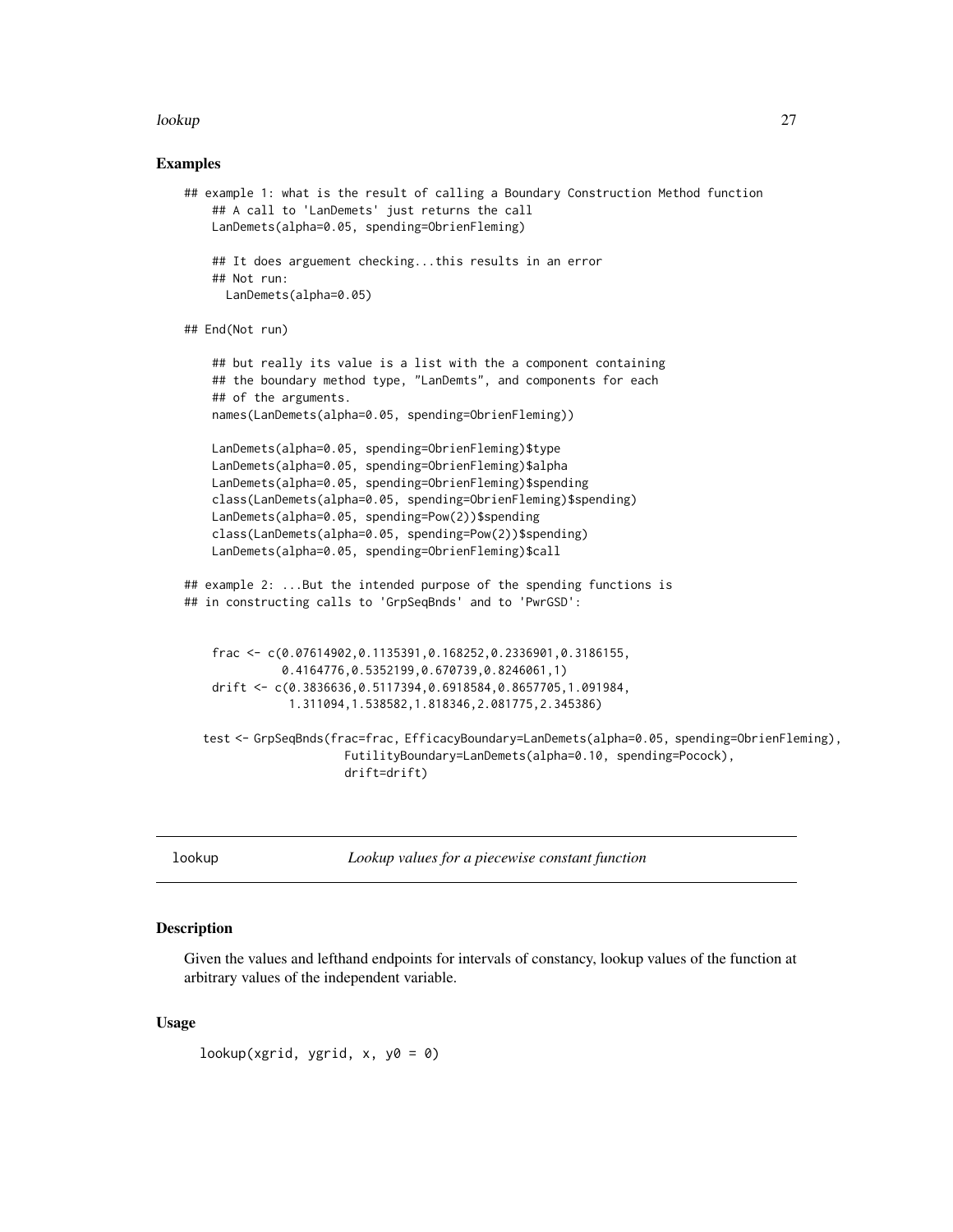## Examples

```
## example 1: what is the result of calling a Boundary Construction Method function
    ## A call to 'LanDemets' just returns the call
    LanDemets(alpha=0.05, spending=ObrienFleming)

    ## It does arguement checking...this results in an error
    ## Not run:
      LanDemets(alpha=0.05)

## End(Not run)

    ## but really its value is a list with the a component containing
    ## the boundary method type, "LanDemts", and components for each
    ## of the arguments.
    names(LanDemets(alpha=0.05, spending=ObrienFleming))

    LanDemets(alpha=0.05, spending=ObrienFleming)$type
    LanDemets(alpha=0.05, spending=ObrienFleming)$alpha
    LanDemets(alpha=0.05, spending=ObrienFleming)$spending
    class(LanDemets(alpha=0.05, spending=ObrienFleming)$spending)
    LanDemets(alpha=0.05, spending=Pow(2))$spending
    class(LanDemets(alpha=0.05, spending=Pow(2))$spending)
    LanDemets(alpha=0.05, spending=ObrienFleming)$call

## example 2: ...But the intended purpose of the spending functions is
## in constructing calls to 'GrpSeqBnds' and to 'PwrGSD':


    frac <- c(0.07614902,0.1135391,0.168252,0.2336901,0.3186155,
              0.4164776,0.5352199,0.670739,0.8246061,1)
    drift <- c(0.3836636,0.5117394,0.6918584,0.8657705,1.091984,
               1.311094,1.538582,1.818346,2.081775,2.345386)

   test <- GrpSeqBnds(frac=frac, EfficacyBoundary=LanDemets(alpha=0.05, spending=ObrienFleming),
                      FutilityBoundary=LanDemets(alpha=0.10, spending=Pocock),
                      drift=drift)
```

---

lookup — *Lookup values for a piecewise constant function*

---

## Description

Given the values and lefthand endpoints for intervals of constancy, lookup values of the function at arbitrary values of the independent variable.

## Usage

```
lookup(xgrid, ygrid, x, y0 = 0)
```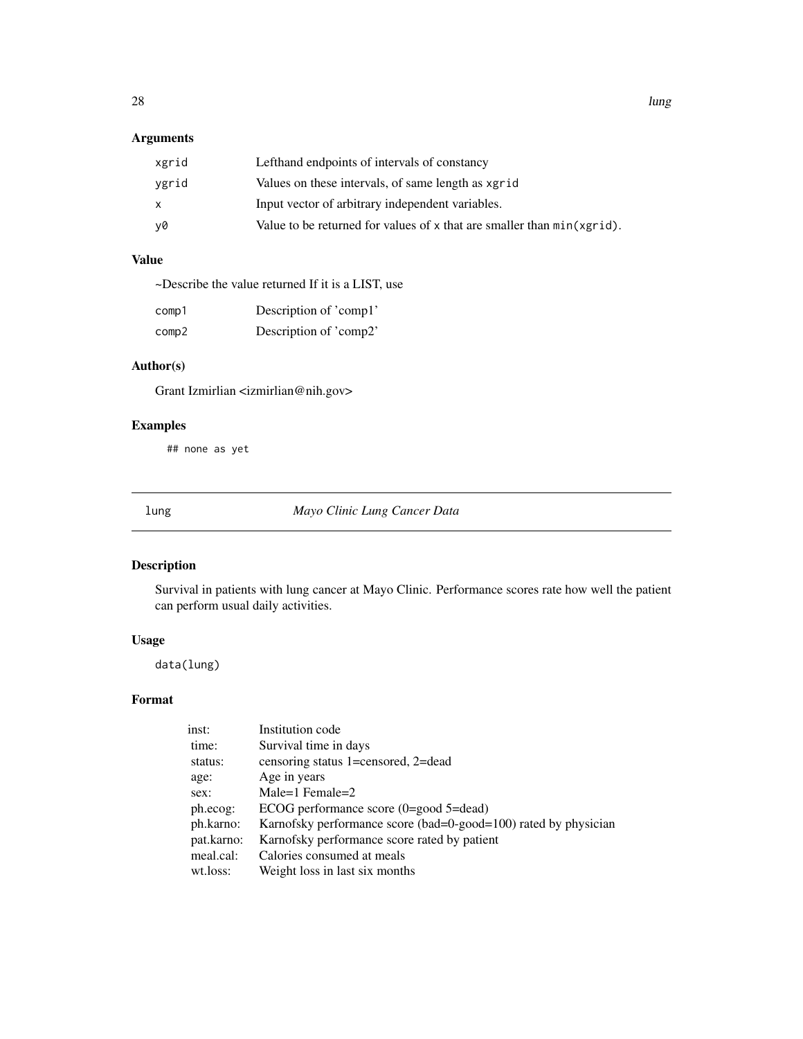### Arguments

| | |
|---|---|
| `xgrid` | Lefthand endpoints of intervals of constancy |
| `ygrid` | Values on these intervals, of same length as `xgrid` |
| `x` | Input vector of arbitrary independent variables. |
| `y0` | Value to be returned for values of `x` that are smaller than `min(xgrid)`. |

### Value

~Describe the value returned If it is a LIST, use

| | |
|---|---|
| `comp1` | Description of 'comp1' |
| `comp2` | Description of 'comp2' |

### Author(s)

Grant Izmirlian <izmirlian@nih.gov>

### Examples

```
## none as yet
```

---

## lung — *Mayo Clinic Lung Cancer Data*

### Description

Survival in patients with lung cancer at Mayo Clinic. Performance scores rate how well the patient can perform usual daily activities.

### Usage

```
data(lung)
```

### Format

| | |
|---|---|
| inst: | Institution code |
| time: | Survival time in days |
| status: | censoring status 1=censored, 2=dead |
| age: | Age in years |
| sex: | Male=1 Female=2 |
| ph.ecog: | ECOG performance score (0=good 5=dead) |
| ph.karno: | Karnofsky performance score (bad=0-good=100) rated by physician |
| pat.karno: | Karnofsky performance score rated by patient |
| meal.cal: | Calories consumed at meals |
| wt.loss: | Weight loss in last six months |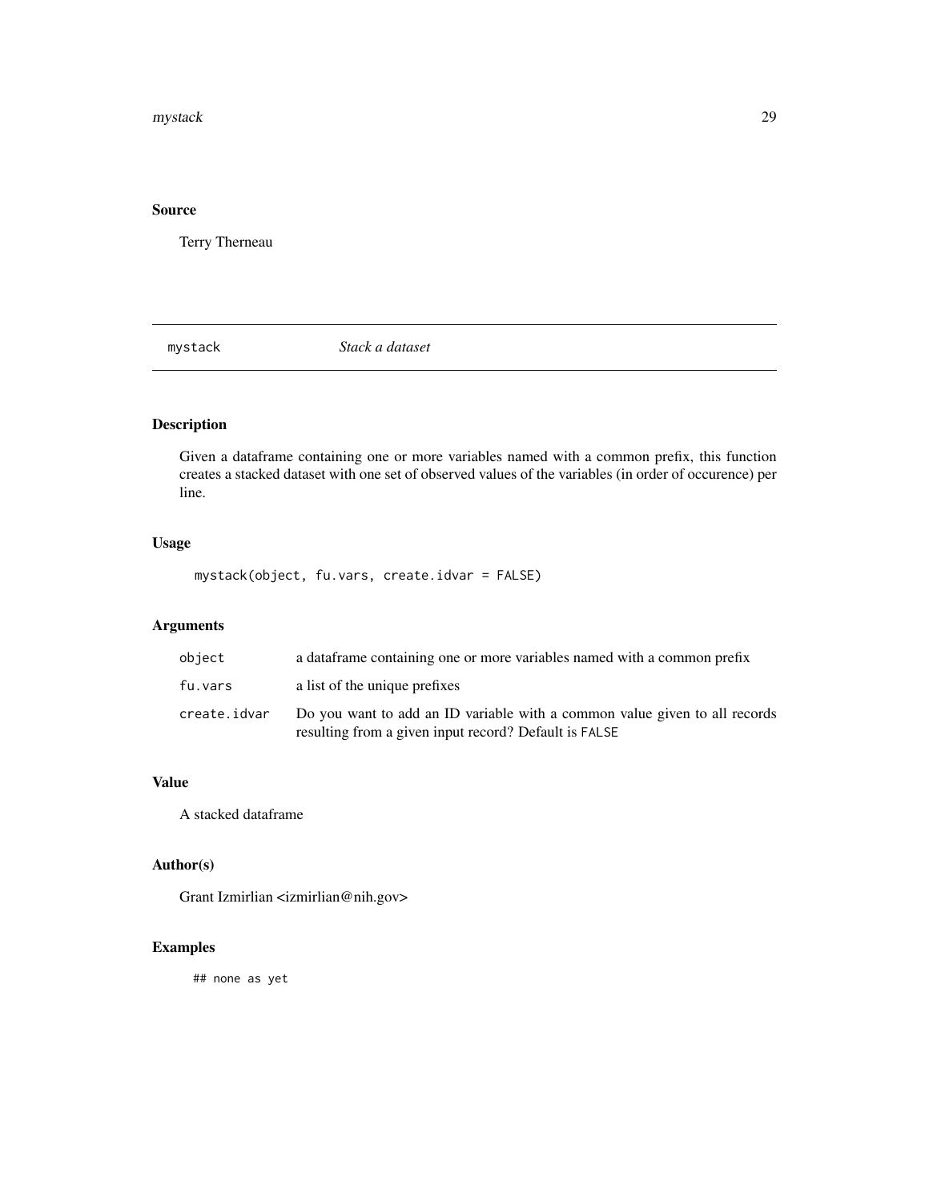## Source

Terry Therneau

---

mystack *Stack a dataset*

---

## Description

Given a dataframe containing one or more variables named with a common prefix, this function creates a stacked dataset with one set of observed values of the variables (in order of occurence) per line.

## Usage

```
mystack(object, fu.vars, create.idvar = FALSE)
```

## Arguments

| | |
|---|---|
| `object` | a dataframe containing one or more variables named with a common prefix |
| `fu.vars` | a list of the unique prefixes |
| `create.idvar` | Do you want to add an ID variable with a common value given to all records resulting from a given input record? Default is `FALSE` |

## Value

A stacked dataframe

## Author(s)

Grant Izmirlian <izmirlian@nih.gov>

## Examples

```
## none as yet
```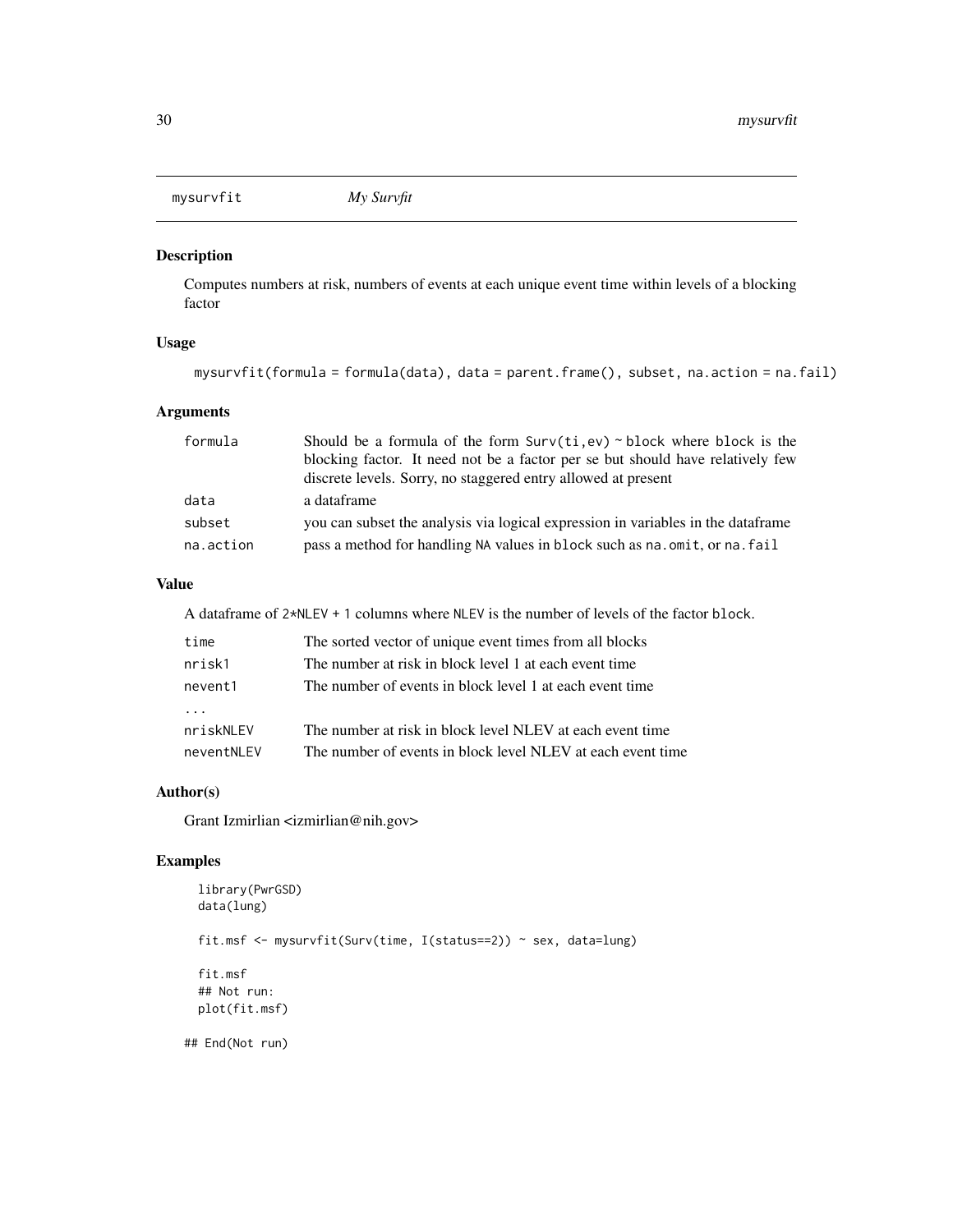mysurvfit *My Survfit*

## Description

Computes numbers at risk, numbers of events at each unique event time within levels of a blocking factor

## Usage

```
mysurvfit(formula = formula(data), data = parent.frame(), subset, na.action = na.fail)
```

## Arguments

| | |
|---|---|
| formula | Should be a formula of the form `Surv(ti,ev) ~ block` where `block` is the blocking factor. It need not be a factor per se but should have relatively few discrete levels. Sorry, no staggered entry allowed at present |
| data | a dataframe |
| subset | you can subset the analysis via logical expression in variables in the dataframe |
| na.action | pass a method for handling `NA` values in `block` such as `na.omit`, or `na.fail` |

## Value

A dataframe of `2*NLEV + 1` columns where `NLEV` is the number of levels of the factor `block`.

| | |
|---|---|
| time | The sorted vector of unique event times from all blocks |
| nrisk1 | The number at risk in block level 1 at each event time |
| nevent1 | The number of events in block level 1 at each event time |
| ... | |
| nriskNLEV | The number at risk in block level NLEV at each event time |
| neventNLEV | The number of events in block level NLEV at each event time |

## Author(s)

Grant Izmirlian <izmirlian@nih.gov>

## Examples

```
library(PwrGSD)
data(lung)

fit.msf <- mysurvfit(Surv(time, I(status==2)) ~ sex, data=lung)

fit.msf
## Not run:
plot(fit.msf)

## End(Not run)
```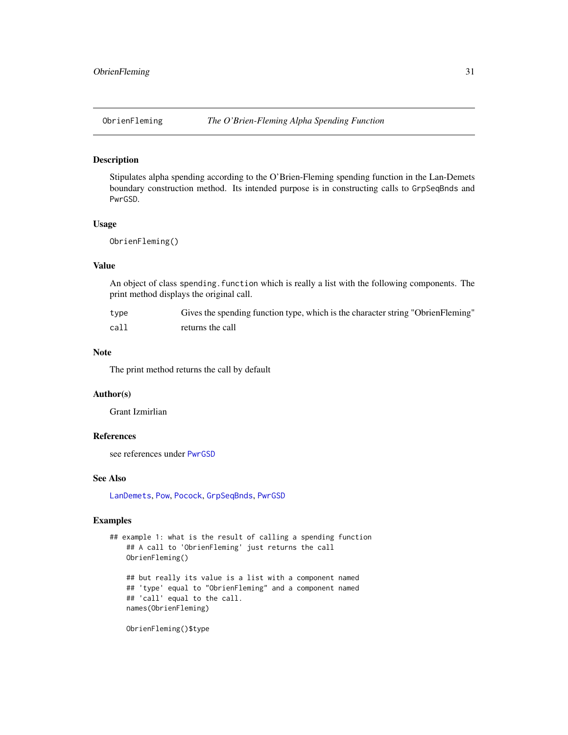# ObrienFleming — *The O'Brien-Fleming Alpha Spending Function*

## Description

Stipulates alpha spending according to the O'Brien-Fleming spending function in the Lan-Demets boundary construction method. Its intended purpose is in constructing calls to `GrpSeqBnds` and `PwrGSD`.

## Usage

```
ObrienFleming()
```

## Value

An object of class `spending.function` which is really a list with the following components. The print method displays the original call.

| | |
|---|---|
| `type` | Gives the spending function type, which is the character string "ObrienFleming" |
| `call` | returns the call |

## Note

The print method returns the call by default

## Author(s)

Grant Izmirlian

## References

see references under `PwrGSD`

## See Also

`LanDemets`, `Pow`, `Pocock`, `GrpSeqBnds`, `PwrGSD`

## Examples

```
## example 1: what is the result of calling a spending function
    ## A call to 'ObrienFleming' just returns the call
    ObrienFleming()

    ## but really its value is a list with a component named
    ## 'type' equal to "ObrienFleming" and a component named
    ## 'call' equal to the call.
    names(ObrienFleming)

    ObrienFleming()$type
```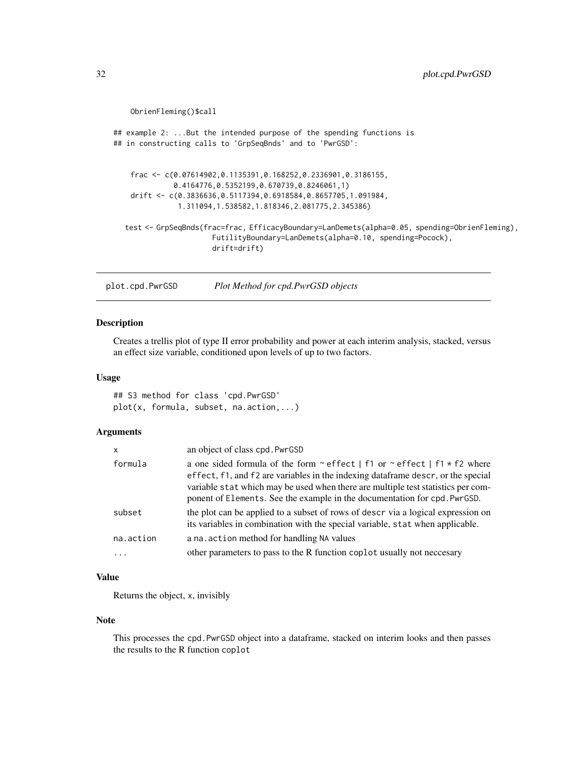```
    ObrienFleming()$call

## example 2: ...But the intended purpose of the spending functions is
## in constructing calls to 'GrpSeqBnds' and to 'PwrGSD':


    frac <- c(0.07614902,0.1135391,0.168252,0.2336901,0.3186155,
              0.4164776,0.5352199,0.670739,0.8246061,1)
    drift <- c(0.3836636,0.5117394,0.6918584,0.8657705,1.091984,
               1.311094,1.538582,1.818346,2.081775,2.345386)

  test <- GrpSeqBnds(frac=frac, EfficacyBoundary=LanDemets(alpha=0.05, spending=ObrienFleming),
                     FutilityBoundary=LanDemets(alpha=0.10, spending=Pocock),
                     drift=drift)
```

## plot.cpd.PwrGSD    *Plot Method for cpd.PwrGSD objects*

### Description

Creates a trellis plot of type II error probability and power at each interim analysis, stacked, versus an effect size variable, conditioned upon levels of up to two factors.

### Usage

```
## S3 method for class 'cpd.PwrGSD'
plot(x, formula, subset, na.action,...)
```

### Arguments

| | |
|---|---|
| `x` | an object of class `cpd.PwrGSD` |
| `formula` | a one sided formula of the form `~ effect | f1` or `~ effect | f1 * f2` where `effect`, `f1`, and `f2` are variables in the indexing dataframe `descr`, or the special variable `stat` which may be used when there are multiple test statistics per component of `Elements`. See the example in the documentation for `cpd.PwrGSD`. |
| `subset` | the plot can be applied to a subset of rows of `descr` via a logical expression on its variables in combination with the special variable, `stat` when applicable. |
| `na.action` | a `na.action` method for handling `NA` values |
| `...` | other parameters to pass to the R function `coplot` usually not neccesary |

### Value

Returns the object, `x`, invisibly

### Note

This processes the `cpd.PwrGSD` object into a dataframe, stacked on interim looks and then passes the results to the R function `coplot`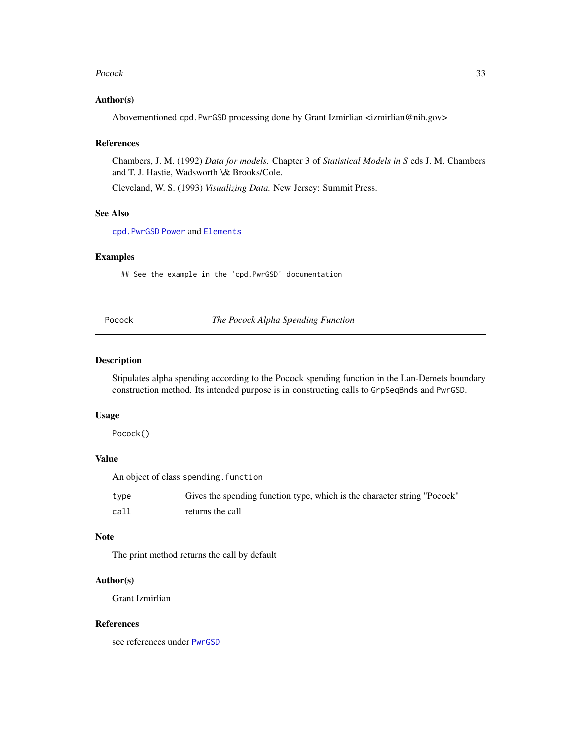### Author(s)

Abovementioned cpd.PwrGSD processing done by Grant Izmirlian <izmirlian@nih.gov>

### References

Chambers, J. M. (1992) *Data for models.* Chapter 3 of *Statistical Models in S* eds J. M. Chambers and T. J. Hastie, Wadsworth \& Brooks/Cole.

Cleveland, W. S. (1993) *Visualizing Data.* New Jersey: Summit Press.

### See Also

`cpd.PwrGSD` `Power` and `Elements`

### Examples

```
## See the example in the 'cpd.PwrGSD' documentation
```

---

## Pocock — *The Pocock Alpha Spending Function*

### Description

Stipulates alpha spending according to the Pocock spending function in the Lan-Demets boundary construction method. Its intended purpose is in constructing calls to `GrpSeqBnds` and `PwrGSD`.

### Usage

```
Pocock()
```

### Value

An object of class `spending.function`

| | |
|---|---|
| `type` | Gives the spending function type, which is the character string "Pocock" |
| `call` | returns the call |

### Note

The print method returns the call by default

### Author(s)

Grant Izmirlian

### References

see references under `PwrGSD`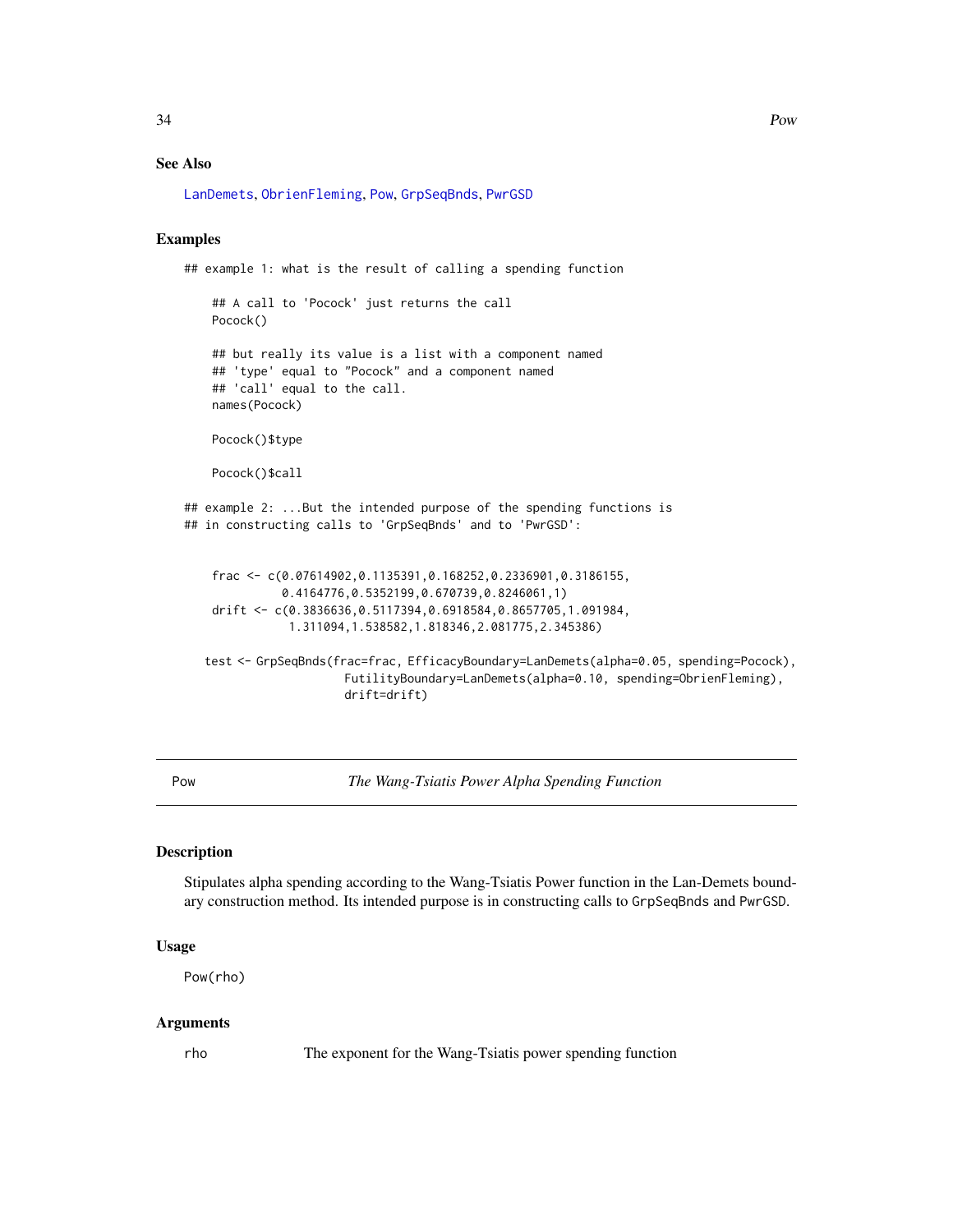## See Also

LanDemets, ObrienFleming, Pow, GrpSeqBnds, PwrGSD

## Examples

```
## example 1: what is the result of calling a spending function

    ## A call to 'Pocock' just returns the call
    Pocock()

    ## but really its value is a list with a component named
    ## 'type' equal to "Pocock" and a component named
    ## 'call' equal to the call.
    names(Pocock)

    Pocock()$type

    Pocock()$call

## example 2: ...But the intended purpose of the spending functions is
## in constructing calls to 'GrpSeqBnds' and to 'PwrGSD':


    frac <- c(0.07614902,0.1135391,0.168252,0.2336901,0.3186155,
              0.4164776,0.5352199,0.670739,0.8246061,1)
    drift <- c(0.3836636,0.5117394,0.6918584,0.8657705,1.091984,
               1.311094,1.538582,1.818346,2.081775,2.345386)

   test <- GrpSeqBnds(frac=frac, EfficacyBoundary=LanDemets(alpha=0.05, spending=Pocock),
                      FutilityBoundary=LanDemets(alpha=0.10, spending=ObrienFleming),
                      drift=drift)
```

---

# Pow — *The Wang-Tsiatis Power Alpha Spending Function*

## Description

Stipulates alpha spending according to the Wang-Tsiatis Power function in the Lan-Demets boundary construction method. Its intended purpose is in constructing calls to `GrpSeqBnds` and `PwrGSD`.

## Usage

```
Pow(rho)
```

## Arguments

| | |
|---|---|
| rho | The exponent for the Wang-Tsiatis power spending function |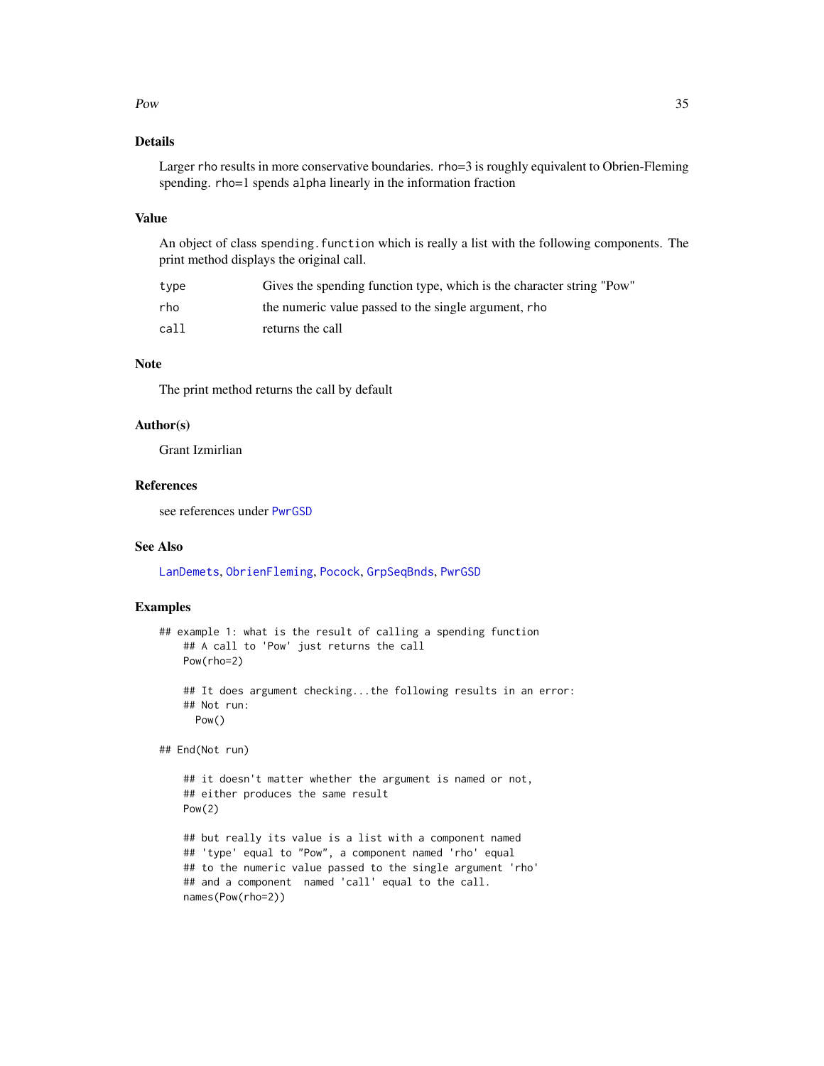### Details

Larger `rho` results in more conservative boundaries. `rho=3` is roughly equivalent to Obrien-Fleming spending. `rho=1` spends `alpha` linearly in the information fraction

### Value

An object of class `spending.function` which is really a list with the following components. The print method displays the original call.

| | |
|---|---|
| `type` | Gives the spending function type, which is the character string "Pow" |
| `rho` | the numeric value passed to the single argument, `rho` |
| `call` | returns the call |

### Note

The print method returns the call by default

### Author(s)

Grant Izmirlian

### References

see references under `PwrGSD`

### See Also

`LanDemets`, `ObrienFleming`, `Pocock`, `GrpSeqBnds`, `PwrGSD`

### Examples

```
## example 1: what is the result of calling a spending function
    ## A call to 'Pow' just returns the call
    Pow(rho=2)

    ## It does argument checking...the following results in an error:
    ## Not run:
      Pow()

## End(Not run)

    ## it doesn't matter whether the argument is named or not,
    ## either produces the same result
    Pow(2)

    ## but really its value is a list with a component named
    ## 'type' equal to "Pow", a component named 'rho' equal
    ## to the numeric value passed to the single argument 'rho'
    ## and a component  named 'call' equal to the call.
    names(Pow(rho=2))
```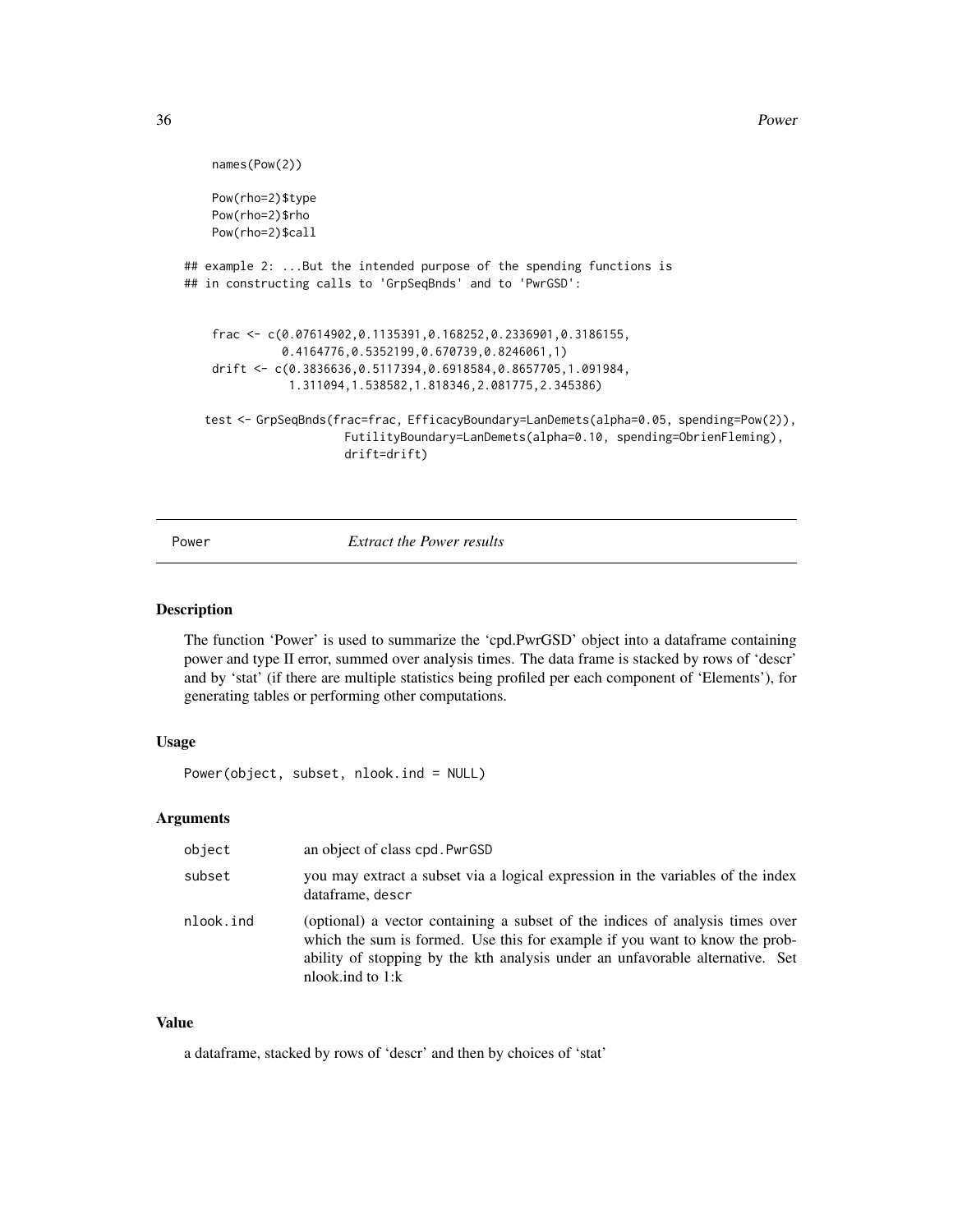```
     names(Pow(2))

     Pow(rho=2)$type
     Pow(rho=2)$rho
     Pow(rho=2)$call

## example 2: ...But the intended purpose of the spending functions is
## in constructing calls to 'GrpSeqBnds' and to 'PwrGSD':


     frac <- c(0.07614902,0.1135391,0.168252,0.2336901,0.3186155,
             0.4164776,0.5352199,0.670739,0.8246061,1)
     drift <- c(0.3836636,0.5117394,0.6918584,0.8657705,1.091984,
              1.311094,1.538582,1.818346,2.081775,2.345386)

   test <- GrpSeqBnds(frac=frac, EfficacyBoundary=LanDemets(alpha=0.05, spending=Pow(2)),
                      FutilityBoundary=LanDemets(alpha=0.10, spending=ObrienFleming),
                      drift=drift)
```

## Power *Extract the Power results*

### Description

The function 'Power' is used to summarize the 'cpd.PwrGSD' object into a dataframe containing power and type II error, summed over analysis times. The data frame is stacked by rows of 'descr' and by 'stat' (if there are multiple statistics being profiled per each component of 'Elements'), for generating tables or performing other computations.

### Usage

```
Power(object, subset, nlook.ind = NULL)
```

### Arguments

| | |
|---|---|
| `object` | an object of class `cpd.PwrGSD` |
| `subset` | you may extract a subset via a logical expression in the variables of the index dataframe, `descr` |
| `nlook.ind` | (optional) a vector containing a subset of the indices of analysis times over which the sum is formed. Use this for example if you want to know the probability of stopping by the kth analysis under an unfavorable alternative. Set nlook.ind to 1:k |

### Value

a dataframe, stacked by rows of 'descr' and then by choices of 'stat'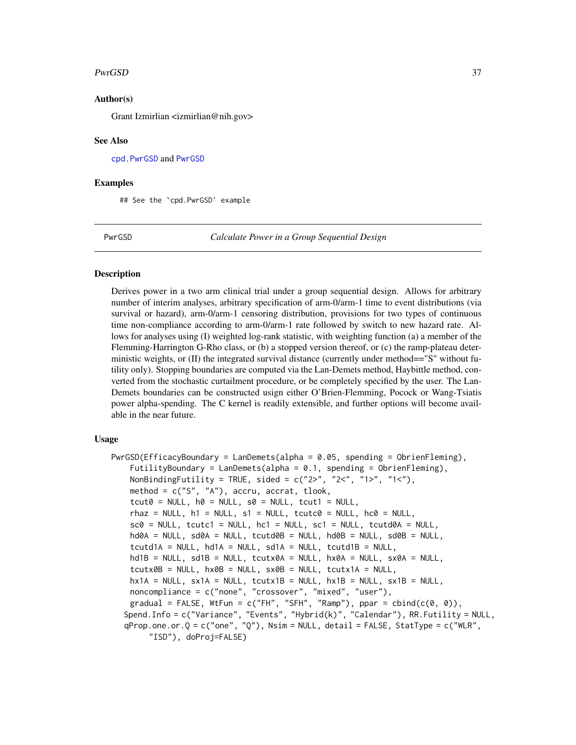## Author(s)

Grant Izmirlian <izmirlian@nih.gov>

## See Also

cpd.PwrGSD and PwrGSD

## Examples

```
## See the `cpd.PwrGSD' example
```

---

# PwrGSD    *Calculate Power in a Group Sequential Design*

## Description

Derives power in a two arm clinical trial under a group sequential design. Allows for arbitrary number of interim analyses, arbitrary specification of arm-0/arm-1 time to event distributions (via survival or hazard), arm-0/arm-1 censoring distribution, provisions for two types of continuous time non-compliance according to arm-0/arm-1 rate followed by switch to new hazard rate. Allows for analyses using (I) weighted log-rank statistic, with weighting function (a) a member of the Flemming-Harrington G-Rho class, or (b) a stopped version thereof, or (c) the ramp-plateau deterministic weights, or (II) the integrated survival distance (currently under method=="S" without futility only). Stopping boundaries are computed via the Lan-Demets method, Haybittle method, converted from the stochastic curtailment procedure, or be completely specified by the user. The Lan-Demets boundaries can be constructed usign either O'Brien-Flemming, Pocock or Wang-Tsiatis power alpha-spending. The C kernel is readily extensible, and further options will become available in the near future.

## Usage

```
PwrGSD(EfficacyBoundary = LanDemets(alpha = 0.05, spending = ObrienFleming),
    FutilityBoundary = LanDemets(alpha = 0.1, spending = ObrienFleming),
    NonBindingFutility = TRUE, sided = c("2>", "2<", "1>", "1<"),
    method = c("S", "A"), accru, accrat, tlook,
    tcut0 = NULL, h0 = NULL, s0 = NULL, tcut1 = NULL,
    rhaz = NULL, h1 = NULL, s1 = NULL, tcutc0 = NULL, hc0 = NULL,
    sc0 = NULL, tcutc1 = NULL, hc1 = NULL, sc1 = NULL, tcutd0A = NULL,
    hd0A = NULL, sd0A = NULL, tcutd0B = NULL, hd0B = NULL, sd0B = NULL,
    tcutd1A = NULL, hd1A = NULL, sd1A = NULL, tcutd1B = NULL,
    hd1B = NULL, sd1B = NULL, tcutx0A = NULL, hx0A = NULL, sx0A = NULL,
    tcutx0B = NULL, hx0B = NULL, sx0B = NULL, tcutx1A = NULL,
    hx1A = NULL, sx1A = NULL, tcutx1B = NULL, hx1B = NULL, sx1B = NULL,
    noncompliance = c("none", "crossover", "mixed", "user"),
    gradual = FALSE, WtFun = c("FH", "SFH", "Ramp"), ppar = cbind(c(0, 0)),
   Spend.Info = c("Variance", "Events", "Hybrid(k)", "Calendar"), RR.Futility = NULL,
   qProp.one.or.Q = c("one", "Q"), Nsim = NULL, detail = FALSE, StatType = c("WLR",
        "ISD"), doProj=FALSE)
```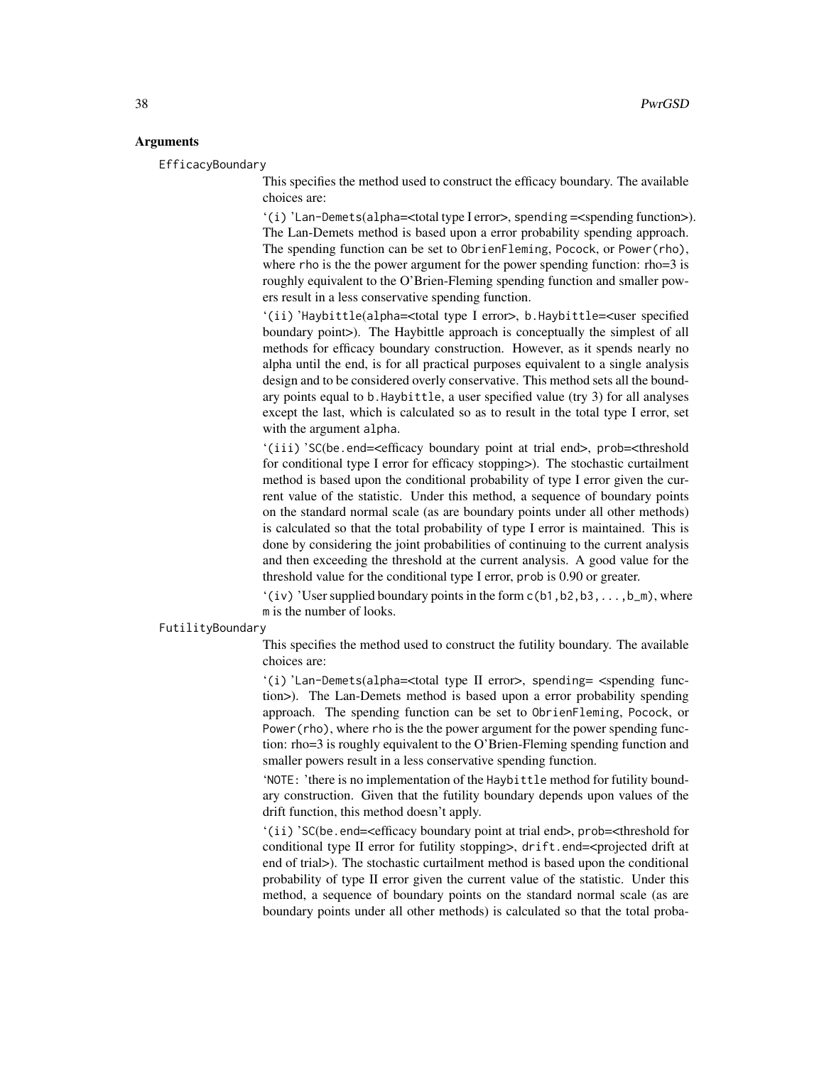### Arguments

`EfficacyBoundary`

This specifies the method used to construct the efficacy boundary. The available choices are:

`(i) 'Lan-Demets(alpha=<total type I error>, spending =<spending function>). The Lan-Demets method is based upon a error probability spending approach. The spending function can be set to `ObrienFleming`, `Pocock`, or `Power(rho)`, where `rho` is the the power argument for the power spending function: rho=3 is roughly equivalent to the O'Brien-Fleming spending function and smaller powers result in a less conservative spending function.

`(ii) 'Haybittle(alpha=<total type I error>, b.Haybittle=<user specified boundary point>). The Haybittle approach is conceptually the simplest of all methods for efficacy boundary construction. However, as it spends nearly no alpha until the end, is for all practical purposes equivalent to a single analysis design and to be considered overly conservative. This method sets all the boundary points equal to `b.Haybittle`, a user specified value (try 3) for all analyses except the last, which is calculated so as to result in the total type I error, set with the argument `alpha`.

`(iii) 'SC(be.end=<efficacy boundary point at trial end>, prob=<threshold for conditional type I error for efficacy stopping>). The stochastic curtailment method is based upon the conditional probability of type I error given the current value of the statistic. Under this method, a sequence of boundary points on the standard normal scale (as are boundary points under all other methods) is calculated so that the total probability of type I error is maintained. This is done by considering the joint probabilities of continuing to the current analysis and then exceeding the threshold at the current analysis. A good value for the threshold value for the conditional type I error, `prob` is 0.90 or greater.

`(iv) 'User supplied boundary points in the form `c(b1,b2,b3,...,b_m)`, where `m` is the number of looks.

`FutilityBoundary`

This specifies the method used to construct the futility boundary. The available choices are:

`(i) 'Lan-Demets(alpha=<total type II error>, spending= <spending function>). The Lan-Demets method is based upon a error probability spending approach. The spending function can be set to `ObrienFleming`, `Pocock`, or `Power(rho)`, where `rho` is the the power argument for the power spending function: rho=3 is roughly equivalent to the O'Brien-Fleming spending function and smaller powers result in a less conservative spending function.

`NOTE: 'there is no implementation of the `Haybittle` method for futility boundary construction. Given that the futility boundary depends upon values of the drift function, this method doesn't apply.

`(ii) 'SC(be.end=<efficacy boundary point at trial end>, prob=<threshold for conditional type II error for futility stopping>, drift.end=<projected drift at end of trial>). The stochastic curtailment method is based upon the conditional probability of type II error given the current value of the statistic. Under this method, a sequence of boundary points on the standard normal scale (as are boundary points under all other methods) is calculated so that the total proba-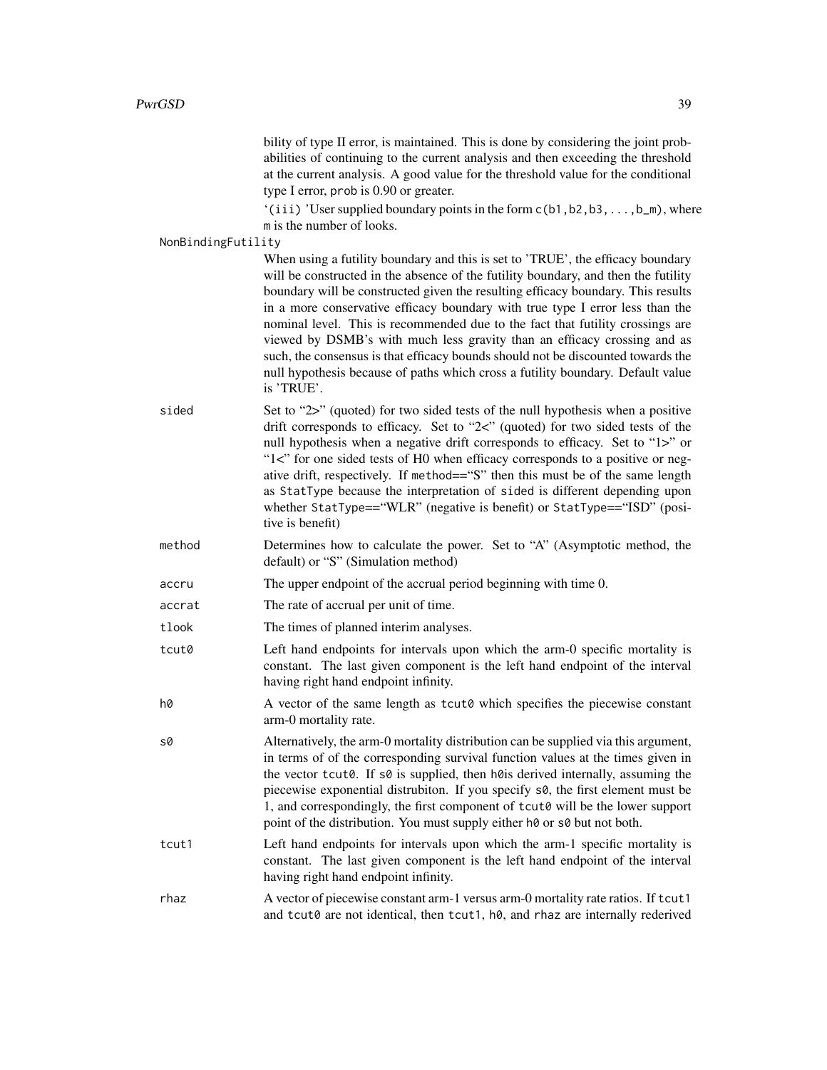bility of type II error, is maintained. This is done by considering the joint probabilities of continuing to the current analysis and then exceeding the threshold at the current analysis. A good value for the threshold value for the conditional type I error, `prob` is 0.90 or greater.

'(iii) 'User supplied boundary points in the form `c(b1,b2,b3,...,b_m)`, where `m` is the number of looks.

`NonBindingFutility`
: When using a futility boundary and this is set to 'TRUE', the efficacy boundary will be constructed in the absence of the futility boundary, and then the futility boundary will be constructed given the resulting efficacy boundary. This results in a more conservative efficacy boundary with true type I error less than the nominal level. This is recommended due to the fact that futility crossings are viewed by DSMB's with much less gravity than an efficacy crossing and as such, the consensus is that efficacy bounds should not be discounted towards the null hypothesis because of paths which cross a futility boundary. Default value is 'TRUE'.

`sided`
: Set to "2>" (quoted) for two sided tests of the null hypothesis when a positive drift corresponds to efficacy. Set to "2<" (quoted) for two sided tests of the null hypothesis when a negative drift corresponds to efficacy. Set to "1>" or "1<" for one sided tests of H0 when efficacy corresponds to a positive or negative drift, respectively. If `method=="S"` then this must be of the same length as `StatType` because the interpretation of `sided` is different depending upon whether `StatType=="WLR"` (negative is benefit) or `StatType=="ISD"` (positive is benefit)

`method`
: Determines how to calculate the power. Set to "A" (Asymptotic method, the default) or "S" (Simulation method)

`accru`
: The upper endpoint of the accrual period beginning with time 0.

`accrat`
: The rate of accrual per unit of time.

`tlook`
: The times of planned interim analyses.

`tcut0`
: Left hand endpoints for intervals upon which the arm-0 specific mortality is constant. The last given component is the left hand endpoint of the interval having right hand endpoint infinity.

`h0`
: A vector of the same length as `tcut0` which specifies the piecewise constant arm-0 mortality rate.

`s0`
: Alternatively, the arm-0 mortality distribution can be supplied via this argument, in terms of of the corresponding survival function values at the times given in the vector `tcut0`. If `s0` is supplied, then `h0`is derived internally, assuming the piecewise exponential distrubiton. If you specify `s0`, the first element must be 1, and correspondingly, the first component of `tcut0` will be the lower support point of the distribution. You must supply either `h0` or `s0` but not both.

`tcut1`
: Left hand endpoints for intervals upon which the arm-1 specific mortality is constant. The last given component is the left hand endpoint of the interval having right hand endpoint infinity.

`rhaz`
: A vector of piecewise constant arm-1 versus arm-0 mortality rate ratios. If `tcut1` and `tcut0` are not identical, then `tcut1`, `h0`, and `rhaz` are internally rederived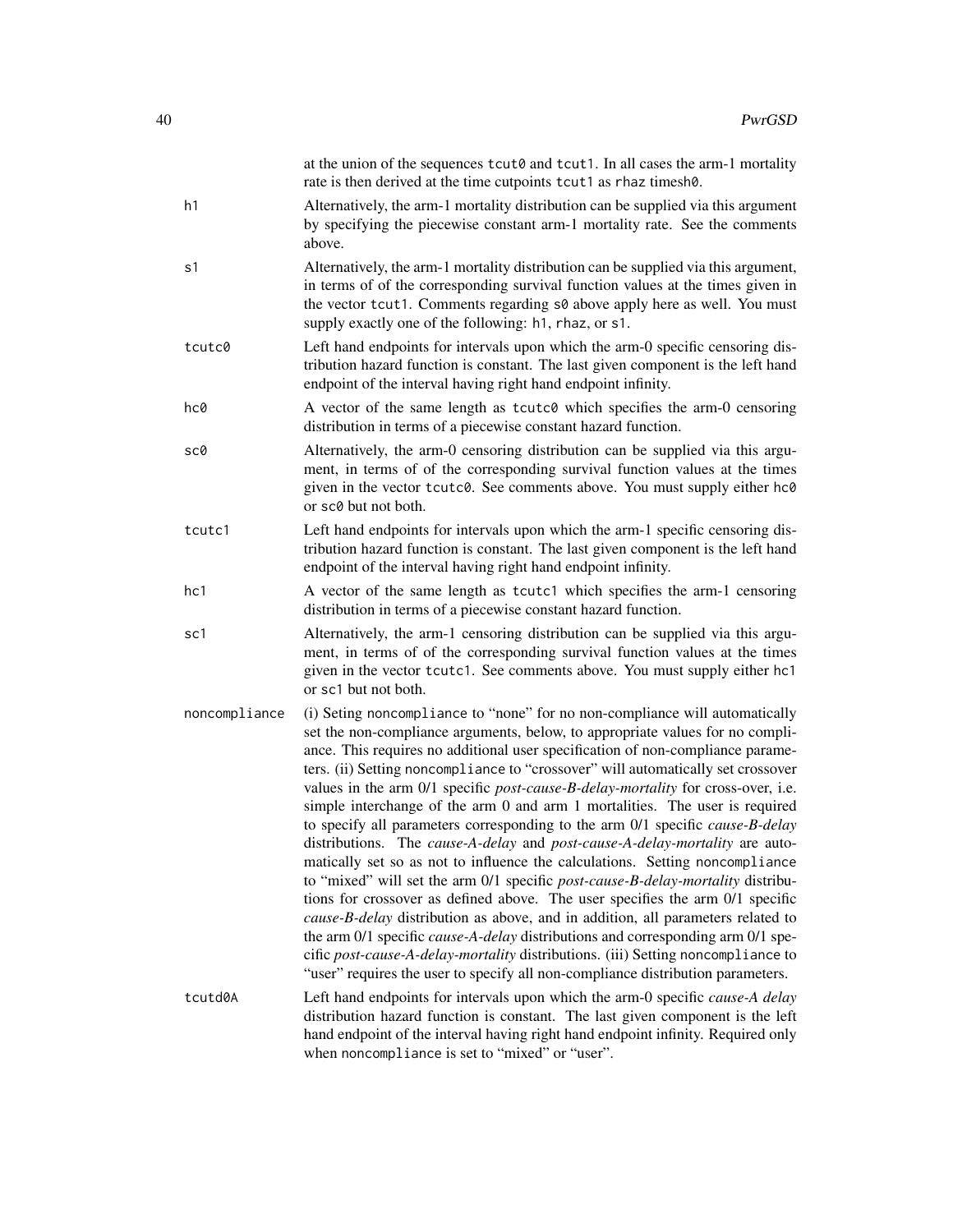at the union of the sequences `tcut0` and `tcut1`. In all cases the arm-1 mortality rate is then derived at the time cutpoints `tcut1` as `rhaz` times`h0`.

`h1`
: Alternatively, the arm-1 mortality distribution can be supplied via this argument by specifying the piecewise constant arm-1 mortality rate. See the comments above.

`s1`
: Alternatively, the arm-1 mortality distribution can be supplied via this argument, in terms of of the corresponding survival function values at the times given in the vector `tcut1`. Comments regarding `s0` above apply here as well. You must supply exactly one of the following: `h1`, `rhaz`, or `s1`.

`tcutc0`
: Left hand endpoints for intervals upon which the arm-0 specific censoring distribution hazard function is constant. The last given component is the left hand endpoint of the interval having right hand endpoint infinity.

`hc0`
: A vector of the same length as `tcutc0` which specifies the arm-0 censoring distribution in terms of a piecewise constant hazard function.

`sc0`
: Alternatively, the arm-0 censoring distribution can be supplied via this argument, in terms of of the corresponding survival function values at the times given in the vector `tcutc0`. See comments above. You must supply either `hc0` or `sc0` but not both.

`tcutc1`
: Left hand endpoints for intervals upon which the arm-1 specific censoring distribution hazard function is constant. The last given component is the left hand endpoint of the interval having right hand endpoint infinity.

`hc1`
: A vector of the same length as `tcutc1` which specifies the arm-1 censoring distribution in terms of a piecewise constant hazard function.

`sc1`
: Alternatively, the arm-1 censoring distribution can be supplied via this argument, in terms of of the corresponding survival function values at the times given in the vector `tcutc1`. See comments above. You must supply either `hc1` or `sc1` but not both.

`noncompliance`
: (i) Seting `noncompliance` to "none" for no non-compliance will automatically set the non-compliance arguments, below, to appropriate values for no compliance. This requires no additional user specification of non-compliance parameters. (ii) Setting `noncompliance` to "crossover" will automatically set crossover values in the arm 0/1 specific *post-cause-B-delay-mortality* for cross-over, i.e. simple interchange of the arm 0 and arm 1 mortalities. The user is required to specify all parameters corresponding to the arm 0/1 specific *cause-B-delay* distributions. The *cause-A-delay* and *post-cause-A-delay-mortality* are automatically set so as not to influence the calculations. Setting `noncompliance` to "mixed" will set the arm 0/1 specific *post-cause-B-delay-mortality* distributions for crossover as defined above. The user specifies the arm 0/1 specific *cause-B-delay* distribution as above, and in addition, all parameters related to the arm 0/1 specific *cause-A-delay* distributions and corresponding arm 0/1 specific *post-cause-A-delay-mortality* distributions. (iii) Setting `noncompliance` to "user" requires the user to specify all non-compliance distribution parameters.

`tcutd0A`
: Left hand endpoints for intervals upon which the arm-0 specific *cause-A delay* distribution hazard function is constant. The last given component is the left hand endpoint of the interval having right hand endpoint infinity. Required only when `noncompliance` is set to "mixed" or "user".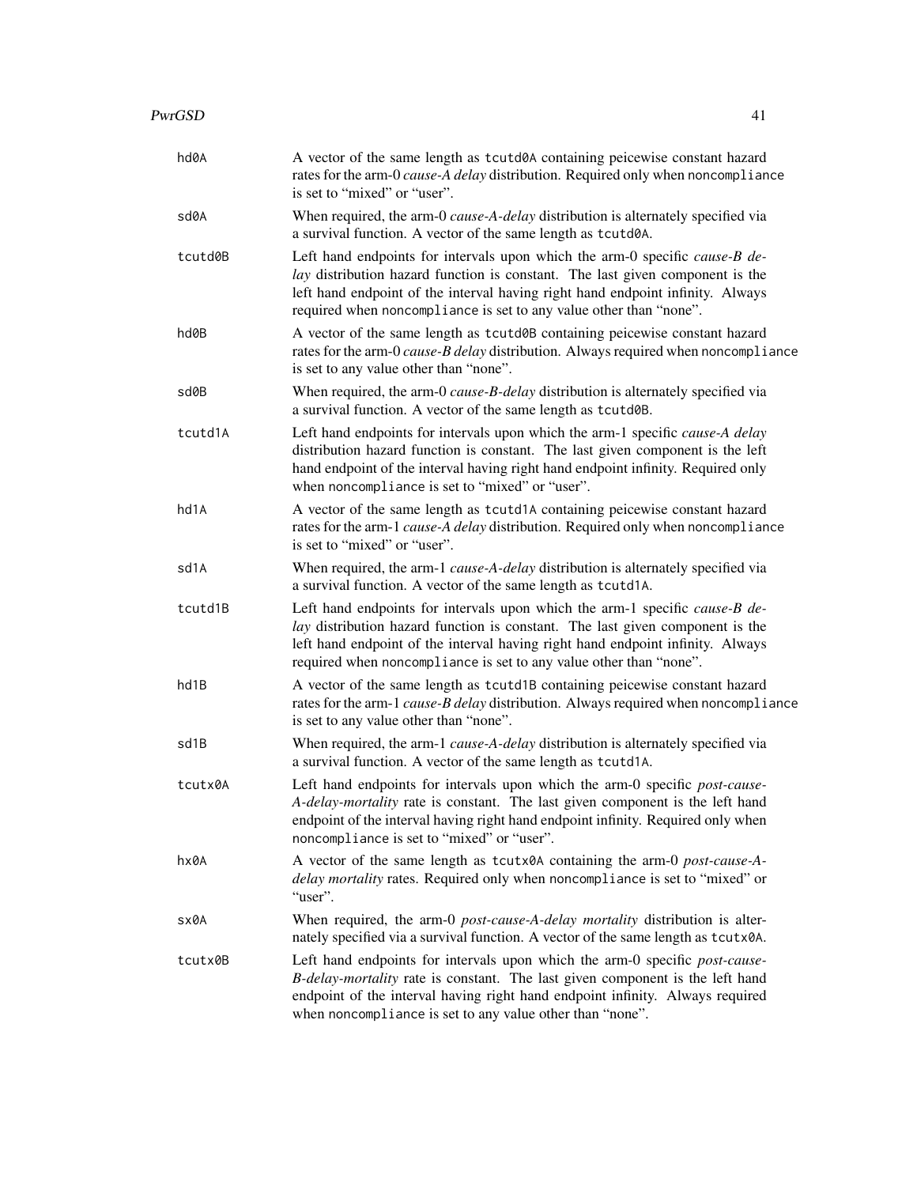| | |
|---|---|
| `hd0A` | A vector of the same length as `tcutd0A` containing peicewise constant hazard rates for the arm-0 *cause-A delay* distribution. Required only when `noncompliance` is set to "mixed" or "user". |
| `sd0A` | When required, the arm-0 *cause-A-delay* distribution is alternately specified via a survival function. A vector of the same length as `tcutd0A`. |
| `tcutd0B` | Left hand endpoints for intervals upon which the arm-0 specific *cause-B delay* distribution hazard function is constant. The last given component is the left hand endpoint of the interval having right hand endpoint infinity. Always required when `noncompliance` is set to any value other than "none". |
| `hd0B` | A vector of the same length as `tcutd0B` containing peicewise constant hazard rates for the arm-0 *cause-B delay* distribution. Always required when `noncompliance` is set to any value other than "none". |
| `sd0B` | When required, the arm-0 *cause-B-delay* distribution is alternately specified via a survival function. A vector of the same length as `tcutd0B`. |
| `tcutd1A` | Left hand endpoints for intervals upon which the arm-1 specific *cause-A delay* distribution hazard function is constant. The last given component is the left hand endpoint of the interval having right hand endpoint infinity. Required only when `noncompliance` is set to "mixed" or "user". |
| `hd1A` | A vector of the same length as `tcutd1A` containing peicewise constant hazard rates for the arm-1 *cause-A delay* distribution. Required only when `noncompliance` is set to "mixed" or "user". |
| `sd1A` | When required, the arm-1 *cause-A-delay* distribution is alternately specified via a survival function. A vector of the same length as `tcutd1A`. |
| `tcutd1B` | Left hand endpoints for intervals upon which the arm-1 specific *cause-B delay* distribution hazard function is constant. The last given component is the left hand endpoint of the interval having right hand endpoint infinity. Always required when `noncompliance` is set to any value other than "none". |
| `hd1B` | A vector of the same length as `tcutd1B` containing peicewise constant hazard rates for the arm-1 *cause-B delay* distribution. Always required when `noncompliance` is set to any value other than "none". |
| `sd1B` | When required, the arm-1 *cause-A-delay* distribution is alternately specified via a survival function. A vector of the same length as `tcutd1A`. |
| `tcutx0A` | Left hand endpoints for intervals upon which the arm-0 specific *post-cause-A-delay-mortality* rate is constant. The last given component is the left hand endpoint of the interval having right hand endpoint infinity. Required only when `noncompliance` is set to "mixed" or "user". |
| `hx0A` | A vector of the same length as `tcutx0A` containing the arm-0 *post-cause-A-delay mortality* rates. Required only when `noncompliance` is set to "mixed" or "user". |
| `sx0A` | When required, the arm-0 *post-cause-A-delay mortality* distribution is alternately specified via a survival function. A vector of the same length as `tcutx0A`. |
| `tcutx0B` | Left hand endpoints for intervals upon which the arm-0 specific *post-cause-B-delay-mortality* rate is constant. The last given component is the left hand endpoint of the interval having right hand endpoint infinity. Always required when `noncompliance` is set to any value other than "none". |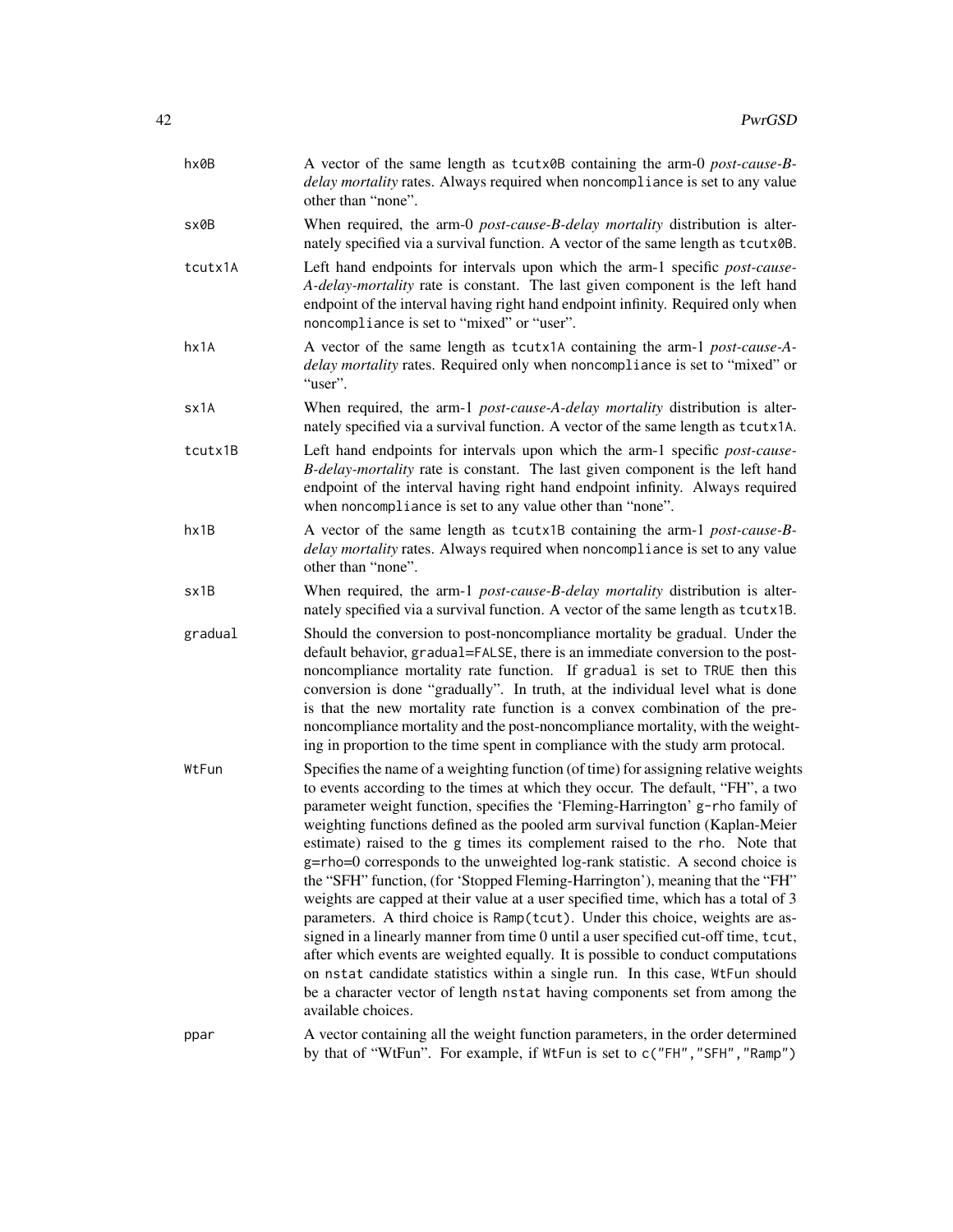hx0B
: A vector of the same length as `tcutx0B` containing the arm-0 *post-cause-B-delay mortality* rates. Always required when `noncompliance` is set to any value other than "none".

sx0B
: When required, the arm-0 *post-cause-B-delay mortality* distribution is alternately specified via a survival function. A vector of the same length as `tcutx0B`.

tcutx1A
: Left hand endpoints for intervals upon which the arm-1 specific *post-cause-A-delay-mortality* rate is constant. The last given component is the left hand endpoint of the interval having right hand endpoint infinity. Required only when `noncompliance` is set to "mixed" or "user".

hx1A
: A vector of the same length as `tcutx1A` containing the arm-1 *post-cause-A-delay mortality* rates. Required only when `noncompliance` is set to "mixed" or "user".

sx1A
: When required, the arm-1 *post-cause-A-delay mortality* distribution is alternately specified via a survival function. A vector of the same length as `tcutx1A`.

tcutx1B
: Left hand endpoints for intervals upon which the arm-1 specific *post-cause-B-delay-mortality* rate is constant. The last given component is the left hand endpoint of the interval having right hand endpoint infinity. Always required when `noncompliance` is set to any value other than "none".

hx1B
: A vector of the same length as `tcutx1B` containing the arm-1 *post-cause-B-delay mortality* rates. Always required when `noncompliance` is set to any value other than "none".

sx1B
: When required, the arm-1 *post-cause-B-delay mortality* distribution is alternately specified via a survival function. A vector of the same length as `tcutx1B`.

gradual
: Should the conversion to post-noncompliance mortality be gradual. Under the default behavior, `gradual=FALSE`, there is an immediate conversion to the post-noncompliance mortality rate function. If `gradual` is set to `TRUE` then this conversion is done "gradually". In truth, at the individual level what is done is that the new mortality rate function is a convex combination of the pre-noncompliance mortality and the post-noncompliance mortality, with the weighting in proportion to the time spent in compliance with the study arm protocal.

WtFun
: Specifies the name of a weighting function (of time) for assigning relative weights to events according to the times at which they occur. The default, "FH", a two parameter weight function, specifies the 'Fleming-Harrington' `g-rho` family of weighting functions defined as the pooled arm survival function (Kaplan-Meier estimate) raised to the `g` times its complement raised to the `rho`. Note that `g=rho=0` corresponds to the unweighted log-rank statistic. A second choice is the "SFH" function, (for 'Stopped Fleming-Harrington'), meaning that the "FH" weights are capped at their value at a user specified time, which has a total of 3 parameters. A third choice is `Ramp(tcut)`. Under this choice, weights are assigned in a linearly manner from time 0 until a user specified cut-off time, `tcut`, after which events are weighted equally. It is possible to conduct computations on `nstat` candidate statistics within a single run. In this case, `WtFun` should be a character vector of length `nstat` having components set from among the available choices.

ppar
: A vector containing all the weight function parameters, in the order determined by that of "WtFun". For example, if `WtFun` is set to `c("FH","SFH","Ramp")`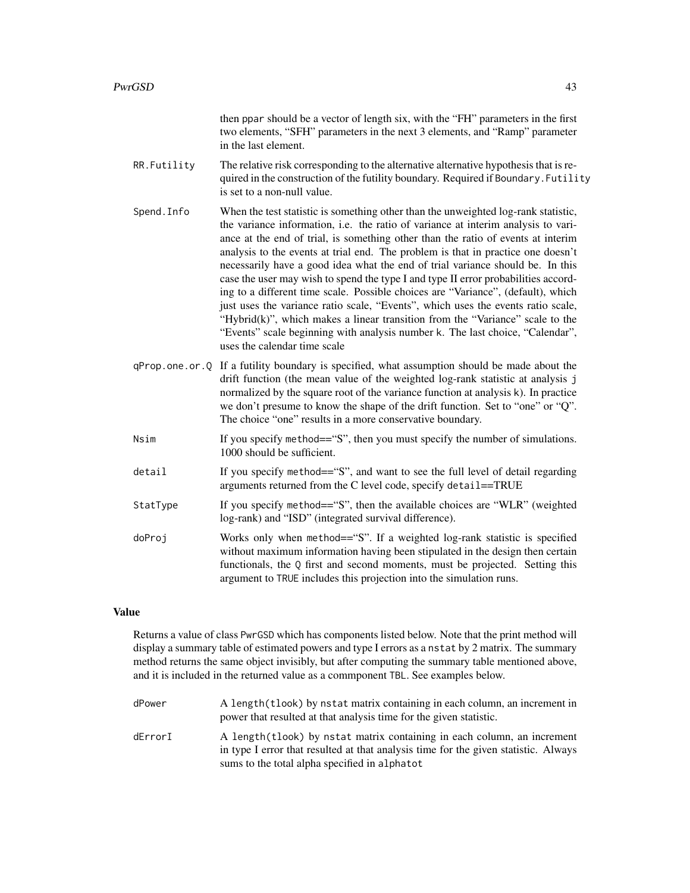then ppar should be a vector of length six, with the "FH" parameters in the first two elements, "SFH" parameters in the next 3 elements, and "Ramp" parameter in the last element.

`RR.Futility`
: The relative risk corresponding to the alternative alternative hypothesis that is required in the construction of the futility boundary. Required if `Boundary.Futility` is set to a non-null value.

`Spend.Info`
: When the test statistic is something other than the unweighted log-rank statistic, the variance information, i.e. the ratio of variance at interim analysis to variance at the end of trial, is something other than the ratio of events at interim analysis to the events at trial end. The problem is that in practice one doesn't necessarily have a good idea what the end of trial variance should be. In this case the user may wish to spend the type I and type II error probabilities according to a different time scale. Possible choices are "Variance", (default), which just uses the variance ratio scale, "Events", which uses the events ratio scale, "Hybrid(k)", which makes a linear transition from the "Variance" scale to the "Events" scale beginning with analysis number k. The last choice, "Calendar", uses the calendar time scale

`qProp.one.or.Q`
: If a futility boundary is specified, what assumption should be made about the drift function (the mean value of the weighted log-rank statistic at analysis j normalized by the square root of the variance function at analysis k). In practice we don't presume to know the shape of the drift function. Set to "one" or "Q". The choice "one" results in a more conservative boundary.

`Nsim`
: If you specify `method=="S"`, then you must specify the number of simulations. 1000 should be sufficient.

`detail`
: If you specify `method=="S"`, and want to see the full level of detail regarding arguments returned from the C level code, specify `detail==TRUE`

`StatType`
: If you specify `method=="S"`, then the available choices are "WLR" (weighted log-rank) and "ISD" (integrated survival difference).

`doProj`
: Works only when `method=="S"`. If a weighted log-rank statistic is specified without maximum information having been stipulated in the design then certain functionals, the Q first and second moments, must be projected. Setting this argument to TRUE includes this projection into the simulation runs.

## Value

Returns a value of class PwrGSD which has components listed below. Note that the print method will display a summary table of estimated powers and type I errors as a `nstat` by 2 matrix. The summary method returns the same object invisibly, but after computing the summary table mentioned above, and it is included in the returned value as a commponent TBL. See examples below.

`dPower`
: A `length(tlook)` by `nstat` matrix containing in each column, an increment in power that resulted at that analysis time for the given statistic.

`dErrorI`
: A `length(tlook)` by `nstat` matrix containing in each column, an increment in type I error that resulted at that analysis time for the given statistic. Always sums to the total alpha specified in `alphatot`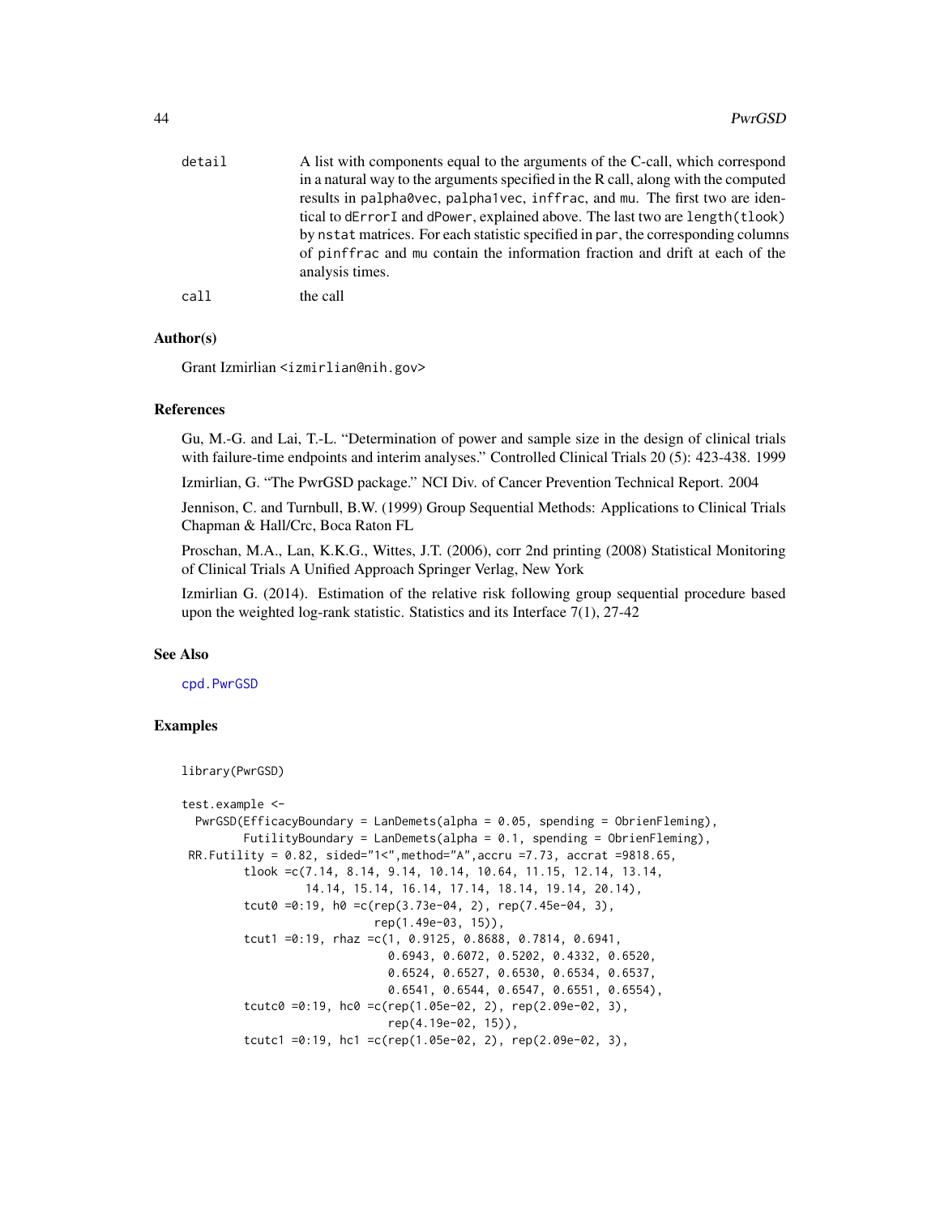detail — A list with components equal to the arguments of the C-call, which correspond in a natural way to the arguments specified in the R call, along with the computed results in `palpha0vec`, `palpha1vec`, `inffrac`, and `mu`. The first two are identical to `dErrorI` and `dPower`, explained above. The last two are `length(tlook)` by `nstat` matrices. For each statistic specified in `par`, the corresponding columns of `pinffrac` and `mu` contain the information fraction and drift at each of the analysis times.

call — the call

### Author(s)

Grant Izmirlian <izmirlian@nih.gov>

### References

Gu, M.-G. and Lai, T.-L. "Determination of power and sample size in the design of clinical trials with failure-time endpoints and interim analyses." Controlled Clinical Trials 20 (5): 423-438. 1999

Izmirlian, G. "The PwrGSD package." NCI Div. of Cancer Prevention Technical Report. 2004

Jennison, C. and Turnbull, B.W. (1999) Group Sequential Methods: Applications to Clinical Trials Chapman & Hall/Crc, Boca Raton FL

Proschan, M.A., Lan, K.K.G., Wittes, J.T. (2006), corr 2nd printing (2008) Statistical Monitoring of Clinical Trials A Unified Approach Springer Verlag, New York

Izmirlian G. (2014). Estimation of the relative risk following group sequential procedure based upon the weighted log-rank statistic. Statistics and its Interface 7(1), 27-42

### See Also

`cpd.PwrGSD`

### Examples

```
library(PwrGSD)

test.example <-
  PwrGSD(EfficacyBoundary = LanDemets(alpha = 0.05, spending = ObrienFleming),
         FutilityBoundary = LanDemets(alpha = 0.1, spending = ObrienFleming),
 RR.Futility = 0.82, sided="1<",method="A",accru =7.73, accrat =9818.65,
         tlook =c(7.14, 8.14, 9.14, 10.14, 10.64, 11.15, 12.14, 13.14,
                  14.14, 15.14, 16.14, 17.14, 18.14, 19.14, 20.14),
         tcut0 =0:19, h0 =c(rep(3.73e-04, 2), rep(7.45e-04, 3),
                            rep(1.49e-03, 15)),
         tcut1 =0:19, rhaz =c(1, 0.9125, 0.8688, 0.7814, 0.6941,
                              0.6943, 0.6072, 0.5202, 0.4332, 0.6520,
                              0.6524, 0.6527, 0.6530, 0.6534, 0.6537,
                              0.6541, 0.6544, 0.6547, 0.6551, 0.6554),
         tcutc0 =0:19, hc0 =c(rep(1.05e-02, 2), rep(2.09e-02, 3),
                              rep(4.19e-02, 15)),
         tcutc1 =0:19, hc1 =c(rep(1.05e-02, 2), rep(2.09e-02, 3),
```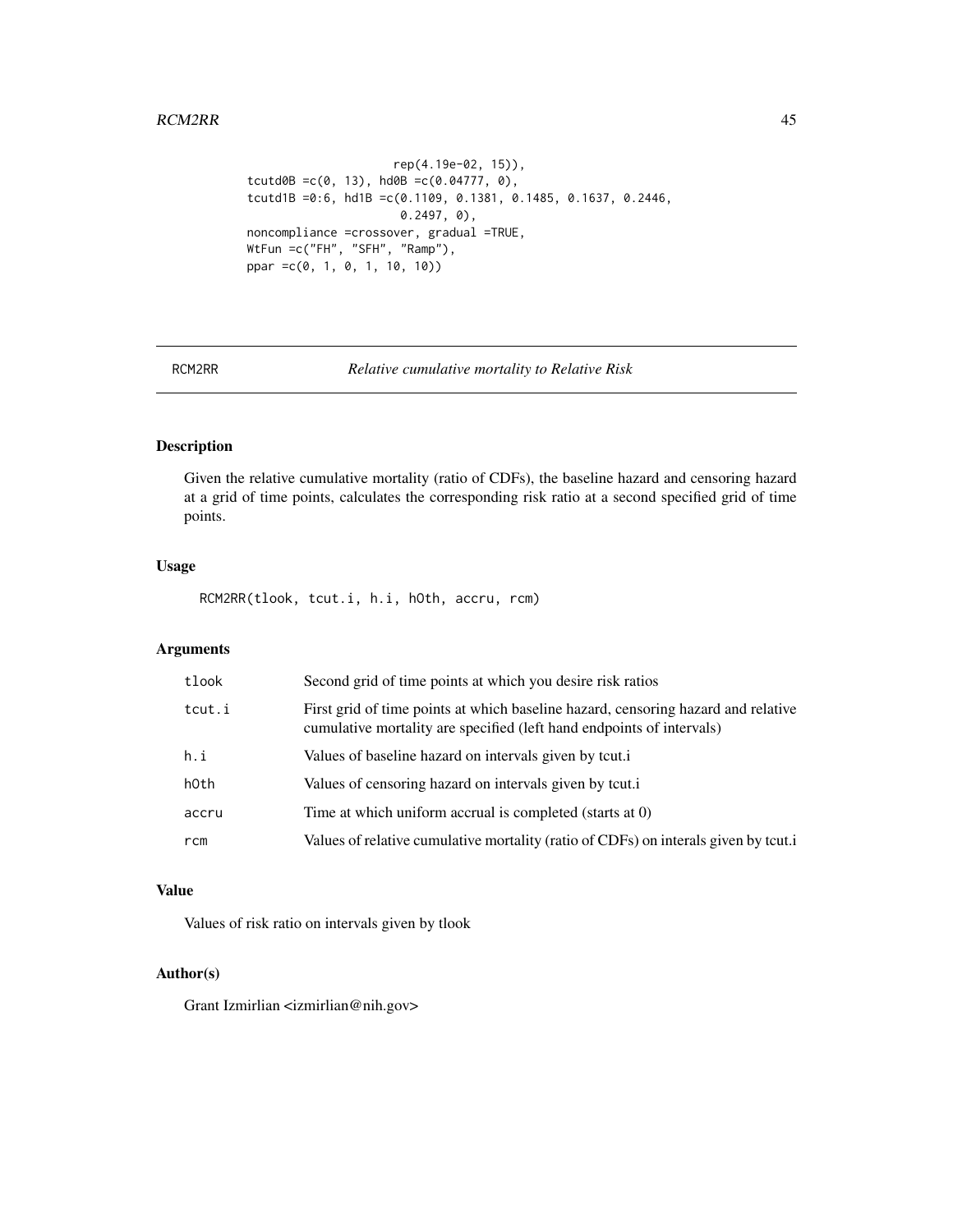```
                        rep(4.19e-02, 15)),
tcutd0B =c(0, 13), hd0B =c(0.04777, 0),
tcutd1B =0:6, hd1B =c(0.1109, 0.1381, 0.1485, 0.1637, 0.2446,
                       0.2497, 0),
noncompliance =crossover, gradual =TRUE,
WtFun =c("FH", "SFH", "Ramp"),
ppar =c(0, 1, 0, 1, 10, 10))
```

# RCM2RR — *Relative cumulative mortality to Relative Risk*

## Description

Given the relative cumulative mortality (ratio of CDFs), the baseline hazard and censoring hazard at a grid of time points, calculates the corresponding risk ratio at a second specified grid of time points.

## Usage

```
RCM2RR(tlook, tcut.i, h.i, hOth, accru, rcm)
```

## Arguments

| | |
|---|---|
| tlook | Second grid of time points at which you desire risk ratios |
| tcut.i | First grid of time points at which baseline hazard, censoring hazard and relative cumulative mortality are specified (left hand endpoints of intervals) |
| h.i | Values of baseline hazard on intervals given by tcut.i |
| hOth | Values of censoring hazard on intervals given by tcut.i |
| accru | Time at which uniform accrual is completed (starts at 0) |
| rcm | Values of relative cumulative mortality (ratio of CDFs) on interals given by tcut.i |

## Value

Values of risk ratio on intervals given by tlook

## Author(s)

Grant Izmirlian <izmirlian@nih.gov>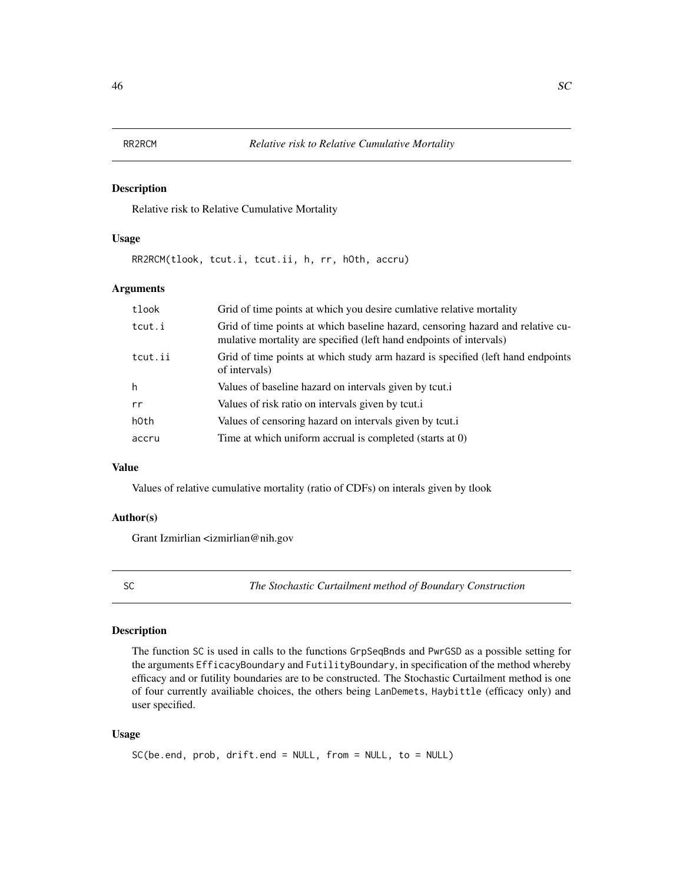## RR2RCM *Relative risk to Relative Cumulative Mortality*

### Description

Relative risk to Relative Cumulative Mortality

### Usage

```
RR2RCM(tlook, tcut.i, tcut.ii, h, rr, h0th, accru)
```

### Arguments

| | |
|---|---|
| tlook | Grid of time points at which you desire cumlative relative mortality |
| tcut.i | Grid of time points at which baseline hazard, censoring hazard and relative cumulative mortality are specified (left hand endpoints of intervals) |
| tcut.ii | Grid of time points at which study arm hazard is specified (left hand endpoints of intervals) |
| h | Values of baseline hazard on intervals given by tcut.i |
| rr | Values of risk ratio on intervals given by tcut.i |
| h0th | Values of censoring hazard on intervals given by tcut.i |
| accru | Time at which uniform accrual is completed (starts at 0) |

### Value

Values of relative cumulative mortality (ratio of CDFs) on interals given by tlook

### Author(s)

Grant Izmirlian <izmirlian@nih.gov

## SC *The Stochastic Curtailment method of Boundary Construction*

### Description

The function SC is used in calls to the functions GrpSeqBnds and PwrGSD as a possible setting for the arguments EfficacyBoundary and FutilityBoundary, in specification of the method whereby efficacy and or futility boundaries are to be constructed. The Stochastic Curtailment method is one of four currently availiable choices, the others being LanDemets, Haybittle (efficacy only) and user specified.

### Usage

```
SC(be.end, prob, drift.end = NULL, from = NULL, to = NULL)
```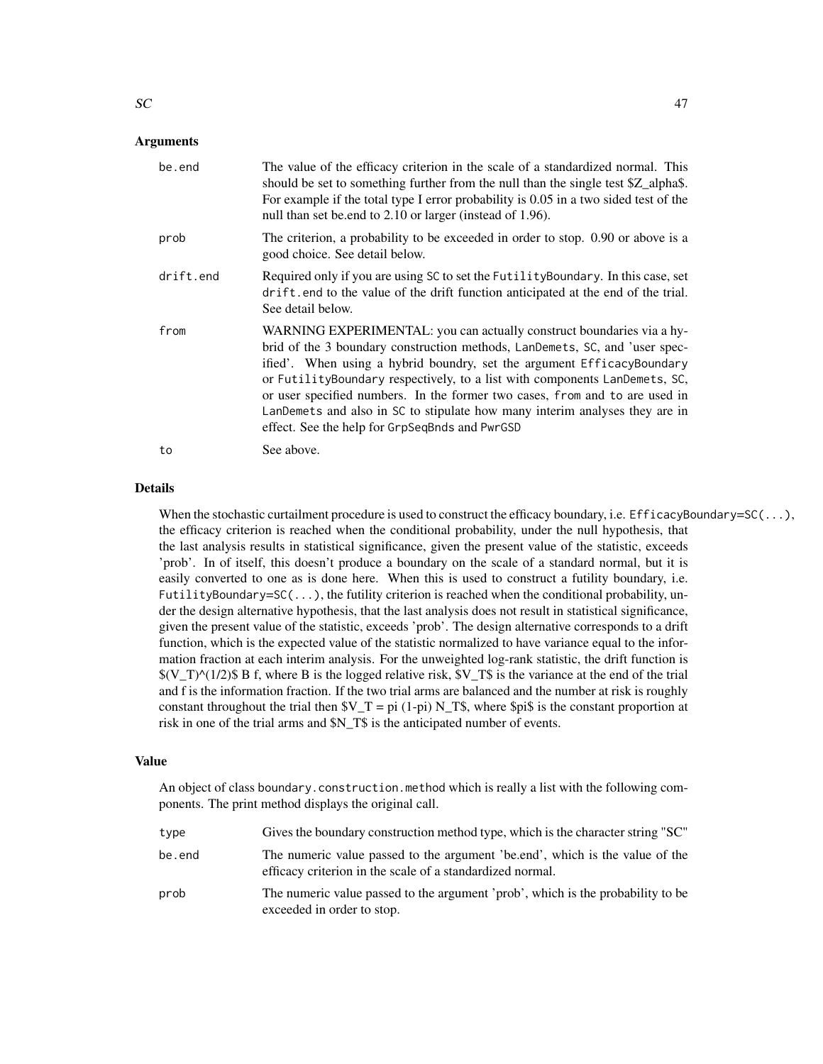## Arguments

- **be.end**: The value of the efficacy criterion in the scale of a standardized normal. This should be set to something further from the null than the single test $Z_alpha$. For example if the total type I error probability is 0.05 in a two sided test of the null than set be.end to 2.10 or larger (instead of 1.96).
- **prob**: The criterion, a probability to be exceeded in order to stop. 0.90 or above is a good choice. See detail below.
- **drift.end**: Required only if you are using `SC` to set the `FutilityBoundary`. In this case, set `drift.end` to the value of the drift function anticipated at the end of the trial. See detail below.
- **from**: WARNING EXPERIMENTAL: you can actually construct boundaries via a hybrid of the 3 boundary construction methods, `LanDemets`, `SC`, and 'user specified'. When using a hybrid boundry, set the argument `EfficacyBoundary` or `FutilityBoundary` respectively, to a list with components `LanDemets`, `SC`, or user specified numbers. In the former two cases, `from` and `to` are used in `LanDemets` and also in `SC` to stipulate how many interim analyses they are in effect. See the help for `GrpSeqBnds` and `PwrGSD`
- **to**: See above.

## Details

When the stochastic curtailment procedure is used to construct the efficacy boundary, i.e. `EfficacyBoundary=SC(...)`, the efficacy criterion is reached when the conditional probability, under the null hypothesis, that the last analysis results in statistical significance, given the present value of the statistic, exceeds 'prob'. In of itself, this doesn't produce a boundary on the scale of a standard normal, but it is easily converted to one as is done here. When this is used to construct a futility boundary, i.e. `FutilityBoundary=SC(...)`, the futility criterion is reached when the conditional probability, under the design alternative hypothesis, that the last analysis does not result in statistical significance, given the present value of the statistic, exceeds 'prob'. The design alternative corresponds to a drift function, which is the expected value of the statistic normalized to have variance equal to the information fraction at each interim analysis. For the unweighted log-rank statistic, the drift function is $(V_T)^(1/2)$ B f, where B is the logged relative risk, $V_T$ is the variance at the end of the trial and f is the information fraction. If the two trial arms are balanced and the number at risk is roughly constant throughout the trial then $V_T = pi (1-pi) N_T$, where $pi$ is the constant proportion at risk in one of the trial arms and $N_T$ is the anticipated number of events.

## Value

An object of class `boundary.construction.method` which is really a list with the following components. The print method displays the original call.

- **type**: Gives the boundary construction method type, which is the character string "SC"
- **be.end**: The numeric value passed to the argument 'be.end', which is the value of the efficacy criterion in the scale of a standardized normal.
- **prob**: The numeric value passed to the argument 'prob', which is the probability to be exceeded in order to stop.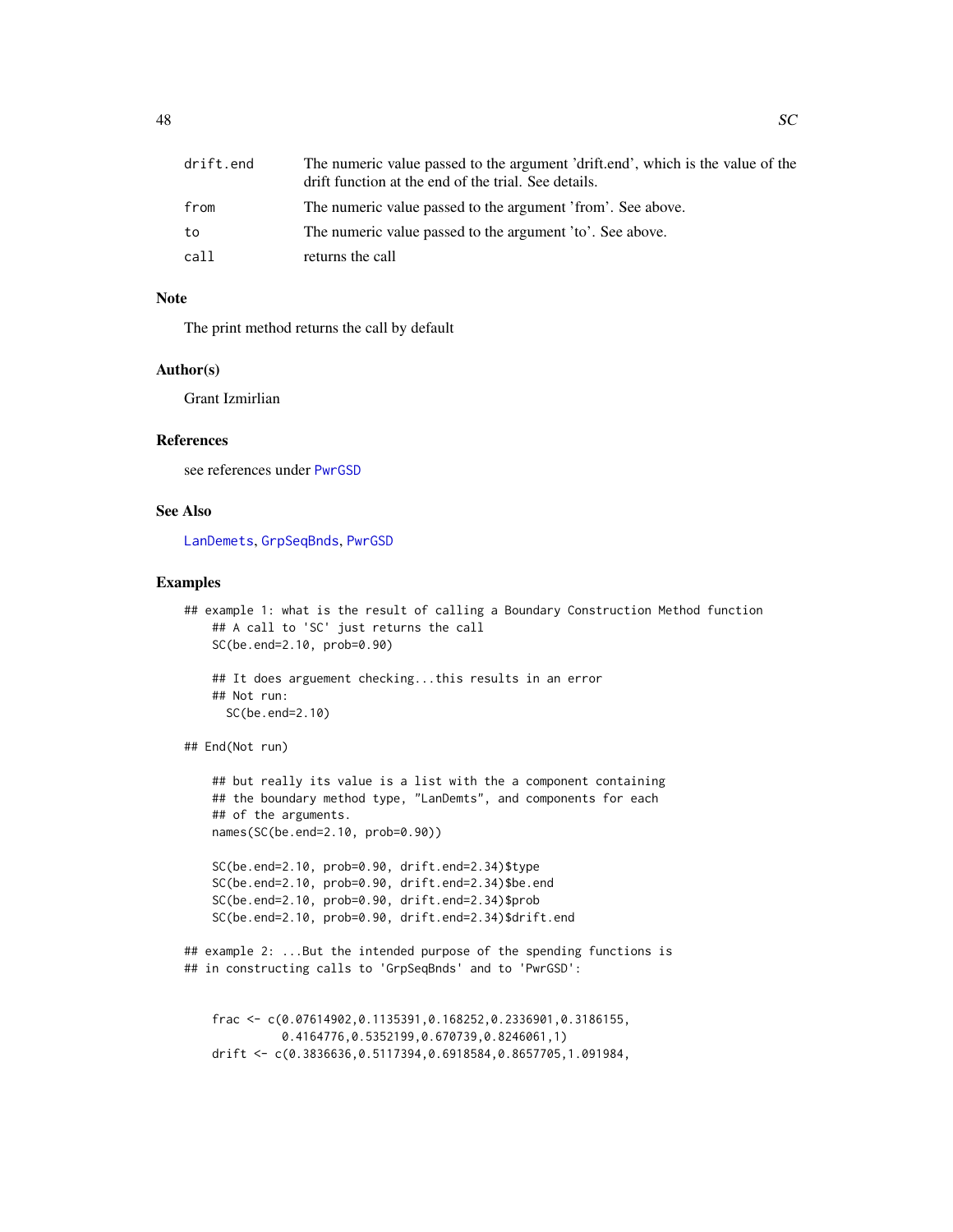| | |
|---|---|
| drift.end | The numeric value passed to the argument 'drift.end', which is the value of the drift function at the end of the trial. See details. |
| from | The numeric value passed to the argument 'from'. See above. |
| to | The numeric value passed to the argument 'to'. See above. |
| call | returns the call |

## Note

The print method returns the call by default

## Author(s)

Grant Izmirlian

## References

see references under PwrGSD

## See Also

LanDemets, GrpSeqBnds, PwrGSD

## Examples

```
## example 1: what is the result of calling a Boundary Construction Method function
    ## A call to 'SC' just returns the call
    SC(be.end=2.10, prob=0.90)

    ## It does arguement checking...this results in an error
    ## Not run:
      SC(be.end=2.10)

## End(Not run)

    ## but really its value is a list with the a component containing
    ## the boundary method type, "LanDemts", and components for each
    ## of the arguments.
    names(SC(be.end=2.10, prob=0.90))

    SC(be.end=2.10, prob=0.90, drift.end=2.34)$type
    SC(be.end=2.10, prob=0.90, drift.end=2.34)$be.end
    SC(be.end=2.10, prob=0.90, drift.end=2.34)$prob
    SC(be.end=2.10, prob=0.90, drift.end=2.34)$drift.end

## example 2: ...But the intended purpose of the spending functions is
## in constructing calls to 'GrpSeqBnds' and to 'PwrGSD':


    frac <- c(0.07614902,0.1135391,0.168252,0.2336901,0.3186155,
              0.4164776,0.5352199,0.670739,0.8246061,1)
    drift <- c(0.3836636,0.5117394,0.6918584,0.8657705,1.091984,
```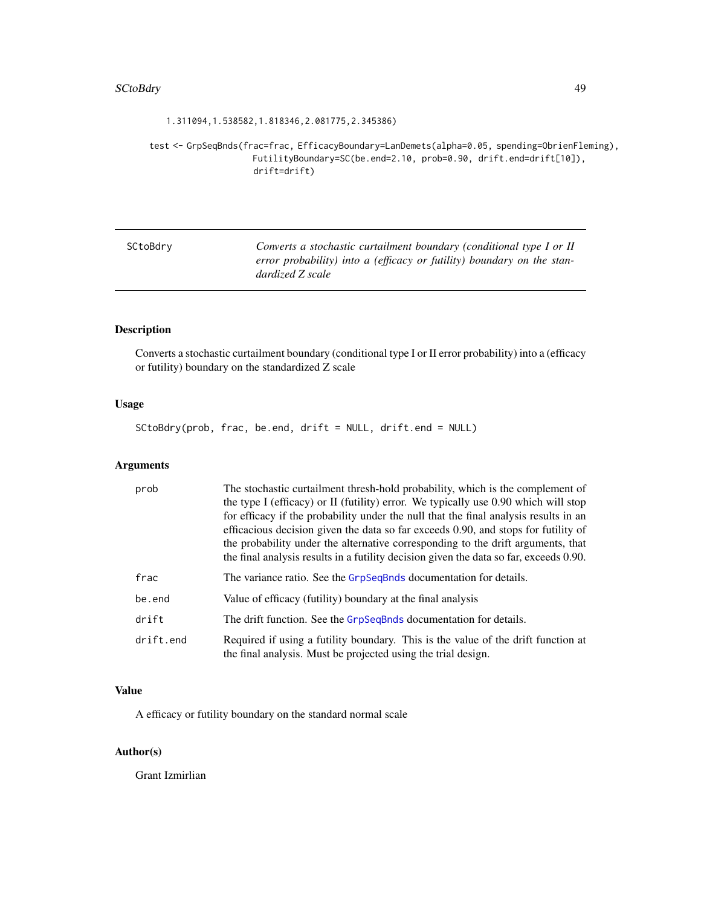```
    1.311094,1.538582,1.818346,2.081775,2.345386)

test <- GrpSeqBnds(frac=frac, EfficacyBoundary=LanDemets(alpha=0.05, spending=ObrienFleming),
                   FutilityBoundary=SC(be.end=2.10, prob=0.90, drift.end=drift[10]),
                   drift=drift)
```

## SCtoBdry *Converts a stochastic curtailment boundary (conditional type I or II error probability) into a (efficacy or futility) boundary on the standardized Z scale*

### Description

Converts a stochastic curtailment boundary (conditional type I or II error probability) into a (efficacy or futility) boundary on the standardized Z scale

### Usage

```
SCtoBdry(prob, frac, be.end, drift = NULL, drift.end = NULL)
```

### Arguments

| | |
|---|---|
| prob | The stochastic curtailment thresh-hold probability, which is the complement of the type I (efficacy) or II (futility) error. We typically use 0.90 which will stop for efficacy if the probability under the null that the final analysis results in an efficacious decision given the data so far exceeds 0.90, and stops for futility of the probability under the alternative corresponding to the drift arguments, that the final analysis results in a futility decision given the data so far, exceeds 0.90. |
| frac | The variance ratio. See the GrpSeqBnds documentation for details. |
| be.end | Value of efficacy (futility) boundary at the final analysis |
| drift | The drift function. See the GrpSeqBnds documentation for details. |
| drift.end | Required if using a futility boundary. This is the value of the drift function at the final analysis. Must be projected using the trial design. |

### Value

A efficacy or futility boundary on the standard normal scale

### Author(s)

Grant Izmirlian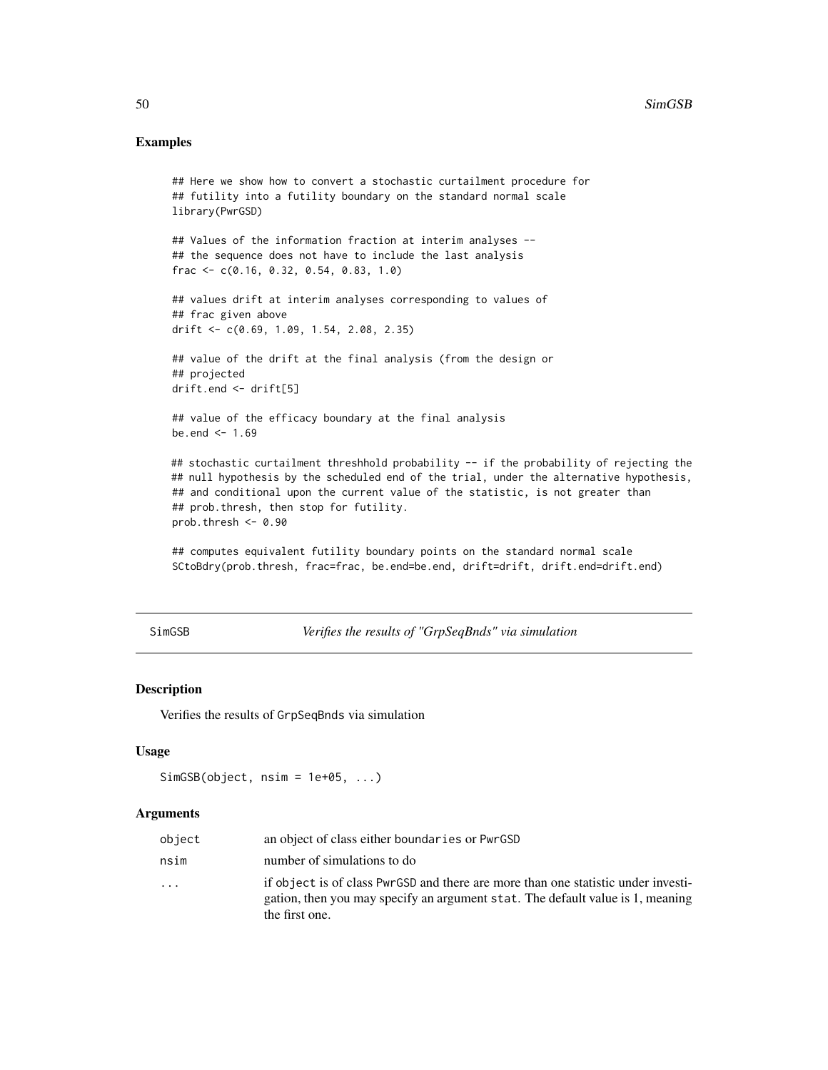## Examples

```
## Here we show how to convert a stochastic curtailment procedure for
## futility into a futility boundary on the standard normal scale
library(PwrGSD)

## Values of the information fraction at interim analyses --
## the sequence does not have to include the last analysis
frac <- c(0.16, 0.32, 0.54, 0.83, 1.0)

## values drift at interim analyses corresponding to values of
## frac given above
drift <- c(0.69, 1.09, 1.54, 2.08, 2.35)

## value of the drift at the final analysis (from the design or
## projected
drift.end <- drift[5]

## value of the efficacy boundary at the final analysis
be.end <- 1.69

## stochastic curtailment threshhold probability -- if the probability of rejecting the
## null hypothesis by the scheduled end of the trial, under the alternative hypothesis,
## and conditional upon the current value of the statistic, is not greater than
## prob.thresh, then stop for futility.
prob.thresh <- 0.90

## computes equivalent futility boundary points on the standard normal scale
SCtoBdry(prob.thresh, frac=frac, be.end=be.end, drift=drift, drift.end=drift.end)
```

---

SimGSB *Verifies the results of "GrpSeqBnds" via simulation*

---

## Description

Verifies the results of GrpSeqBnds via simulation

## Usage

```
SimGSB(object, nsim = 1e+05, ...)
```

## Arguments

| | |
|---|---|
| object | an object of class either boundaries or PwrGSD |
| nsim | number of simulations to do |
| ... | if object is of class PwrGSD and there are more than one statistic under investigation, then you may specify an argument stat. The default value is 1, meaning the first one. |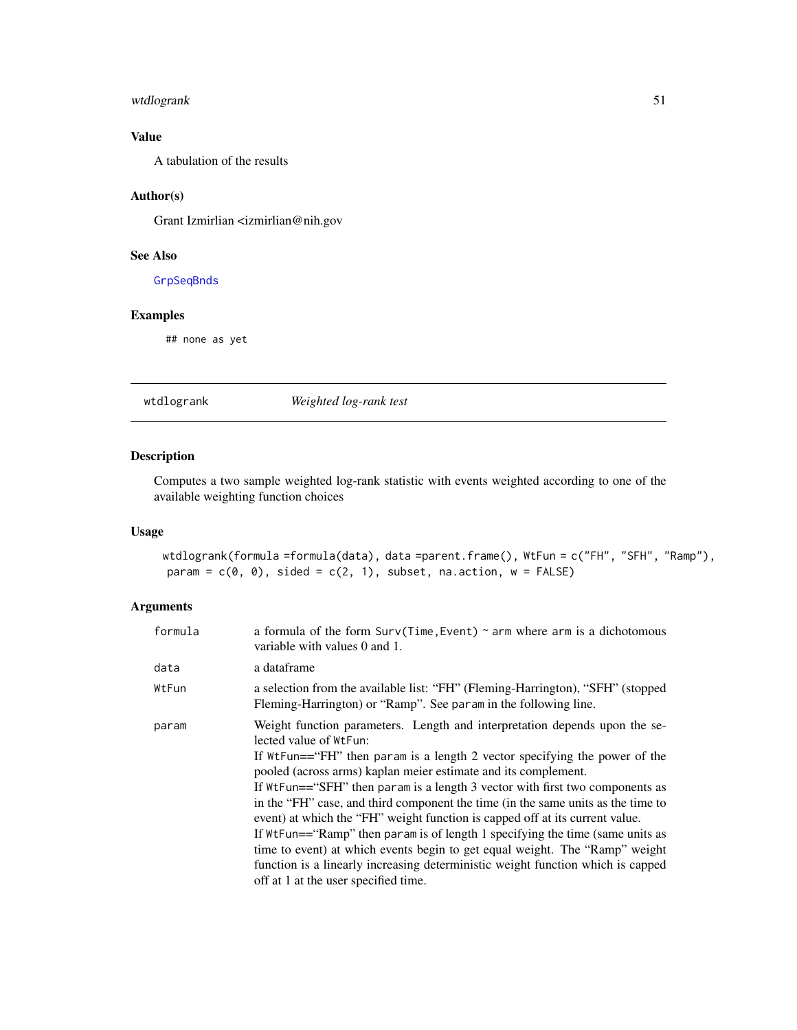### Value

A tabulation of the results

### Author(s)

Grant Izmirlian <izmirlian@nih.gov

### See Also

GrpSeqBnds

### Examples

```
## none as yet
```

---

## wtdlogrank    *Weighted log-rank test*

---

### Description

Computes a two sample weighted log-rank statistic with events weighted according to one of the available weighting function choices

### Usage

```
wtdlogrank(formula =formula(data), data =parent.frame(), WtFun = c("FH", "SFH", "Ramp"),
 param = c(0, 0), sided = c(2, 1), subset, na.action, w = FALSE)
```

### Arguments

| | |
|---|---|
| formula | a formula of the form `Surv(Time,Event) ~ arm` where `arm` is a dichotomous variable with values 0 and 1. |
| data | a dataframe |
| WtFun | a selection from the available list: "FH" (Fleming-Harrington), "SFH" (stopped Fleming-Harrington) or "Ramp". See `param` in the following line. |
| param | Weight function parameters. Length and interpretation depends upon the selected value of `WtFun`: <br> If `WtFun`=="FH" then `param` is a length 2 vector specifying the power of the pooled (across arms) kaplan meier estimate and its complement. <br> If `WtFun`=="SFH" then `param` is a length 3 vector with first two components as in the "FH" case, and third component the time (in the same units as the time to event) at which the "FH" weight function is capped off at its current value. <br> If `WtFun`=="Ramp" then `param` is of length 1 specifying the time (same units as time to event) at which events begin to get equal weight. The "Ramp" weight function is a linearly increasing deterministic weight function which is capped off at 1 at the user specified time. |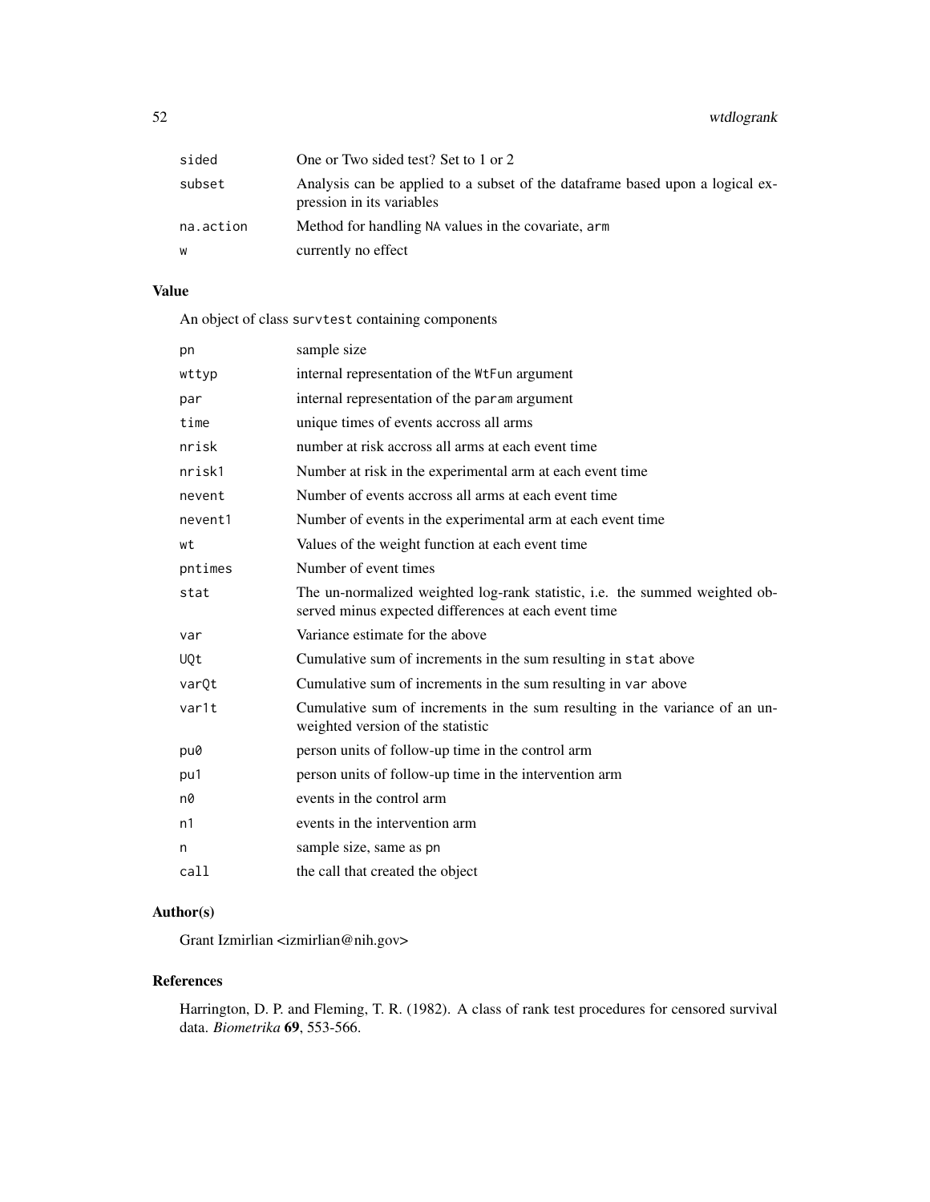| | |
|---|---|
| sided | One or Two sided test? Set to 1 or 2 |
| subset | Analysis can be applied to a subset of the dataframe based upon a logical expression in its variables |
| na.action | Method for handling NA values in the covariate, arm |
| w | currently no effect |

## Value

An object of class survtest containing components

| | |
|---|---|
| pn | sample size |
| wttyp | internal representation of the WtFun argument |
| par | internal representation of the param argument |
| time | unique times of events accross all arms |
| nrisk | number at risk accross all arms at each event time |
| nrisk1 | Number at risk in the experimental arm at each event time |
| nevent | Number of events accross all arms at each event time |
| nevent1 | Number of events in the experimental arm at each event time |
| wt | Values of the weight function at each event time |
| pntimes | Number of event times |
| stat | The un-normalized weighted log-rank statistic, i.e. the summed weighted observed minus expected differences at each event time |
| var | Variance estimate for the above |
| UQt | Cumulative sum of increments in the sum resulting in stat above |
| varQt | Cumulative sum of increments in the sum resulting in var above |
| var1t | Cumulative sum of increments in the sum resulting in the variance of an unweighted version of the statistic |
| pu0 | person units of follow-up time in the control arm |
| pu1 | person units of follow-up time in the intervention arm |
| n0 | events in the control arm |
| n1 | events in the intervention arm |
| n | sample size, same as pn |
| call | the call that created the object |

## Author(s)

Grant Izmirlian <izmirlian@nih.gov>

## References

Harrington, D. P. and Fleming, T. R. (1982). A class of rank test procedures for censored survival data. *Biometrika* **69**, 553-566.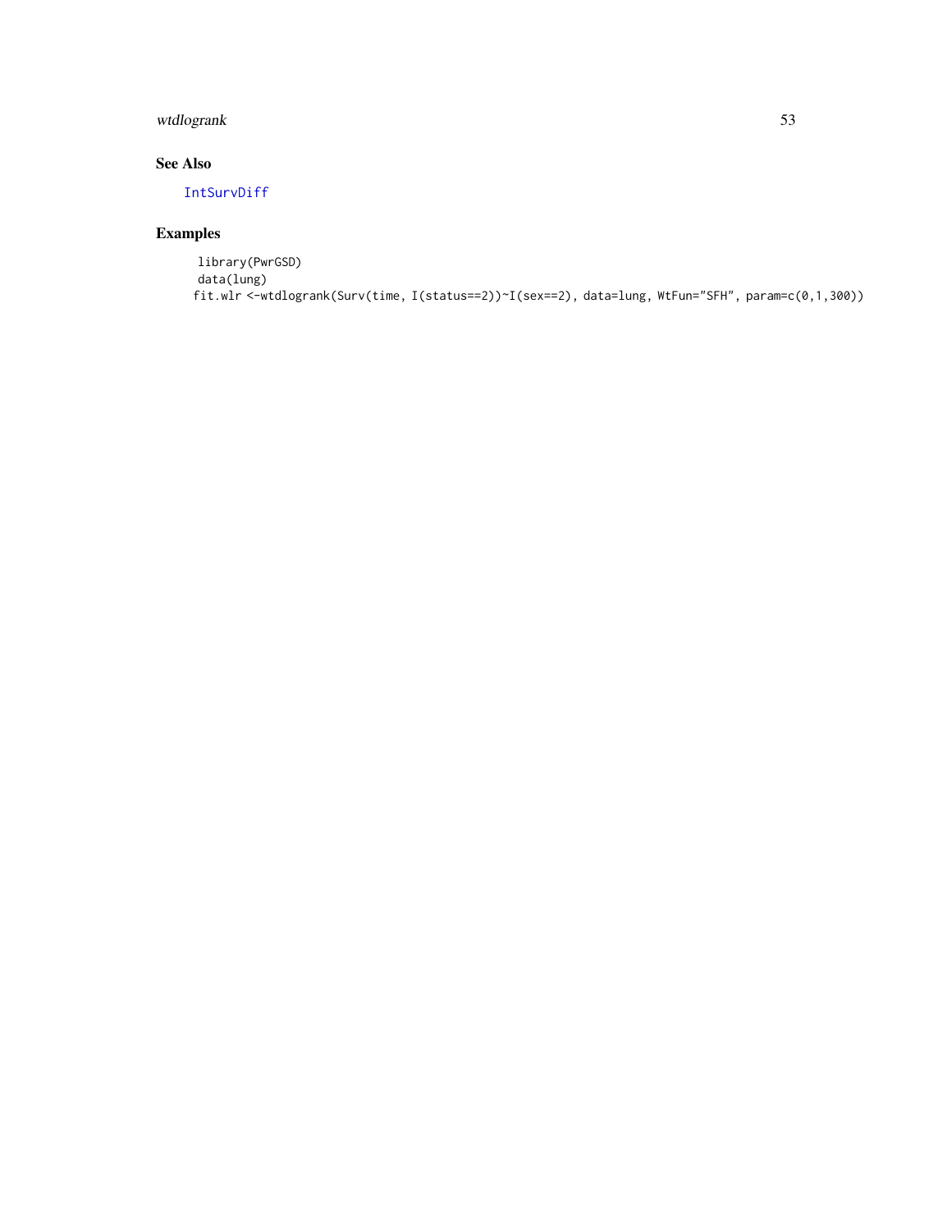### See Also

IntSurvDiff

### Examples

```
library(PwrGSD)
data(lung)
fit.wlr <-wtdlogrank(Surv(time, I(status==2))~I(sex==2), data=lung, WtFun="SFH", param=c(0,1,300))
```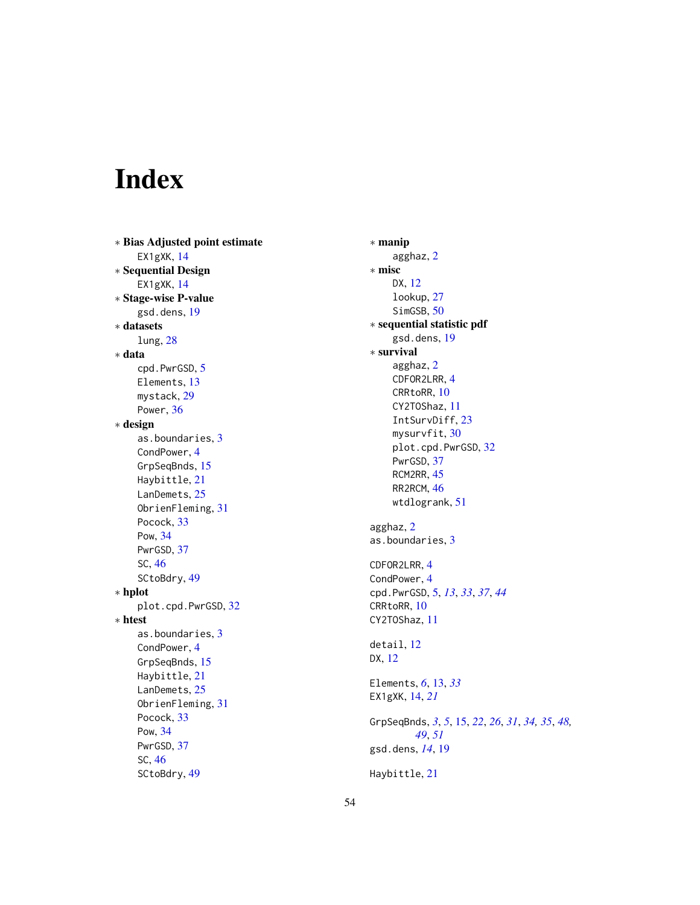# Index

∗ **Bias Adjusted point estimate**
    EX1gXK, 14
∗ **Sequential Design**
    EX1gXK, 14
∗ **Stage-wise P-value**
    gsd.dens, 19
∗ **datasets**
    lung, 28
∗ **data**
    cpd.PwrGSD, 5
    Elements, 13
    mystack, 29
    Power, 36
∗ **design**
    as.boundaries, 3
    CondPower, 4
    GrpSeqBnds, 15
    Haybittle, 21
    LanDemets, 25
    ObrienFleming, 31
    Pocock, 33
    Pow, 34
    PwrGSD, 37
    SC, 46
    SCtoBdry, 49
∗ **hplot**
    plot.cpd.PwrGSD, 32
∗ **htest**
    as.boundaries, 3
    CondPower, 4
    GrpSeqBnds, 15
    Haybittle, 21
    LanDemets, 25
    ObrienFleming, 31
    Pocock, 33
    Pow, 34
    PwrGSD, 37
    SC, 46
    SCtoBdry, 49
∗ **manip**
    agghaz, 2
∗ **misc**
    DX, 12
    lookup, 27
    SimGSB, 50
∗ **sequential statistic pdf**
    gsd.dens, 19
∗ **survival**
    agghaz, 2
    CDFOR2LRR, 4
    CRRtoRR, 10
    CY2TOShaz, 11
    IntSurvDiff, 23
    mysurvfit, 30
    plot.cpd.PwrGSD, 32
    PwrGSD, 37
    RCM2RR, 45
    RR2RCM, 46
    wtdlogrank, 51

agghaz, 2
as.boundaries, 3

CDFOR2LRR, 4
CondPower, 4
cpd.PwrGSD, 5, *13*, *33*, *37*, *44*
CRRtoRR, 10
CY2TOShaz, 11

detail, 12
DX, 12

Elements, *6*, 13, *33*
EX1gXK, 14, *21*

GrpSeqBnds, *3*, *5*, 15, *22*, *26*, *31*, *34*, *35*, *48*, *49*, *51*
gsd.dens, *14*, 19

Haybittle, 21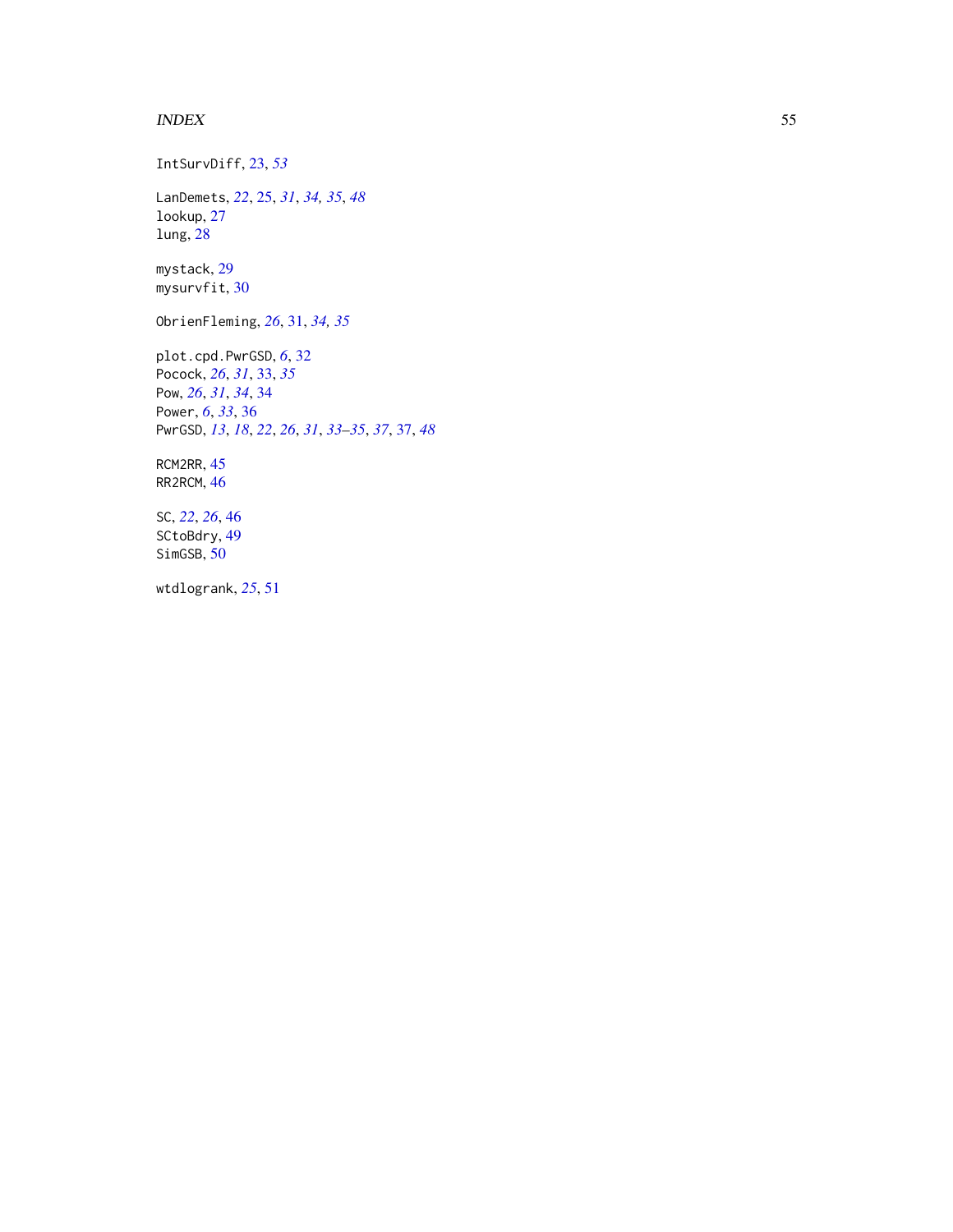`IntSurvDiff`, 23, *53*

`LanDemets`, *22*, 25, *31*, *34, 35*, *48*
`lookup`, 27
`lung`, 28

`mystack`, 29
`mysurvfit`, 30

`ObrienFleming`, *26*, 31, *34, 35*

`plot.cpd.PwrGSD`, *6*, 32
`Pocock`, *26*, *31*, 33, *35*
`Pow`, *26*, *31*, *34*, 34
`Power`, *6*, *33*, 36
`PwrGSD`, *13*, *18*, *22*, *26*, *31*, *33–35*, *37*, 37, *48*

`RCM2RR`, 45
`RR2RCM`, 46

`SC`, *22*, *26*, 46
`SCtoBdry`, 49
`SimGSB`, 50

`wtdlogrank`, *25*, 51